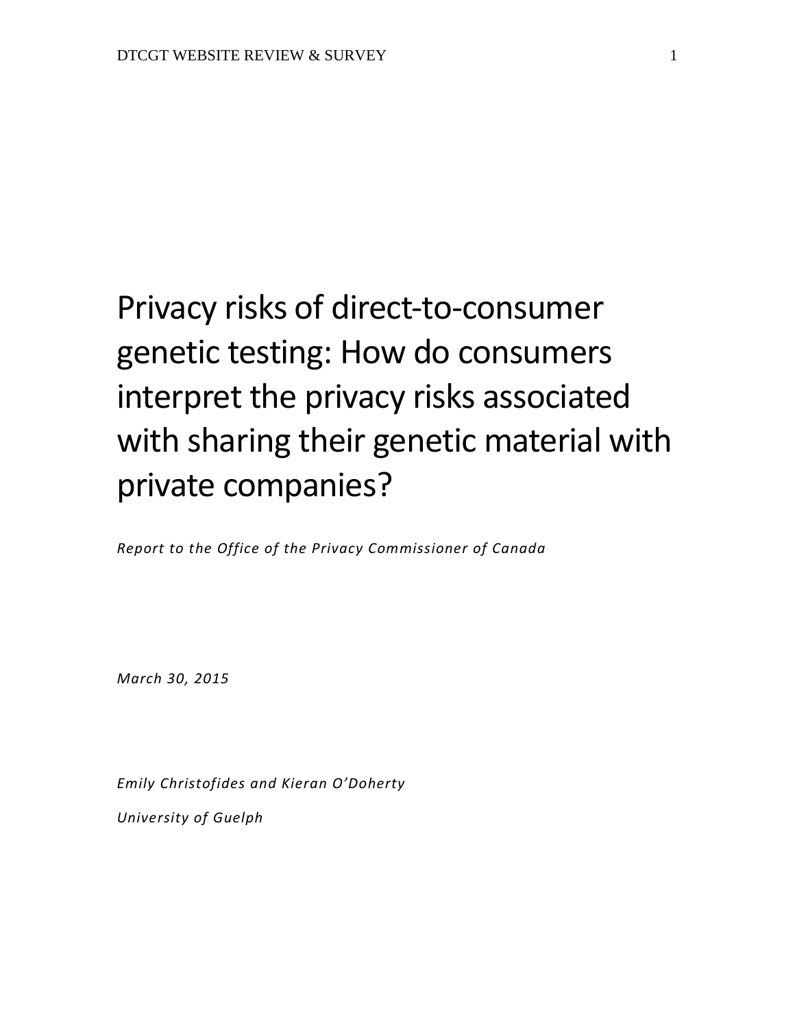# Privacy risks of direct-to-consumer genetic testing: How do consumers interpret the privacy risks associated with sharing their genetic material with private companies?

*Report to the Office of the Privacy Commissioner of Canada*

*March 30, 2015*

*Emily Christofides and Kieran O'Doherty*

*University of Guelph*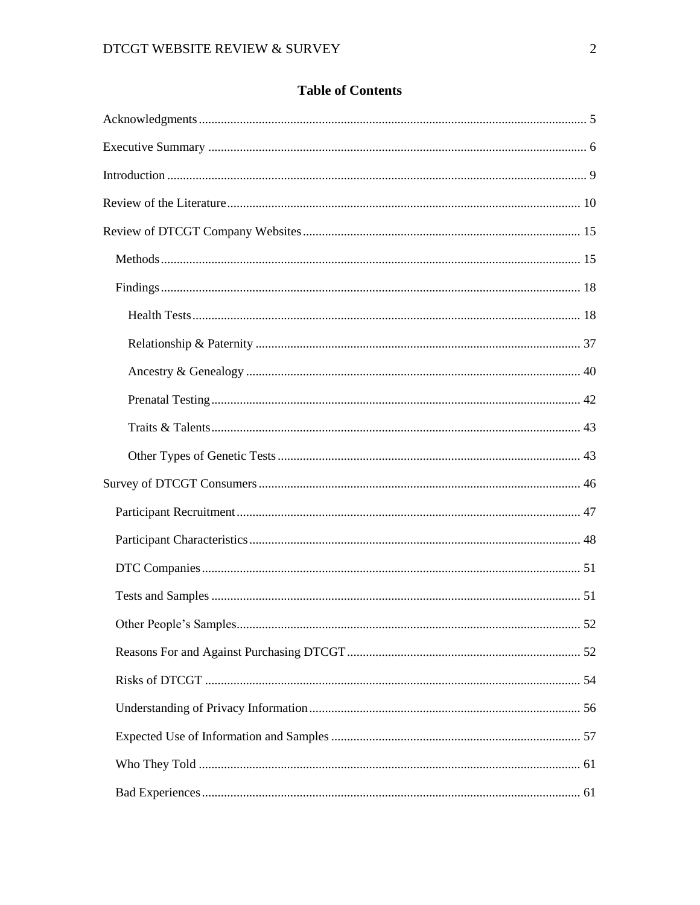# Table of Contents

Acknowledgments ..... 5

Executive Summary ..... 6

Introduction ..... 9

Review of the Literature ..... 10

Review of DTCGT Company Websites ..... 15

- Methods ..... 15
- Findings ..... 18
  - Health Tests ..... 18
  - Relationship & Paternity ..... 37
  - Ancestry & Genealogy ..... 40
  - Prenatal Testing ..... 42
  - Traits & Talents ..... 43
  - Other Types of Genetic Tests ..... 43

Survey of DTCGT Consumers ..... 46

- Participant Recruitment ..... 47
- Participant Characteristics ..... 48
- DTC Companies ..... 51
- Tests and Samples ..... 51
- Other People's Samples ..... 52
- Reasons For and Against Purchasing DTCGT ..... 52
- Risks of DTCGT ..... 54
- Understanding of Privacy Information ..... 56
- Expected Use of Information and Samples ..... 57
- Who They Told ..... 61
- Bad Experiences ..... 61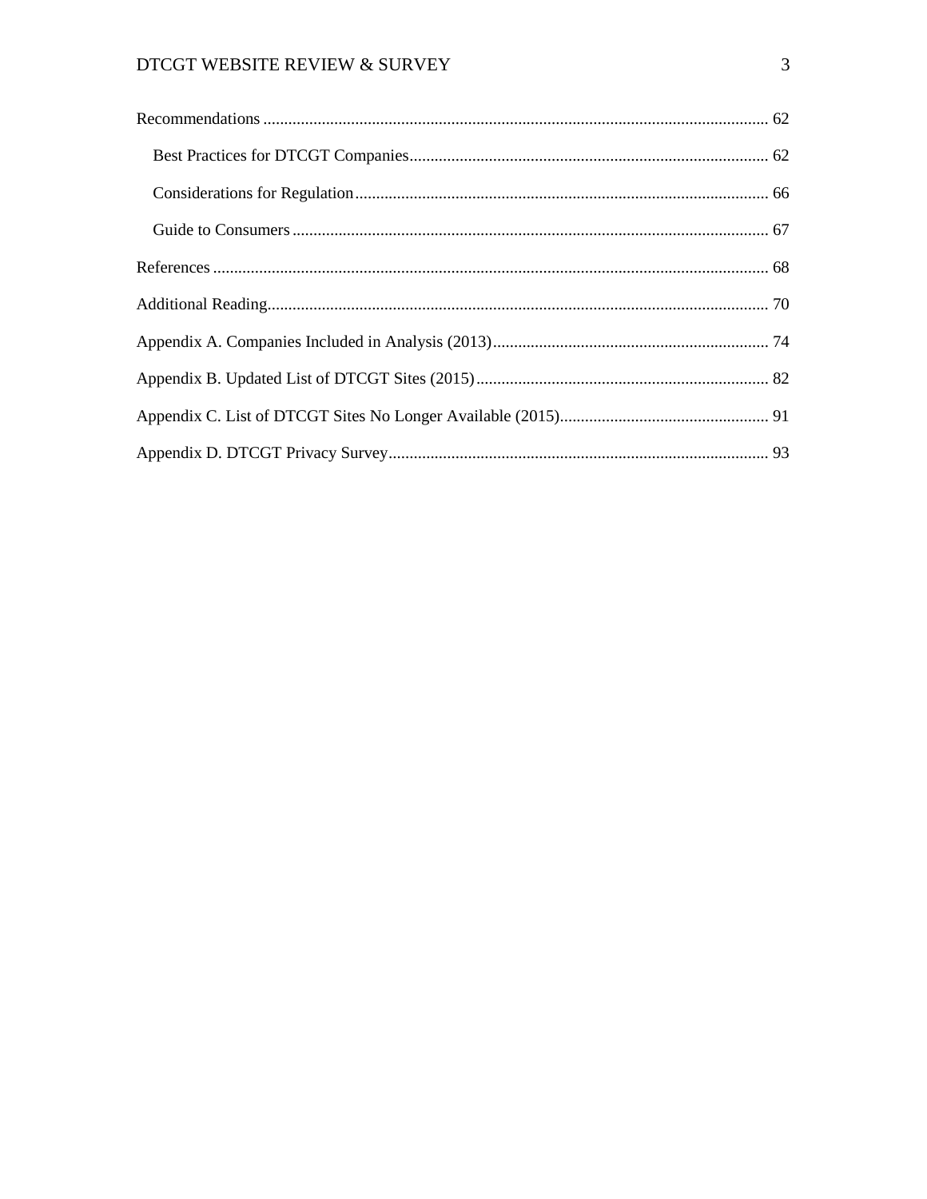Recommendations ........................................................................................................................ 62

  Best Practices for DTCGT Companies..................................................................................... 62

  Considerations for Regulation.................................................................................................. 66

  Guide to Consumers ................................................................................................................. 67

References ................................................................................................................................... 68

Additional Reading...................................................................................................................... 70

Appendix A. Companies Included in Analysis (2013)................................................................. 74

Appendix B. Updated List of DTCGT Sites (2015)..................................................................... 82

Appendix C. List of DTCGT Sites No Longer Available (2015)................................................. 91

Appendix D. DTCGT Privacy Survey.......................................................................................... 93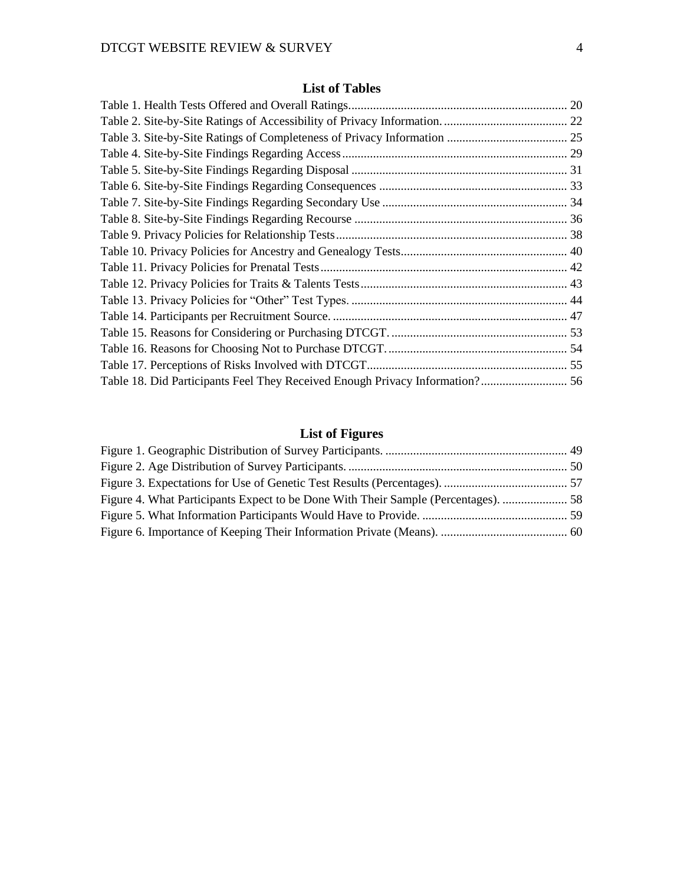## List of Tables

Table 1. Health Tests Offered and Overall Ratings...................................................................... 20
Table 2. Site-by-Site Ratings of Accessibility of Privacy Information. ........................................ 22
Table 3. Site-by-Site Ratings of Completeness of Privacy Information ....................................... 25
Table 4. Site-by-Site Findings Regarding Access......................................................................... 29
Table 5. Site-by-Site Findings Regarding Disposal ...................................................................... 31
Table 6. Site-by-Site Findings Regarding Consequences ............................................................. 33
Table 7. Site-by-Site Findings Regarding Secondary Use ............................................................ 34
Table 8. Site-by-Site Findings Regarding Recourse ..................................................................... 36
Table 9. Privacy Policies for Relationship Tests........................................................................... 38
Table 10. Privacy Policies for Ancestry and Genealogy Tests...................................................... 40
Table 11. Privacy Policies for Prenatal Tests................................................................................ 42
Table 12. Privacy Policies for Traits & Talents Tests................................................................... 43
Table 13. Privacy Policies for "Other" Test Types. ...................................................................... 44
Table 14. Participants per Recruitment Source. ............................................................................ 47
Table 15. Reasons for Considering or Purchasing DTCGT. ......................................................... 53
Table 16. Reasons for Choosing Not to Purchase DTCGT. .......................................................... 54
Table 17. Perceptions of Risks Involved with DTCGT................................................................. 55
Table 18. Did Participants Feel They Received Enough Privacy Information?............................ 56

## List of Figures

Figure 1. Geographic Distribution of Survey Participants. ........................................................... 49
Figure 2. Age Distribution of Survey Participants. ....................................................................... 50
Figure 3. Expectations for Use of Genetic Test Results (Percentages). ........................................ 57
Figure 4. What Participants Expect to be Done With Their Sample (Percentages). ..................... 58
Figure 5. What Information Participants Would Have to Provide. ............................................... 59
Figure 6. Importance of Keeping Their Information Private (Means). ......................................... 60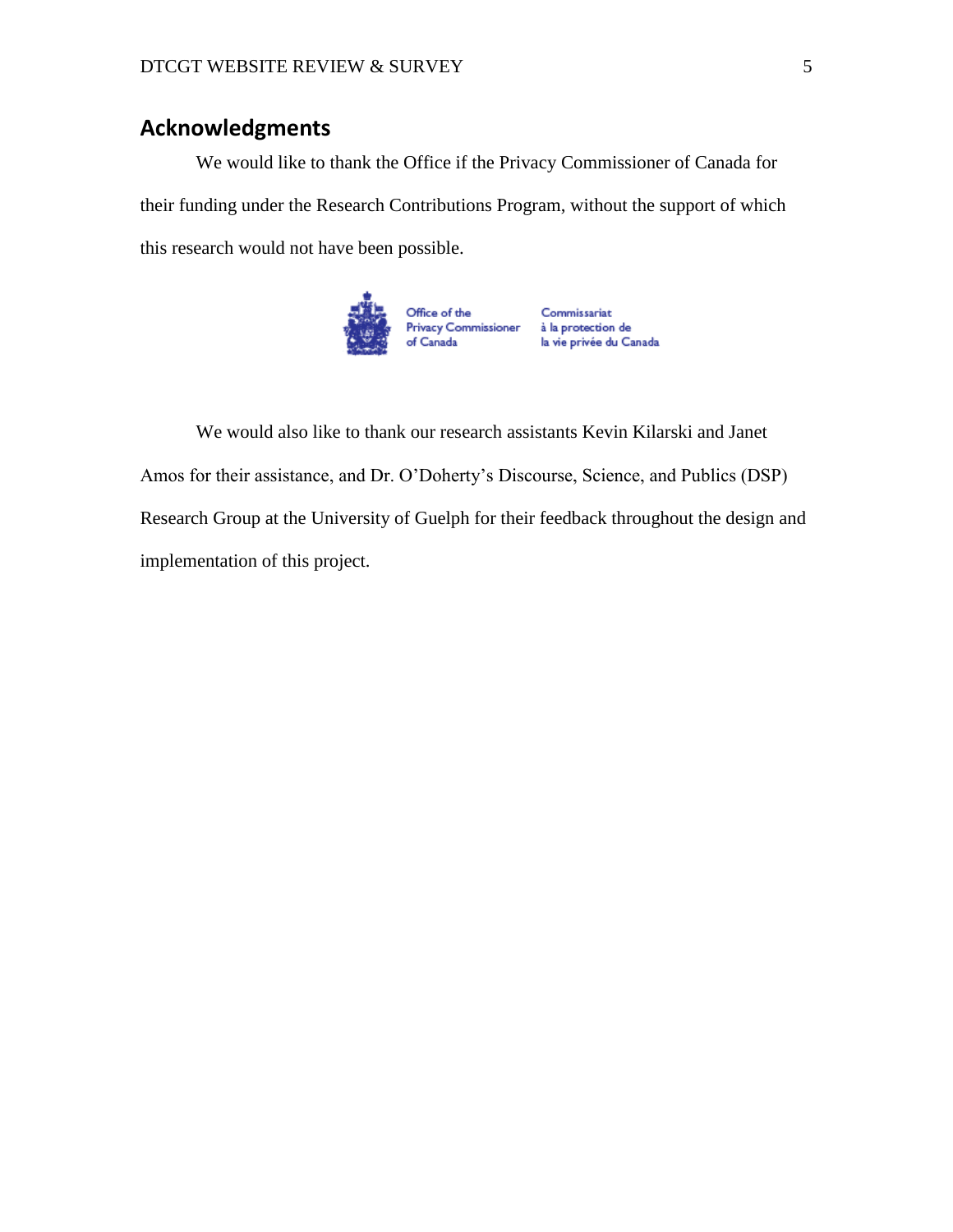## Acknowledgments

We would like to thank the Office if the Privacy Commissioner of Canada for their funding under the Research Contributions Program, without the support of which this research would not have been possible.

Office of the Privacy Commissioner of Canada

Commissariat à la protection de la vie privée du Canada

We would also like to thank our research assistants Kevin Kilarski and Janet Amos for their assistance, and Dr. O'Doherty's Discourse, Science, and Publics (DSP) Research Group at the University of Guelph for their feedback throughout the design and implementation of this project.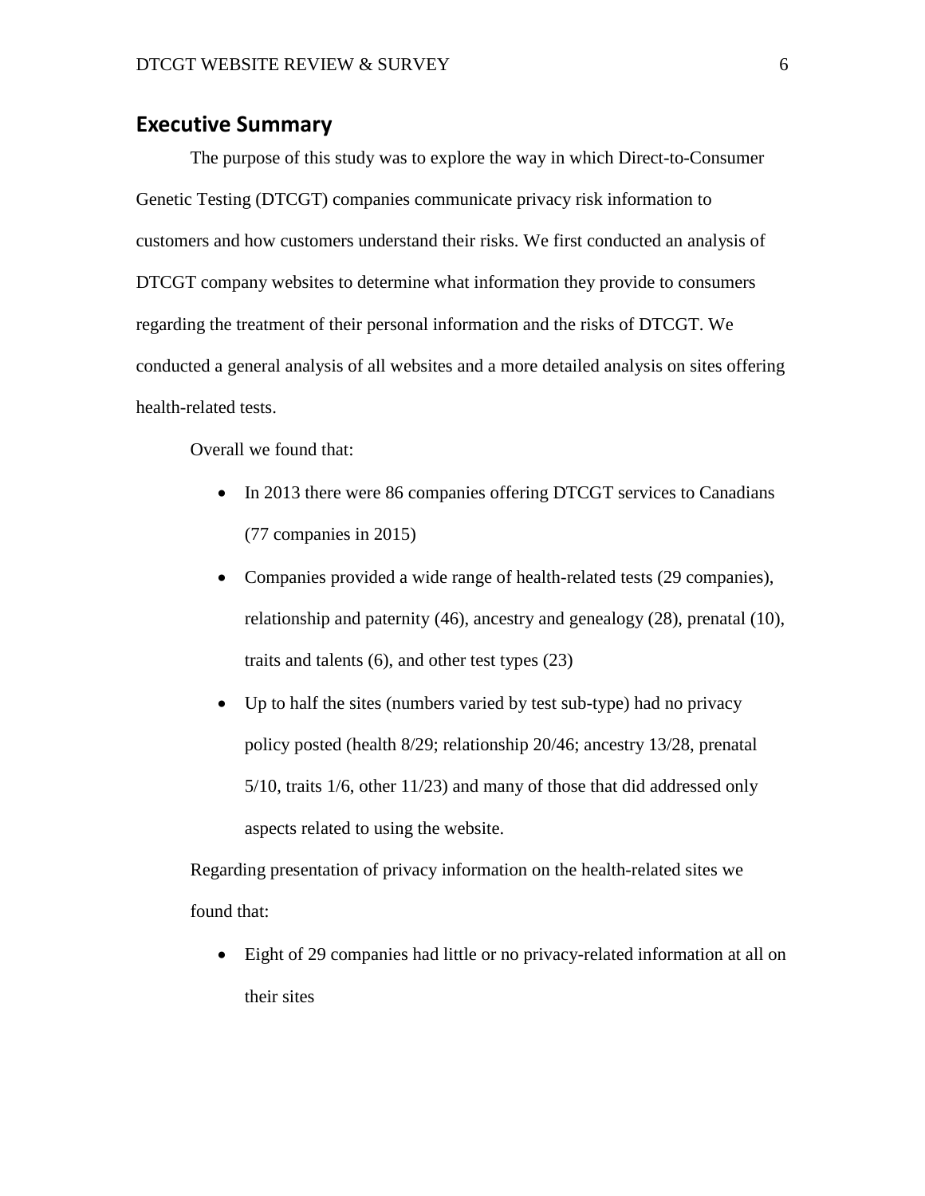## Executive Summary

The purpose of this study was to explore the way in which Direct-to-Consumer Genetic Testing (DTCGT) companies communicate privacy risk information to customers and how customers understand their risks. We first conducted an analysis of DTCGT company websites to determine what information they provide to consumers regarding the treatment of their personal information and the risks of DTCGT. We conducted a general analysis of all websites and a more detailed analysis on sites offering health-related tests.

Overall we found that:

- In 2013 there were 86 companies offering DTCGT services to Canadians (77 companies in 2015)
- Companies provided a wide range of health-related tests (29 companies), relationship and paternity (46), ancestry and genealogy (28), prenatal (10), traits and talents (6), and other test types (23)
- Up to half the sites (numbers varied by test sub-type) had no privacy policy posted (health 8/29; relationship 20/46; ancestry 13/28, prenatal 5/10, traits 1/6, other 11/23) and many of those that did addressed only aspects related to using the website.

Regarding presentation of privacy information on the health-related sites we found that:

- Eight of 29 companies had little or no privacy-related information at all on their sites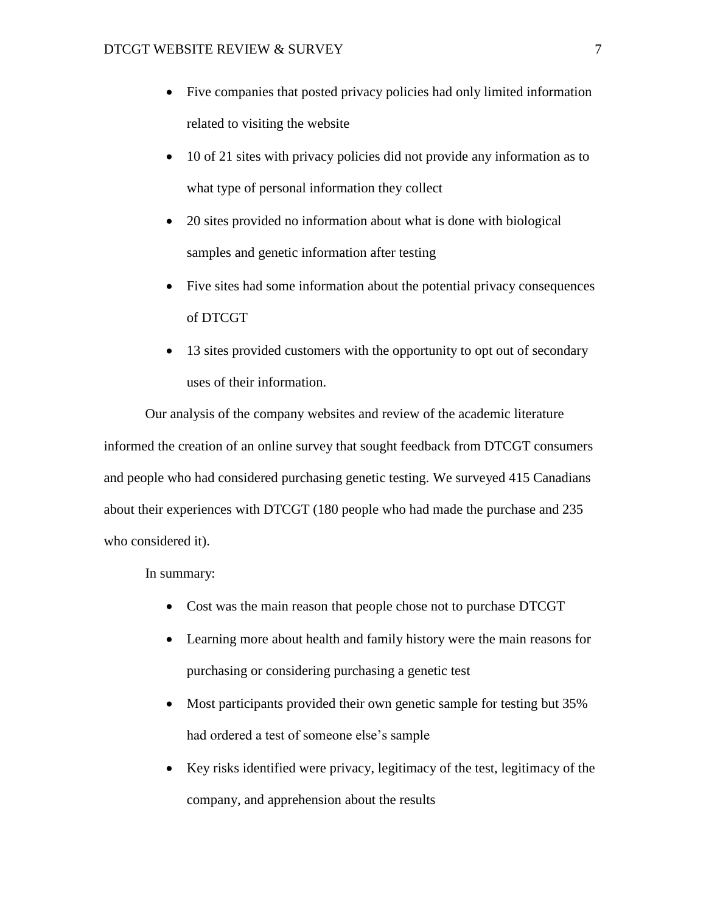- Five companies that posted privacy policies had only limited information related to visiting the website
- 10 of 21 sites with privacy policies did not provide any information as to what type of personal information they collect
- 20 sites provided no information about what is done with biological samples and genetic information after testing
- Five sites had some information about the potential privacy consequences of DTCGT
- 13 sites provided customers with the opportunity to opt out of secondary uses of their information.

Our analysis of the company websites and review of the academic literature informed the creation of an online survey that sought feedback from DTCGT consumers and people who had considered purchasing genetic testing. We surveyed 415 Canadians about their experiences with DTCGT (180 people who had made the purchase and 235 who considered it).

In summary:

- Cost was the main reason that people chose not to purchase DTCGT
- Learning more about health and family history were the main reasons for purchasing or considering purchasing a genetic test
- Most participants provided their own genetic sample for testing but 35% had ordered a test of someone else's sample
- Key risks identified were privacy, legitimacy of the test, legitimacy of the company, and apprehension about the results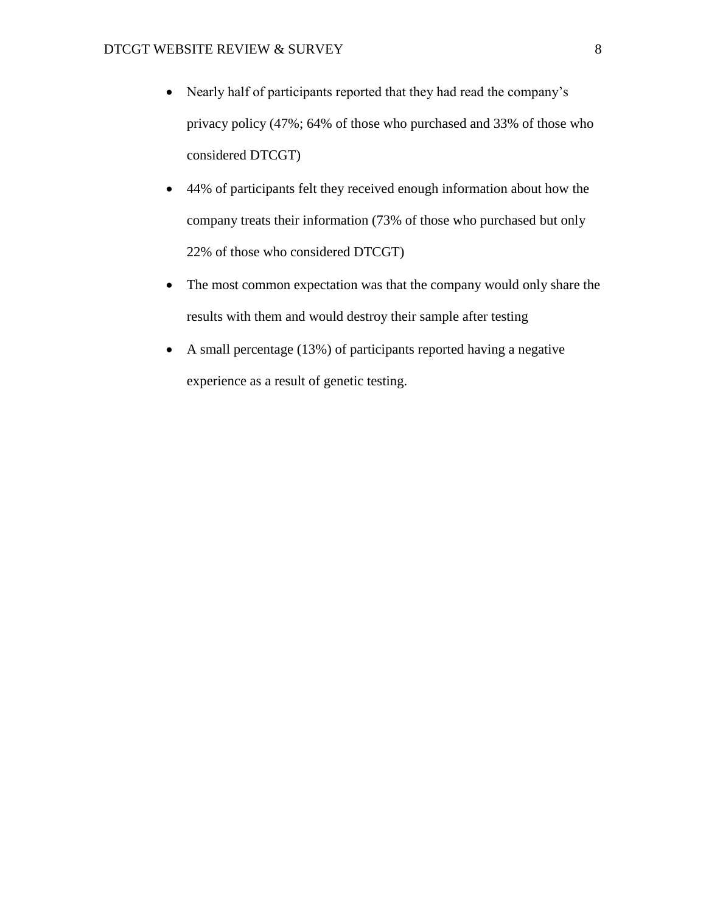- Nearly half of participants reported that they had read the company's privacy policy (47%; 64% of those who purchased and 33% of those who considered DTCGT)
- 44% of participants felt they received enough information about how the company treats their information (73% of those who purchased but only 22% of those who considered DTCGT)
- The most common expectation was that the company would only share the results with them and would destroy their sample after testing
- A small percentage (13%) of participants reported having a negative experience as a result of genetic testing.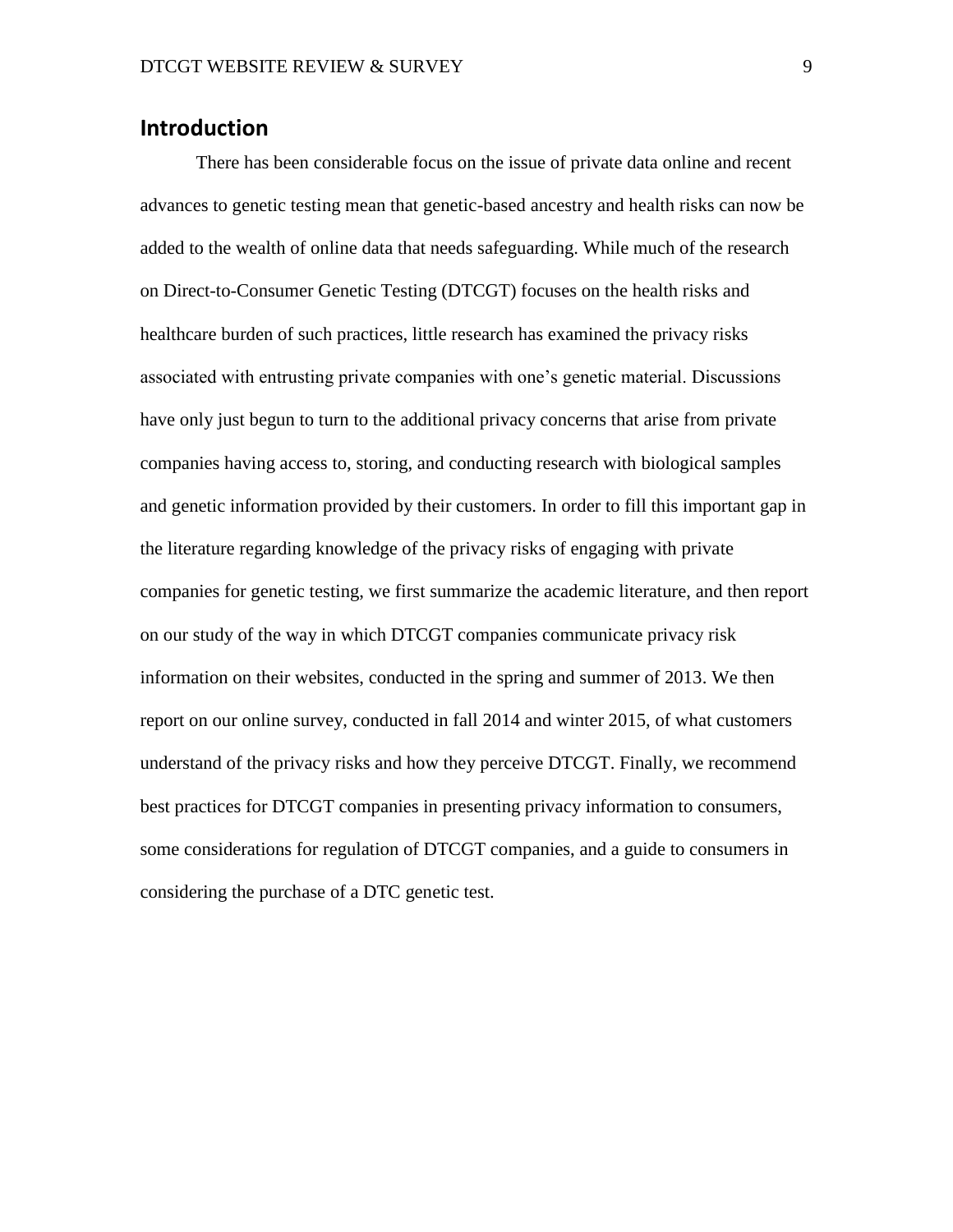## Introduction

There has been considerable focus on the issue of private data online and recent advances to genetic testing mean that genetic-based ancestry and health risks can now be added to the wealth of online data that needs safeguarding. While much of the research on Direct-to-Consumer Genetic Testing (DTCGT) focuses on the health risks and healthcare burden of such practices, little research has examined the privacy risks associated with entrusting private companies with one's genetic material. Discussions have only just begun to turn to the additional privacy concerns that arise from private companies having access to, storing, and conducting research with biological samples and genetic information provided by their customers. In order to fill this important gap in the literature regarding knowledge of the privacy risks of engaging with private companies for genetic testing, we first summarize the academic literature, and then report on our study of the way in which DTCGT companies communicate privacy risk information on their websites, conducted in the spring and summer of 2013. We then report on our online survey, conducted in fall 2014 and winter 2015, of what customers understand of the privacy risks and how they perceive DTCGT. Finally, we recommend best practices for DTCGT companies in presenting privacy information to consumers, some considerations for regulation of DTCGT companies, and a guide to consumers in considering the purchase of a DTC genetic test.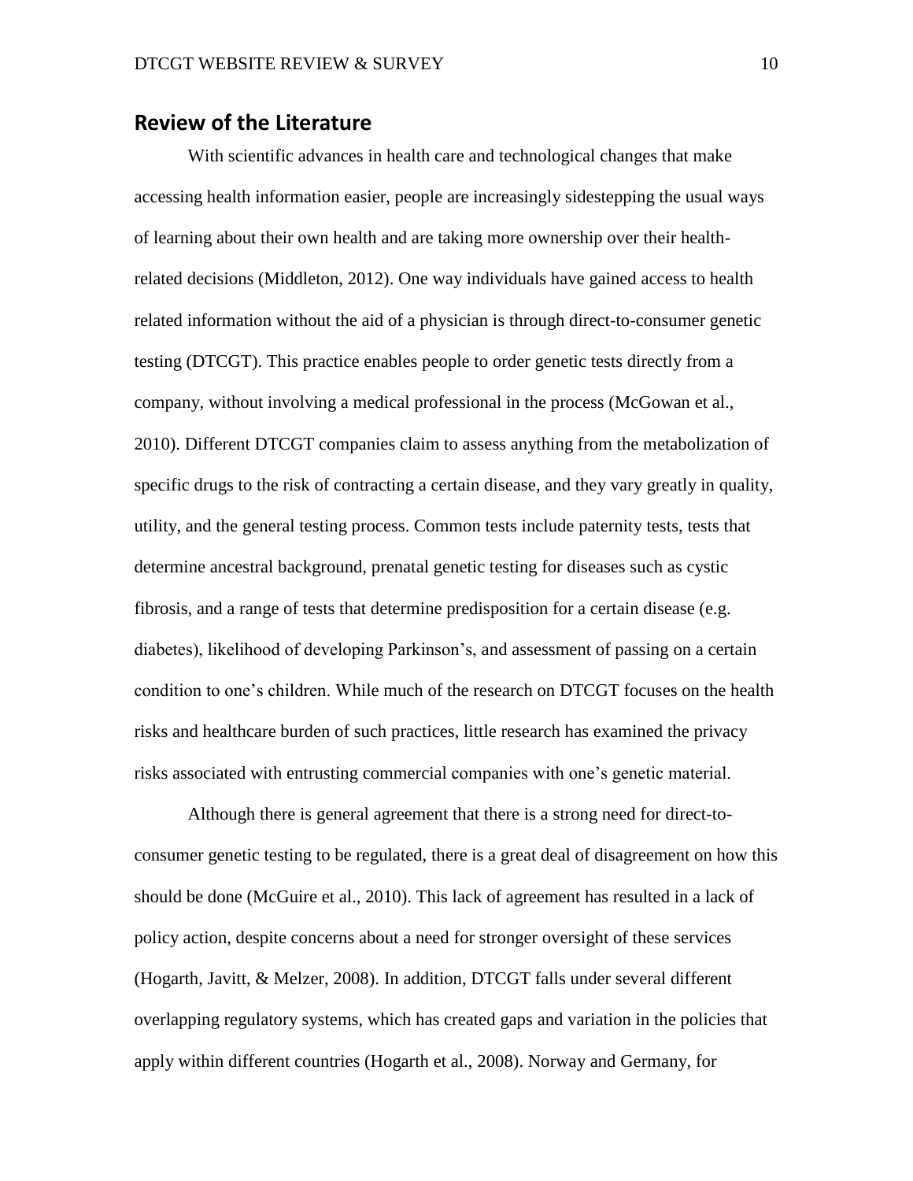## Review of the Literature

With scientific advances in health care and technological changes that make accessing health information easier, people are increasingly sidestepping the usual ways of learning about their own health and are taking more ownership over their health-related decisions (Middleton, 2012). One way individuals have gained access to health related information without the aid of a physician is through direct-to-consumer genetic testing (DTCGT). This practice enables people to order genetic tests directly from a company, without involving a medical professional in the process (McGowan et al., 2010). Different DTCGT companies claim to assess anything from the metabolization of specific drugs to the risk of contracting a certain disease, and they vary greatly in quality, utility, and the general testing process. Common tests include paternity tests, tests that determine ancestral background, prenatal genetic testing for diseases such as cystic fibrosis, and a range of tests that determine predisposition for a certain disease (e.g. diabetes), likelihood of developing Parkinson's, and assessment of passing on a certain condition to one's children. While much of the research on DTCGT focuses on the health risks and healthcare burden of such practices, little research has examined the privacy risks associated with entrusting commercial companies with one's genetic material.

Although there is general agreement that there is a strong need for direct-to-consumer genetic testing to be regulated, there is a great deal of disagreement on how this should be done (McGuire et al., 2010). This lack of agreement has resulted in a lack of policy action, despite concerns about a need for stronger oversight of these services (Hogarth, Javitt, & Melzer, 2008). In addition, DTCGT falls under several different overlapping regulatory systems, which has created gaps and variation in the policies that apply within different countries (Hogarth et al., 2008). Norway and Germany, for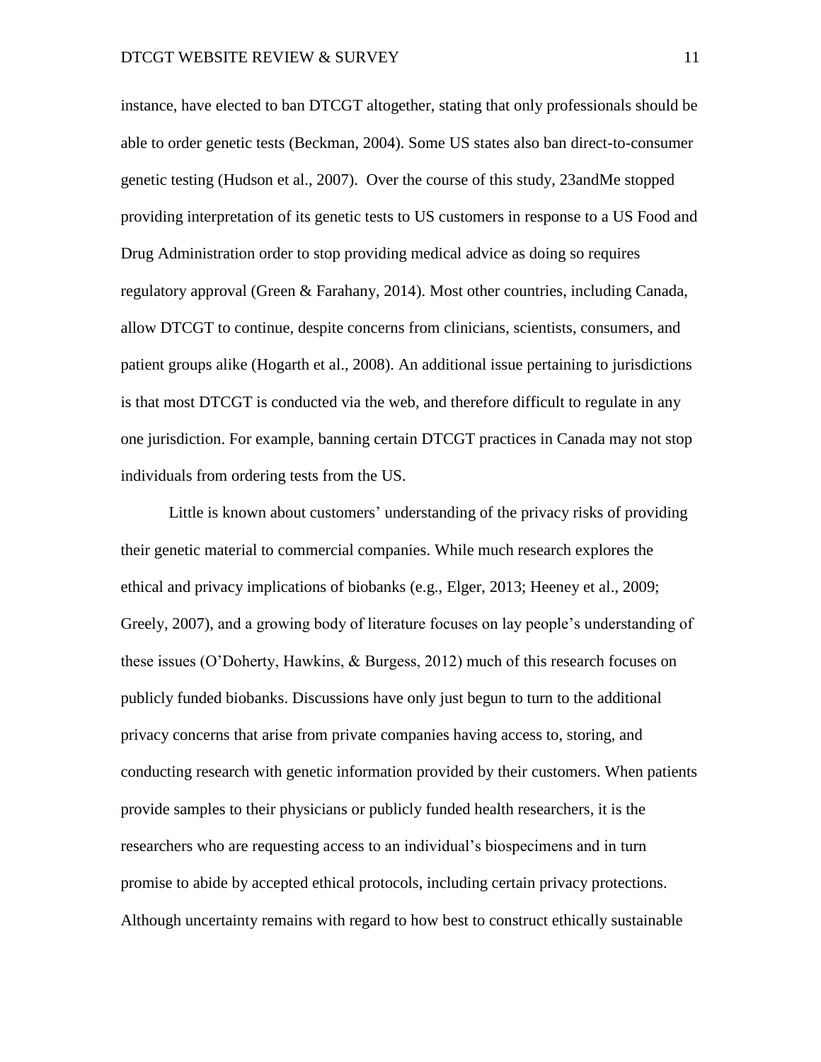instance, have elected to ban DTCGT altogether, stating that only professionals should be able to order genetic tests (Beckman, 2004). Some US states also ban direct-to-consumer genetic testing (Hudson et al., 2007). Over the course of this study, 23andMe stopped providing interpretation of its genetic tests to US customers in response to a US Food and Drug Administration order to stop providing medical advice as doing so requires regulatory approval (Green & Farahany, 2014). Most other countries, including Canada, allow DTCGT to continue, despite concerns from clinicians, scientists, consumers, and patient groups alike (Hogarth et al., 2008). An additional issue pertaining to jurisdictions is that most DTCGT is conducted via the web, and therefore difficult to regulate in any one jurisdiction. For example, banning certain DTCGT practices in Canada may not stop individuals from ordering tests from the US.

Little is known about customers' understanding of the privacy risks of providing their genetic material to commercial companies. While much research explores the ethical and privacy implications of biobanks (e.g., Elger, 2013; Heeney et al., 2009; Greely, 2007), and a growing body of literature focuses on lay people's understanding of these issues (O'Doherty, Hawkins, & Burgess, 2012) much of this research focuses on publicly funded biobanks. Discussions have only just begun to turn to the additional privacy concerns that arise from private companies having access to, storing, and conducting research with genetic information provided by their customers. When patients provide samples to their physicians or publicly funded health researchers, it is the researchers who are requesting access to an individual's biospecimens and in turn promise to abide by accepted ethical protocols, including certain privacy protections. Although uncertainty remains with regard to how best to construct ethically sustainable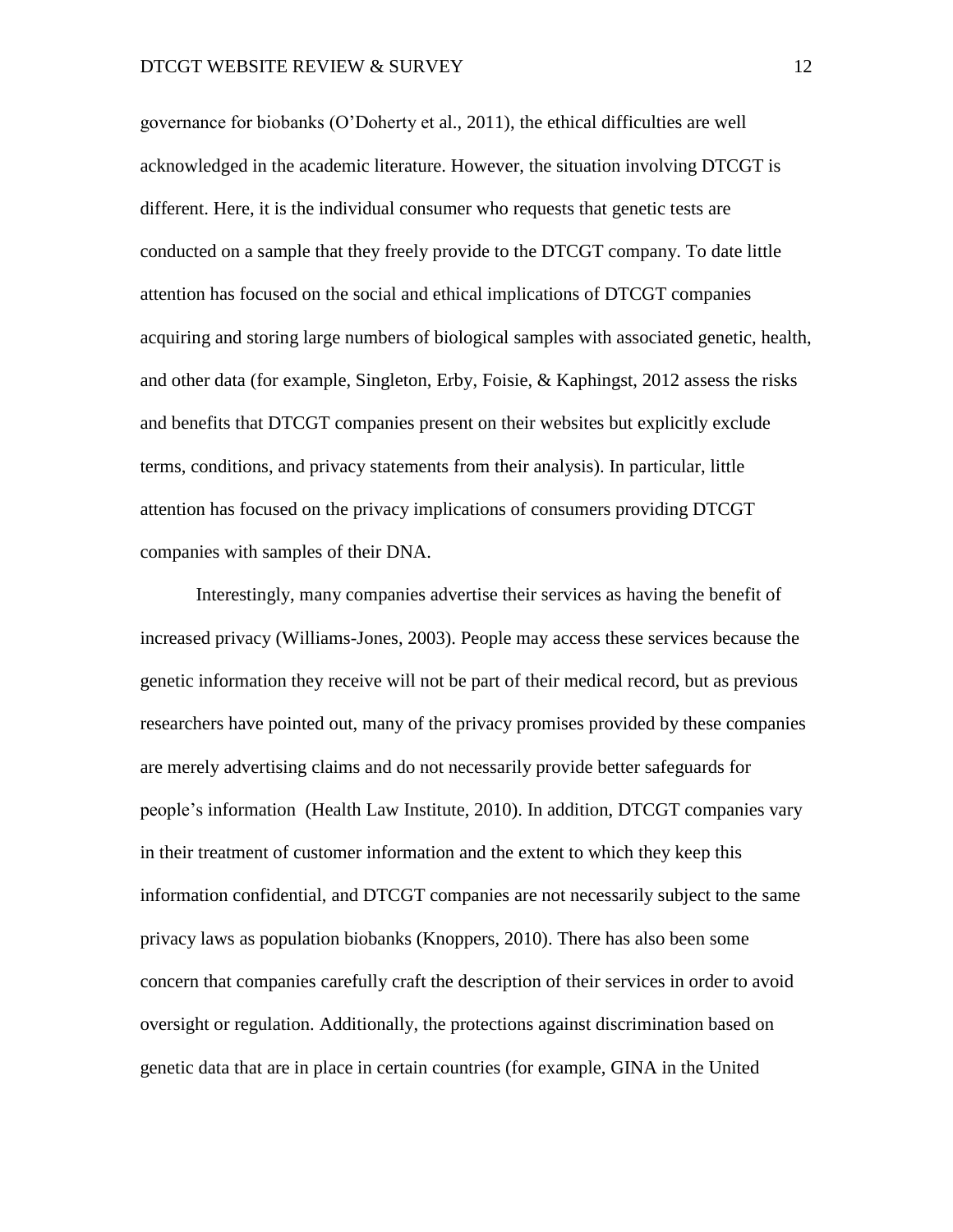governance for biobanks (O'Doherty et al., 2011), the ethical difficulties are well acknowledged in the academic literature. However, the situation involving DTCGT is different. Here, it is the individual consumer who requests that genetic tests are conducted on a sample that they freely provide to the DTCGT company. To date little attention has focused on the social and ethical implications of DTCGT companies acquiring and storing large numbers of biological samples with associated genetic, health, and other data (for example, Singleton, Erby, Foisie, & Kaphingst, 2012 assess the risks and benefits that DTCGT companies present on their websites but explicitly exclude terms, conditions, and privacy statements from their analysis). In particular, little attention has focused on the privacy implications of consumers providing DTCGT companies with samples of their DNA.

Interestingly, many companies advertise their services as having the benefit of increased privacy (Williams-Jones, 2003). People may access these services because the genetic information they receive will not be part of their medical record, but as previous researchers have pointed out, many of the privacy promises provided by these companies are merely advertising claims and do not necessarily provide better safeguards for people's information (Health Law Institute, 2010). In addition, DTCGT companies vary in their treatment of customer information and the extent to which they keep this information confidential, and DTCGT companies are not necessarily subject to the same privacy laws as population biobanks (Knoppers, 2010). There has also been some concern that companies carefully craft the description of their services in order to avoid oversight or regulation. Additionally, the protections against discrimination based on genetic data that are in place in certain countries (for example, GINA in the United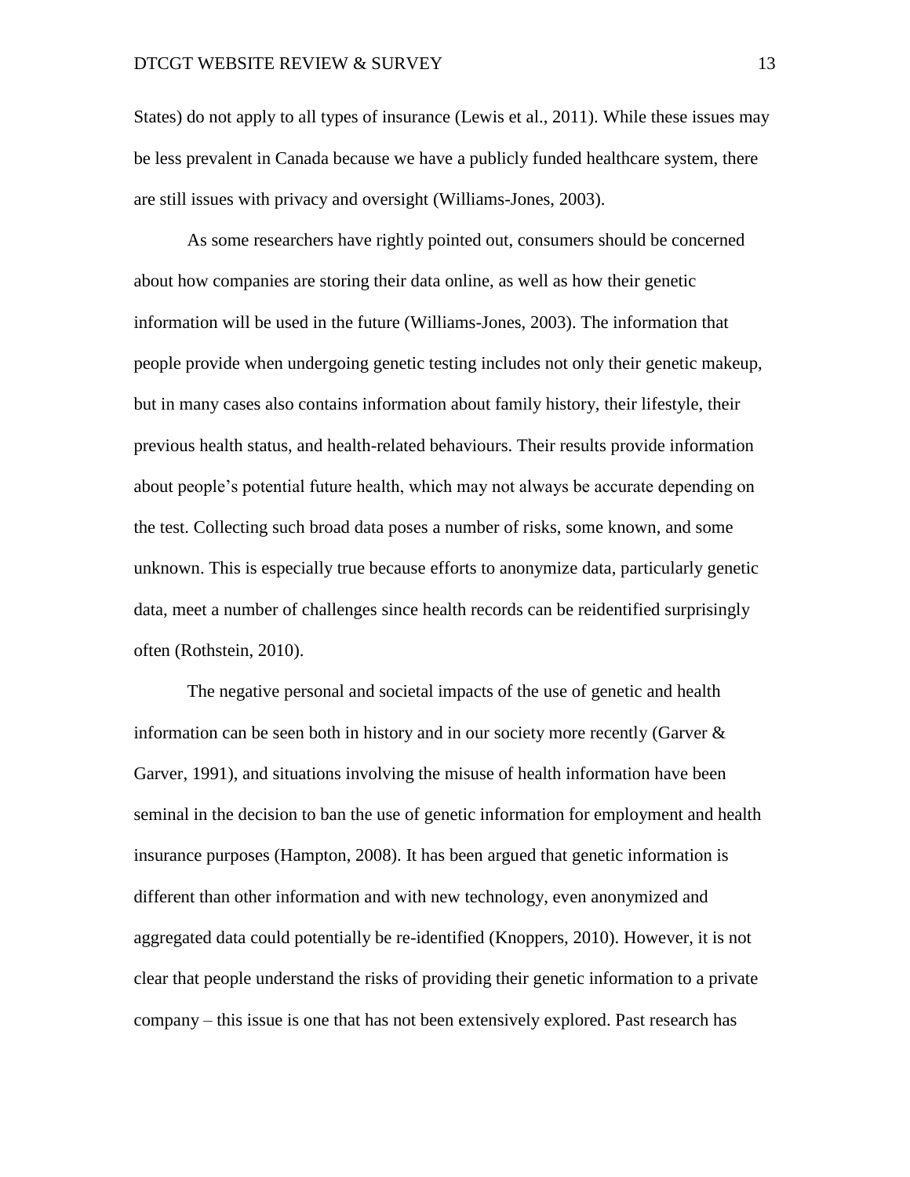States) do not apply to all types of insurance (Lewis et al., 2011). While these issues may be less prevalent in Canada because we have a publicly funded healthcare system, there are still issues with privacy and oversight (Williams-Jones, 2003).

As some researchers have rightly pointed out, consumers should be concerned about how companies are storing their data online, as well as how their genetic information will be used in the future (Williams-Jones, 2003). The information that people provide when undergoing genetic testing includes not only their genetic makeup, but in many cases also contains information about family history, their lifestyle, their previous health status, and health-related behaviours. Their results provide information about people's potential future health, which may not always be accurate depending on the test. Collecting such broad data poses a number of risks, some known, and some unknown. This is especially true because efforts to anonymize data, particularly genetic data, meet a number of challenges since health records can be reidentified surprisingly often (Rothstein, 2010).

The negative personal and societal impacts of the use of genetic and health information can be seen both in history and in our society more recently (Garver & Garver, 1991), and situations involving the misuse of health information have been seminal in the decision to ban the use of genetic information for employment and health insurance purposes (Hampton, 2008). It has been argued that genetic information is different than other information and with new technology, even anonymized and aggregated data could potentially be re-identified (Knoppers, 2010). However, it is not clear that people understand the risks of providing their genetic information to a private company – this issue is one that has not been extensively explored. Past research has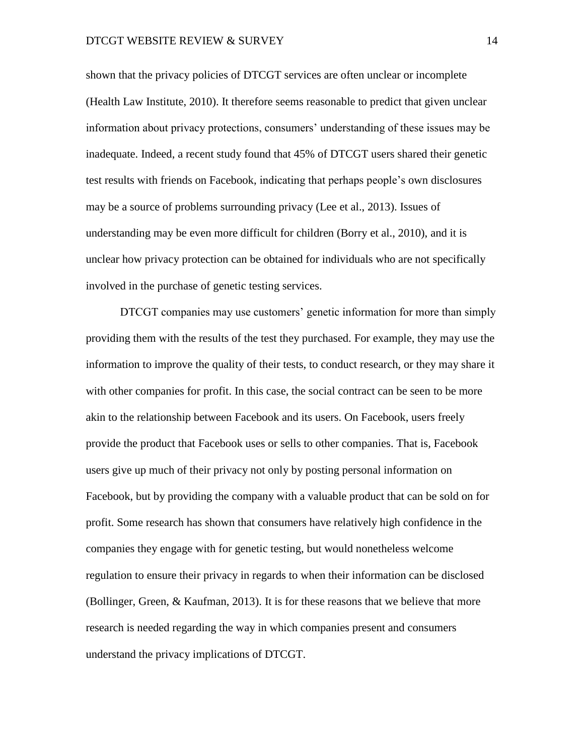shown that the privacy policies of DTCGT services are often unclear or incomplete (Health Law Institute, 2010). It therefore seems reasonable to predict that given unclear information about privacy protections, consumers' understanding of these issues may be inadequate. Indeed, a recent study found that 45% of DTCGT users shared their genetic test results with friends on Facebook, indicating that perhaps people's own disclosures may be a source of problems surrounding privacy (Lee et al., 2013). Issues of understanding may be even more difficult for children (Borry et al., 2010), and it is unclear how privacy protection can be obtained for individuals who are not specifically involved in the purchase of genetic testing services.

DTCGT companies may use customers' genetic information for more than simply providing them with the results of the test they purchased. For example, they may use the information to improve the quality of their tests, to conduct research, or they may share it with other companies for profit. In this case, the social contract can be seen to be more akin to the relationship between Facebook and its users. On Facebook, users freely provide the product that Facebook uses or sells to other companies. That is, Facebook users give up much of their privacy not only by posting personal information on Facebook, but by providing the company with a valuable product that can be sold on for profit. Some research has shown that consumers have relatively high confidence in the companies they engage with for genetic testing, but would nonetheless welcome regulation to ensure their privacy in regards to when their information can be disclosed (Bollinger, Green, & Kaufman, 2013). It is for these reasons that we believe that more research is needed regarding the way in which companies present and consumers understand the privacy implications of DTCGT.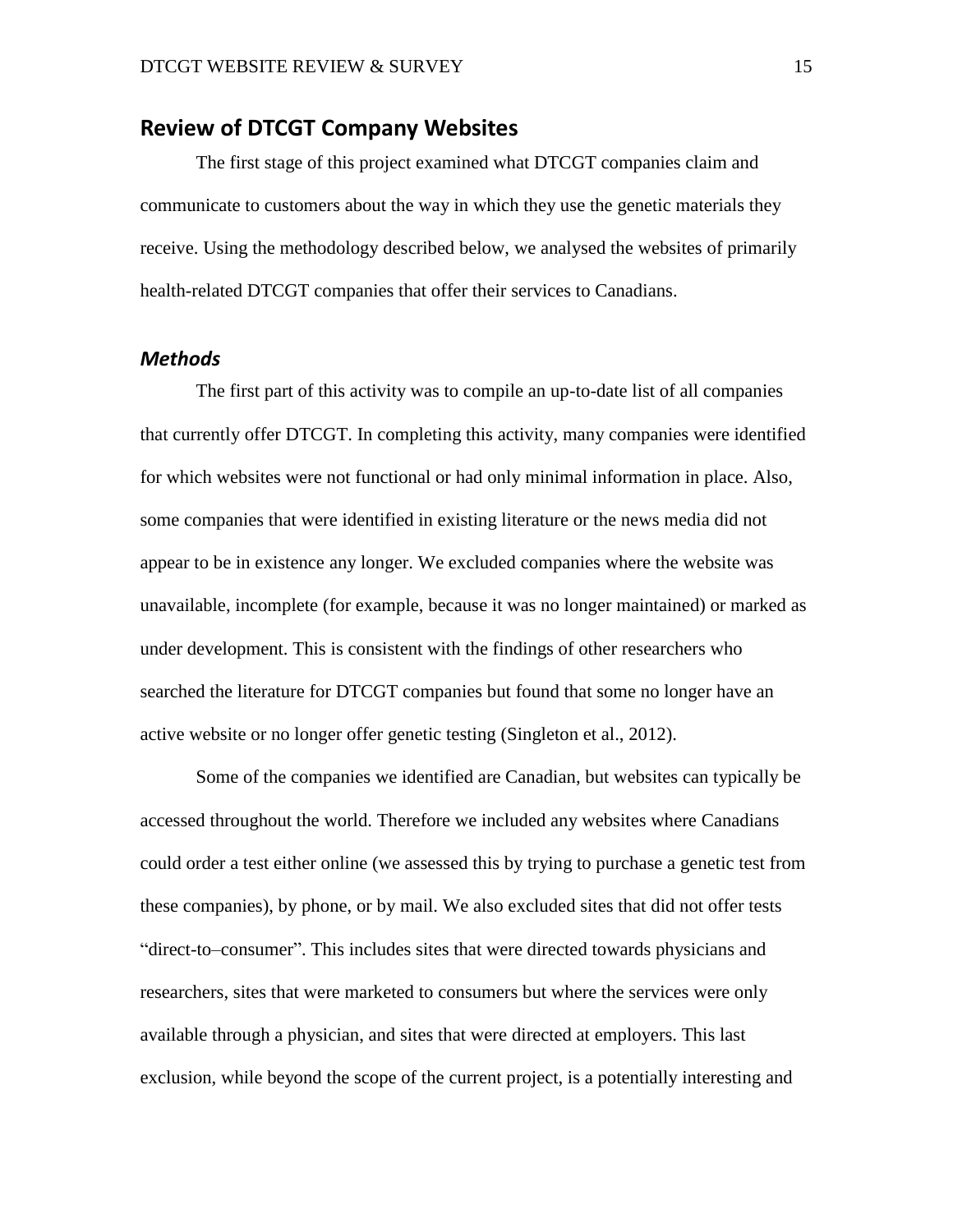## Review of DTCGT Company Websites

The first stage of this project examined what DTCGT companies claim and communicate to customers about the way in which they use the genetic materials they receive. Using the methodology described below, we analysed the websites of primarily health-related DTCGT companies that offer their services to Canadians.

### *Methods*

The first part of this activity was to compile an up-to-date list of all companies that currently offer DTCGT. In completing this activity, many companies were identified for which websites were not functional or had only minimal information in place. Also, some companies that were identified in existing literature or the news media did not appear to be in existence any longer. We excluded companies where the website was unavailable, incomplete (for example, because it was no longer maintained) or marked as under development. This is consistent with the findings of other researchers who searched the literature for DTCGT companies but found that some no longer have an active website or no longer offer genetic testing (Singleton et al., 2012).

Some of the companies we identified are Canadian, but websites can typically be accessed throughout the world. Therefore we included any websites where Canadians could order a test either online (we assessed this by trying to purchase a genetic test from these companies), by phone, or by mail. We also excluded sites that did not offer tests "direct-to–consumer". This includes sites that were directed towards physicians and researchers, sites that were marketed to consumers but where the services were only available through a physician, and sites that were directed at employers. This last exclusion, while beyond the scope of the current project, is a potentially interesting and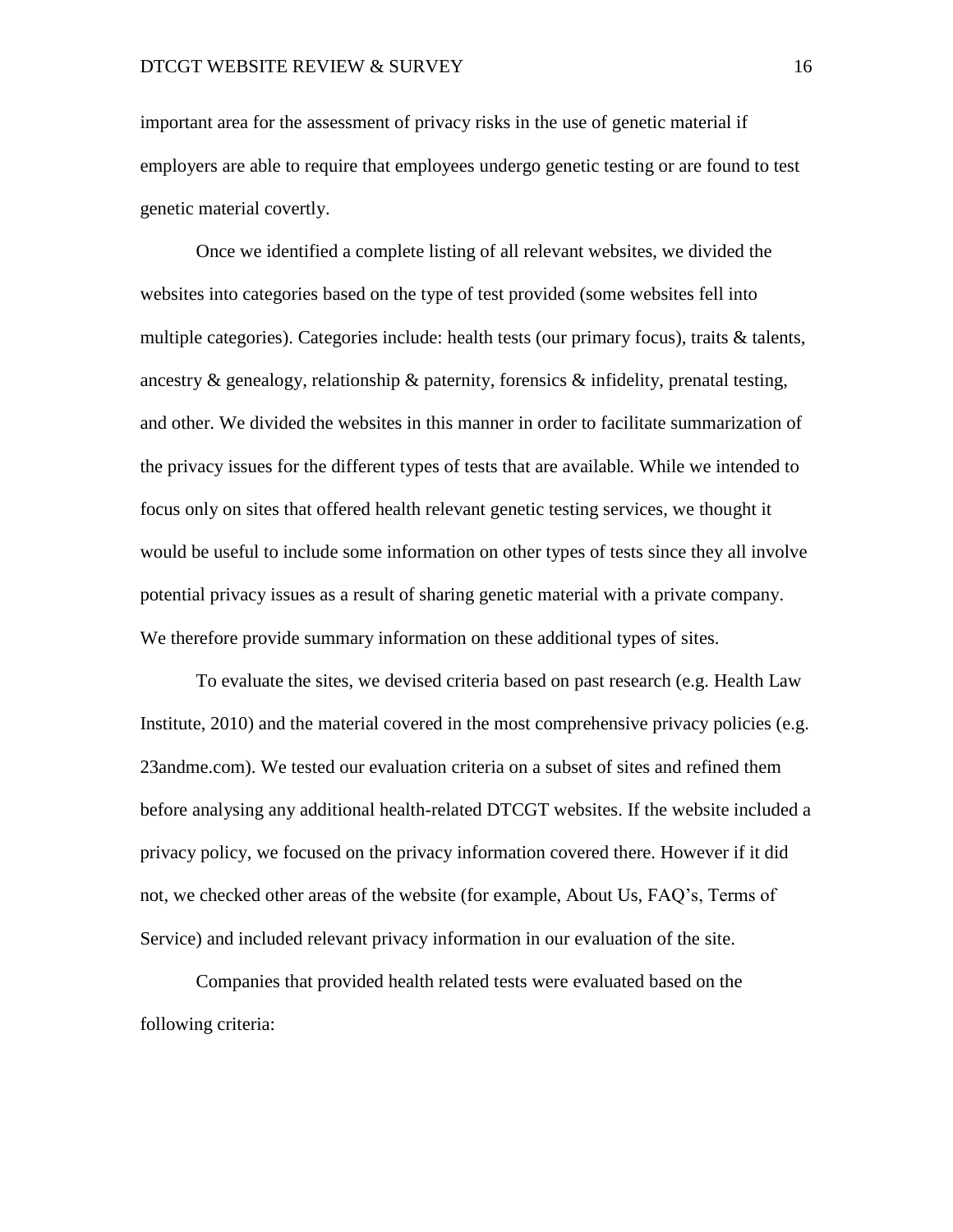important area for the assessment of privacy risks in the use of genetic material if employers are able to require that employees undergo genetic testing or are found to test genetic material covertly.

Once we identified a complete listing of all relevant websites, we divided the websites into categories based on the type of test provided (some websites fell into multiple categories). Categories include: health tests (our primary focus), traits & talents, ancestry & genealogy, relationship & paternity, forensics & infidelity, prenatal testing, and other. We divided the websites in this manner in order to facilitate summarization of the privacy issues for the different types of tests that are available. While we intended to focus only on sites that offered health relevant genetic testing services, we thought it would be useful to include some information on other types of tests since they all involve potential privacy issues as a result of sharing genetic material with a private company. We therefore provide summary information on these additional types of sites.

To evaluate the sites, we devised criteria based on past research (e.g. Health Law Institute, 2010) and the material covered in the most comprehensive privacy policies (e.g. 23andme.com). We tested our evaluation criteria on a subset of sites and refined them before analysing any additional health-related DTCGT websites. If the website included a privacy policy, we focused on the privacy information covered there. However if it did not, we checked other areas of the website (for example, About Us, FAQ's, Terms of Service) and included relevant privacy information in our evaluation of the site.

Companies that provided health related tests were evaluated based on the following criteria: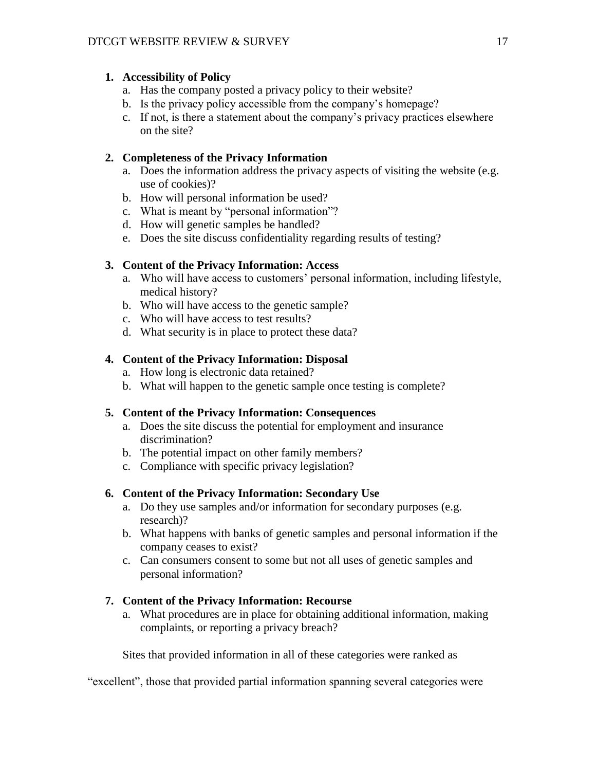1. **Accessibility of Policy**
    a. Has the company posted a privacy policy to their website?
    b. Is the privacy policy accessible from the company's homepage?
    c. If not, is there a statement about the company's privacy practices elsewhere on the site?

2. **Completeness of the Privacy Information**
    a. Does the information address the privacy aspects of visiting the website (e.g. use of cookies)?
    b. How will personal information be used?
    c. What is meant by "personal information"?
    d. How will genetic samples be handled?
    e. Does the site discuss confidentiality regarding results of testing?

3. **Content of the Privacy Information: Access**
    a. Who will have access to customers' personal information, including lifestyle, medical history?
    b. Who will have access to the genetic sample?
    c. Who will have access to test results?
    d. What security is in place to protect these data?

4. **Content of the Privacy Information: Disposal**
    a. How long is electronic data retained?
    b. What will happen to the genetic sample once testing is complete?

5. **Content of the Privacy Information: Consequences**
    a. Does the site discuss the potential for employment and insurance discrimination?
    b. The potential impact on other family members?
    c. Compliance with specific privacy legislation?

6. **Content of the Privacy Information: Secondary Use**
    a. Do they use samples and/or information for secondary purposes (e.g. research)?
    b. What happens with banks of genetic samples and personal information if the company ceases to exist?
    c. Can consumers consent to some but not all uses of genetic samples and personal information?

7. **Content of the Privacy Information: Recourse**
    a. What procedures are in place for obtaining additional information, making complaints, or reporting a privacy breach?

Sites that provided information in all of these categories were ranked as "excellent", those that provided partial information spanning several categories were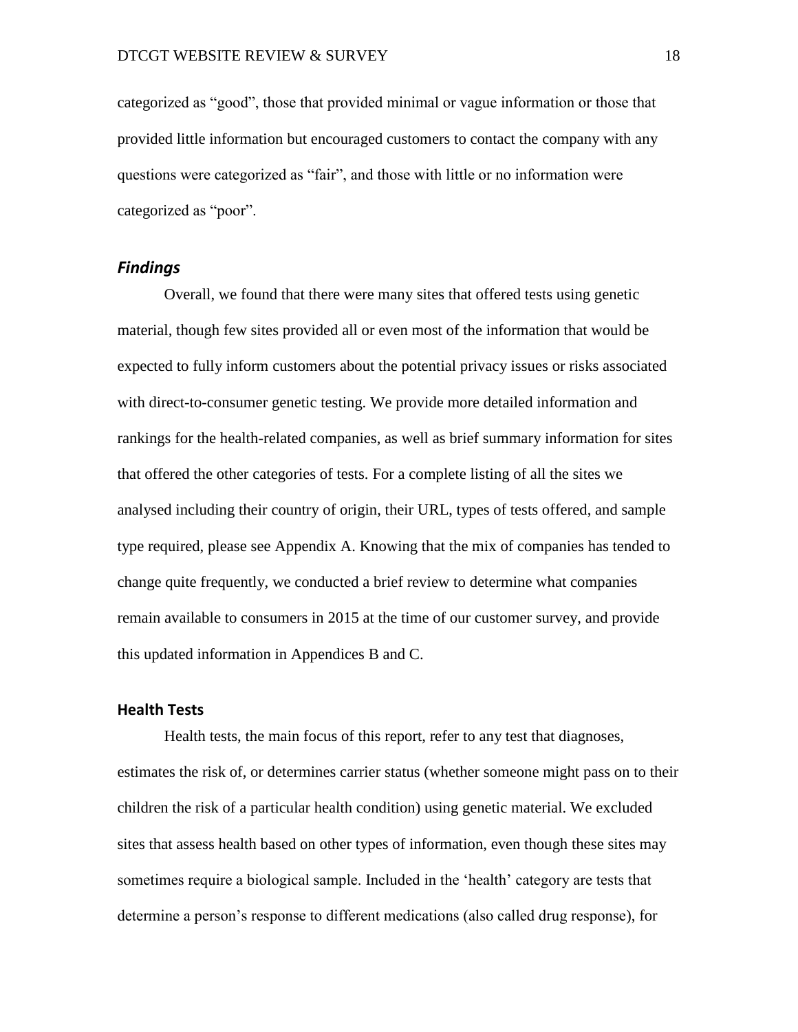categorized as “good”, those that provided minimal or vague information or those that provided little information but encouraged customers to contact the company with any questions were categorized as “fair”, and those with little or no information were categorized as “poor”.

## *Findings*

Overall, we found that there were many sites that offered tests using genetic material, though few sites provided all or even most of the information that would be expected to fully inform customers about the potential privacy issues or risks associated with direct-to-consumer genetic testing. We provide more detailed information and rankings for the health-related companies, as well as brief summary information for sites that offered the other categories of tests. For a complete listing of all the sites we analysed including their country of origin, their URL, types of tests offered, and sample type required, please see Appendix A. Knowing that the mix of companies has tended to change quite frequently, we conducted a brief review to determine what companies remain available to consumers in 2015 at the time of our customer survey, and provide this updated information in Appendices B and C.

### Health Tests

Health tests, the main focus of this report, refer to any test that diagnoses, estimates the risk of, or determines carrier status (whether someone might pass on to their children the risk of a particular health condition) using genetic material. We excluded sites that assess health based on other types of information, even though these sites may sometimes require a biological sample. Included in the ‘health’ category are tests that determine a person’s response to different medications (also called drug response), for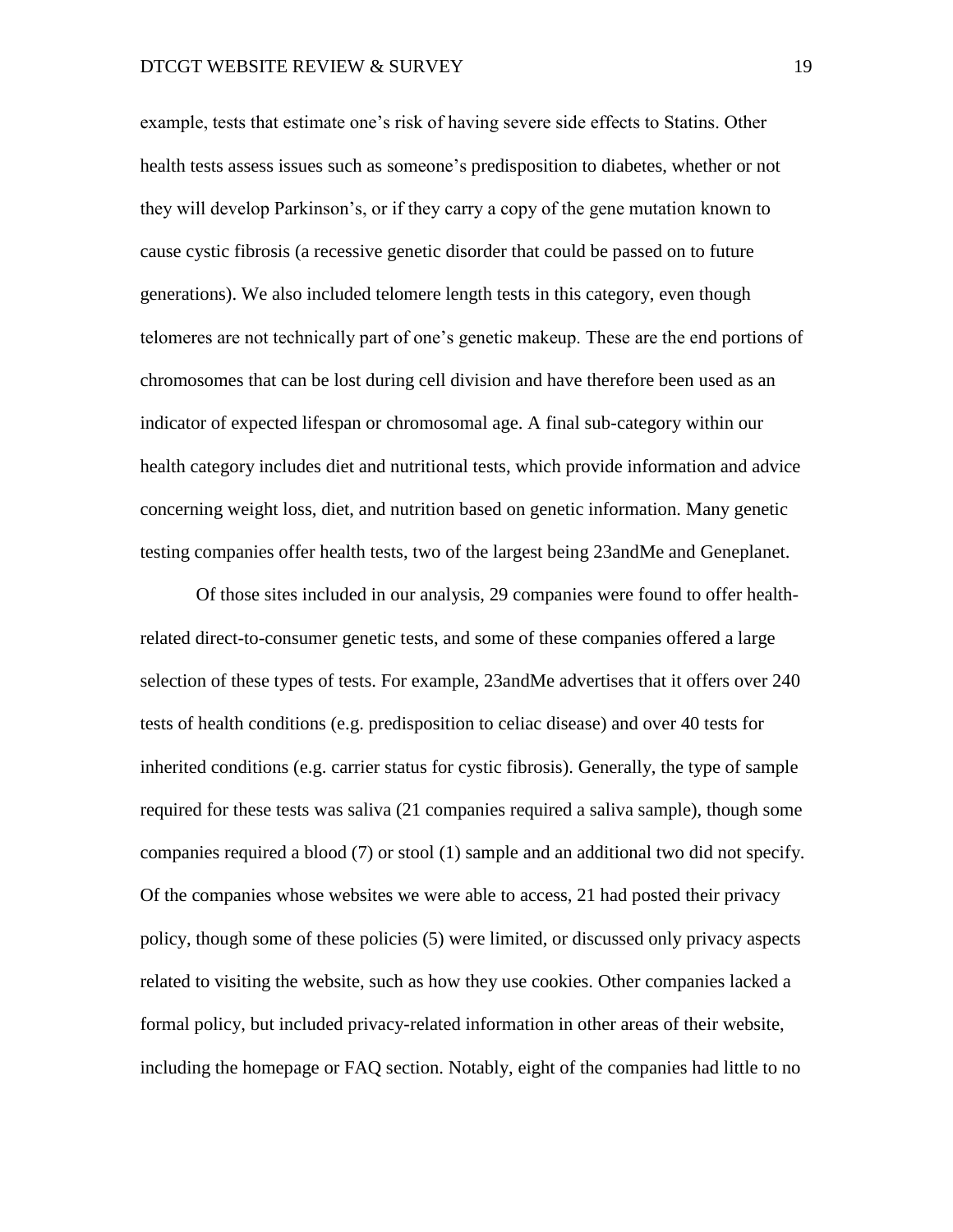example, tests that estimate one's risk of having severe side effects to Statins. Other health tests assess issues such as someone's predisposition to diabetes, whether or not they will develop Parkinson's, or if they carry a copy of the gene mutation known to cause cystic fibrosis (a recessive genetic disorder that could be passed on to future generations). We also included telomere length tests in this category, even though telomeres are not technically part of one's genetic makeup. These are the end portions of chromosomes that can be lost during cell division and have therefore been used as an indicator of expected lifespan or chromosomal age. A final sub-category within our health category includes diet and nutritional tests, which provide information and advice concerning weight loss, diet, and nutrition based on genetic information. Many genetic testing companies offer health tests, two of the largest being 23andMe and Geneplanet.

Of those sites included in our analysis, 29 companies were found to offer health-related direct-to-consumer genetic tests, and some of these companies offered a large selection of these types of tests. For example, 23andMe advertises that it offers over 240 tests of health conditions (e.g. predisposition to celiac disease) and over 40 tests for inherited conditions (e.g. carrier status for cystic fibrosis). Generally, the type of sample required for these tests was saliva (21 companies required a saliva sample), though some companies required a blood (7) or stool (1) sample and an additional two did not specify. Of the companies whose websites we were able to access, 21 had posted their privacy policy, though some of these policies (5) were limited, or discussed only privacy aspects related to visiting the website, such as how they use cookies. Other companies lacked a formal policy, but included privacy-related information in other areas of their website, including the homepage or FAQ section. Notably, eight of the companies had little to no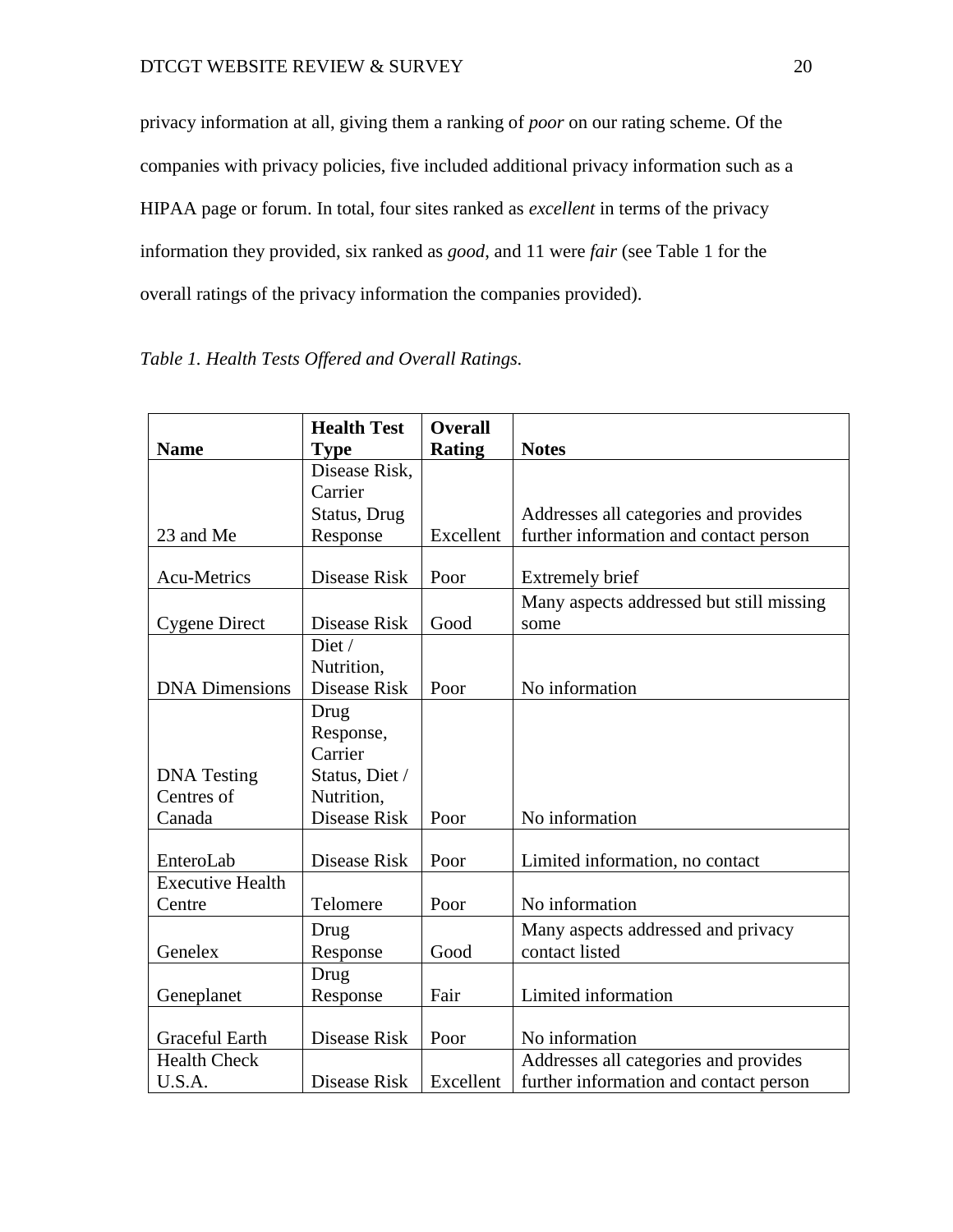privacy information at all, giving them a ranking of *poor* on our rating scheme. Of the companies with privacy policies, five included additional privacy information such as a HIPAA page or forum. In total, four sites ranked as *excellent* in terms of the privacy information they provided, six ranked as *good*, and 11 were *fair* (see Table 1 for the overall ratings of the privacy information the companies provided).

*Table 1. Health Tests Offered and Overall Ratings.*

| **Name** | **Health Test Type** | **Overall Rating** | **Notes** |
|---|---|---|---|
| 23 and Me | Disease Risk, Carrier Status, Drug Response | Excellent | Addresses all categories and provides further information and contact person |
| Acu-Metrics | Disease Risk | Poor | Extremely brief |
| Cygene Direct | Disease Risk | Good | Many aspects addressed but still missing some |
| DNA Dimensions | Diet / Nutrition, Disease Risk | Poor | No information |
| DNA Testing Centres of Canada | Drug Response, Carrier Status, Diet / Nutrition, Disease Risk | Poor | No information |
| EnteroLab | Disease Risk | Poor | Limited information, no contact |
| Executive Health Centre | Telomere | Poor | No information |
| Genelex | Drug Response | Good | Many aspects addressed and privacy contact listed |
| Geneplanet | Drug Response | Fair | Limited information |
| Graceful Earth | Disease Risk | Poor | No information |
| Health Check U.S.A. | Disease Risk | Excellent | Addresses all categories and provides further information and contact person |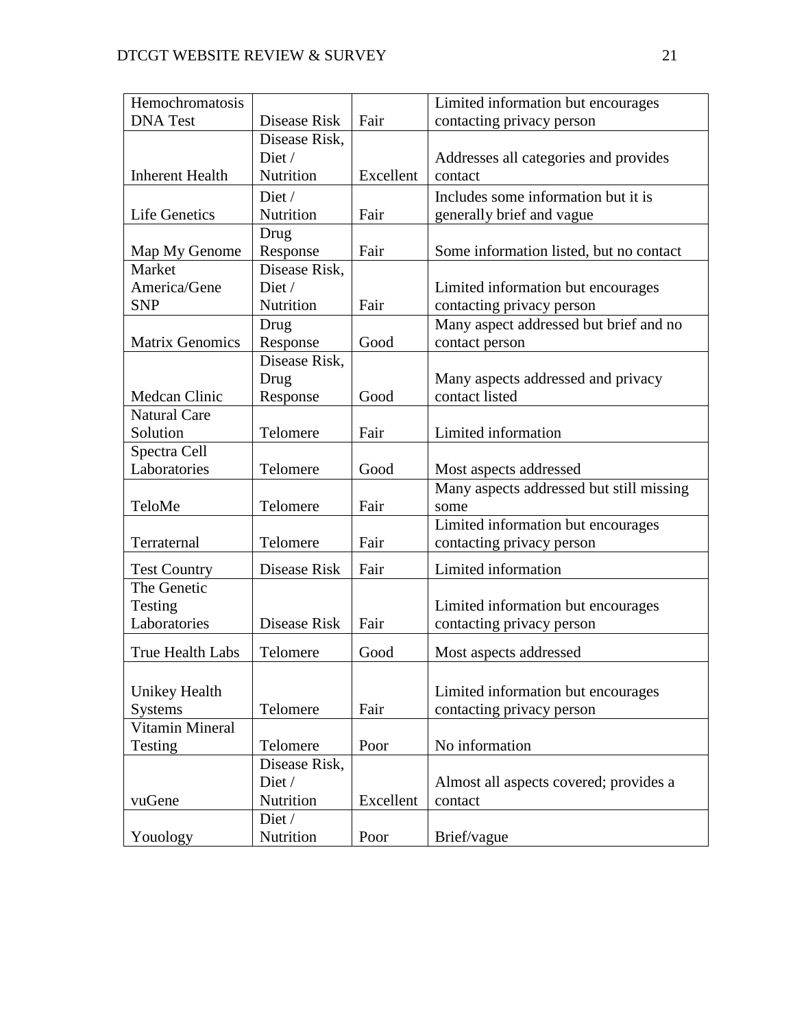| | | | |
|---|---|---|---|
| Hemochromatosis DNA Test | Disease Risk | Fair | Limited information but encourages contacting privacy person |
| Inherent Health | Disease Risk, Diet / Nutrition | Excellent | Addresses all categories and provides contact |
| Life Genetics | Diet / Nutrition | Fair | Includes some information but it is generally brief and vague |
| Map My Genome | Drug Response | Fair | Some information listed, but no contact |
| Market America/Gene SNP | Disease Risk, Diet / Nutrition | Fair | Limited information but encourages contacting privacy person |
| Matrix Genomics | Drug Response | Good | Many aspect addressed but brief and no contact person |
| Medcan Clinic | Disease Risk, Drug Response | Good | Many aspects addressed and privacy contact listed |
| Natural Care Solution | Telomere | Fair | Limited information |
| Spectra Cell Laboratories | Telomere | Good | Most aspects addressed |
| TeloMe | Telomere | Fair | Many aspects addressed but still missing some |
| Terraternal | Telomere | Fair | Limited information but encourages contacting privacy person |
| Test Country | Disease Risk | Fair | Limited information |
| The Genetic Testing Laboratories | Disease Risk | Fair | Limited information but encourages contacting privacy person |
| True Health Labs | Telomere | Good | Most aspects addressed |
| Unikey Health Systems | Telomere | Fair | Limited information but encourages contacting privacy person |
| Vitamin Mineral Testing | Telomere | Poor | No information |
| vuGene | Disease Risk, Diet / Nutrition | Excellent | Almost all aspects covered; provides a contact |
| Youology | Diet / Nutrition | Poor | Brief/vague |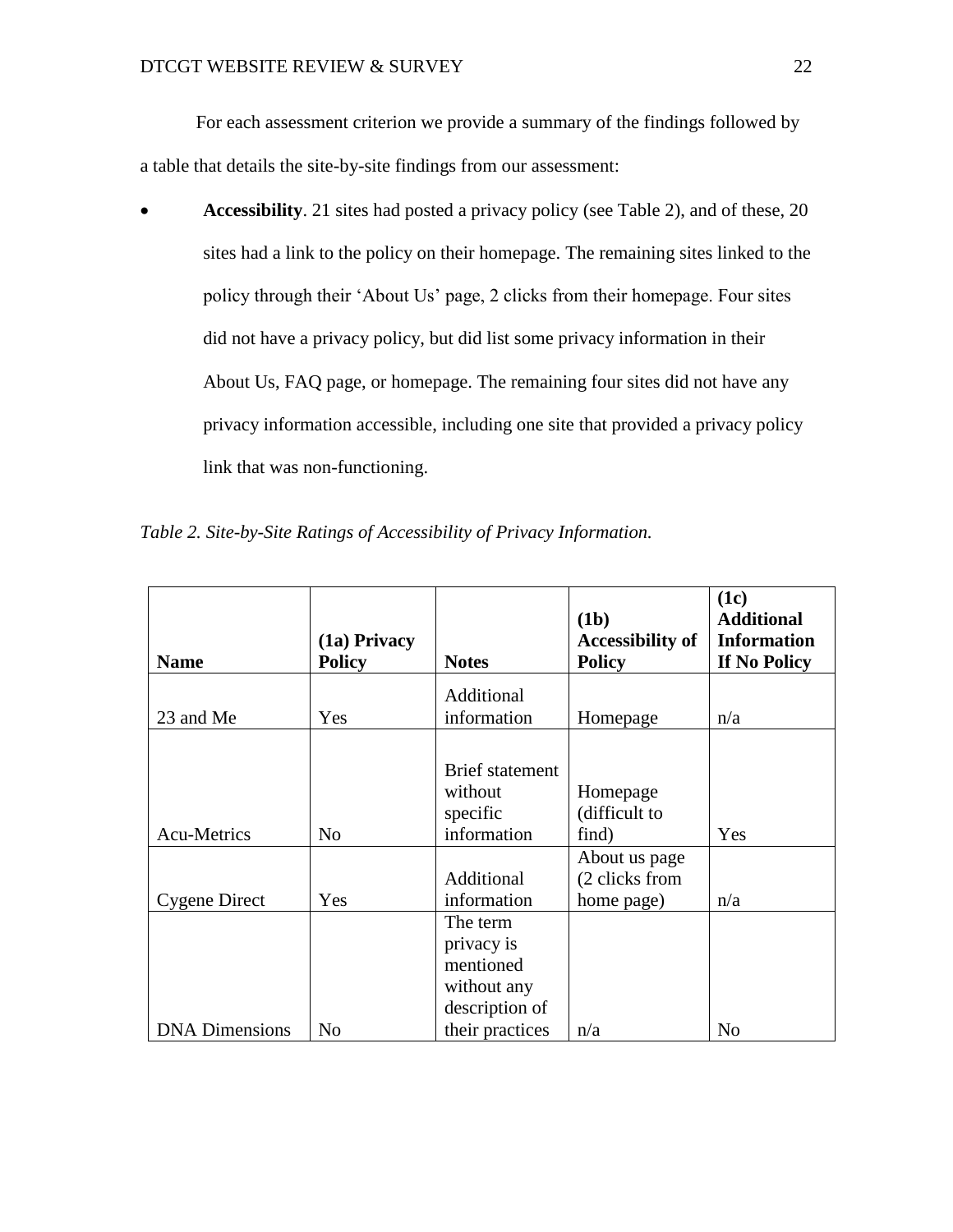For each assessment criterion we provide a summary of the findings followed by a table that details the site-by-site findings from our assessment:

- **Accessibility**. 21 sites had posted a privacy policy (see Table 2), and of these, 20 sites had a link to the policy on their homepage. The remaining sites linked to the policy through their 'About Us' page, 2 clicks from their homepage. Four sites did not have a privacy policy, but did list some privacy information in their About Us, FAQ page, or homepage. The remaining four sites did not have any privacy information accessible, including one site that provided a privacy policy link that was non-functioning.

*Table 2. Site-by-Site Ratings of Accessibility of Privacy Information.*

| Name | (1a) Privacy Policy | Notes | (1b) Accessibility of Policy | (1c) Additional Information If No Policy |
|---|---|---|---|---|
| 23 and Me | Yes | Additional information | Homepage | n/a |
| Acu-Metrics | No | Brief statement without specific information | Homepage (difficult to find) | Yes |
| Cygene Direct | Yes | Additional information | About us page (2 clicks from home page) | n/a |
| DNA Dimensions | No | The term privacy is mentioned without any description of their practices | n/a | No |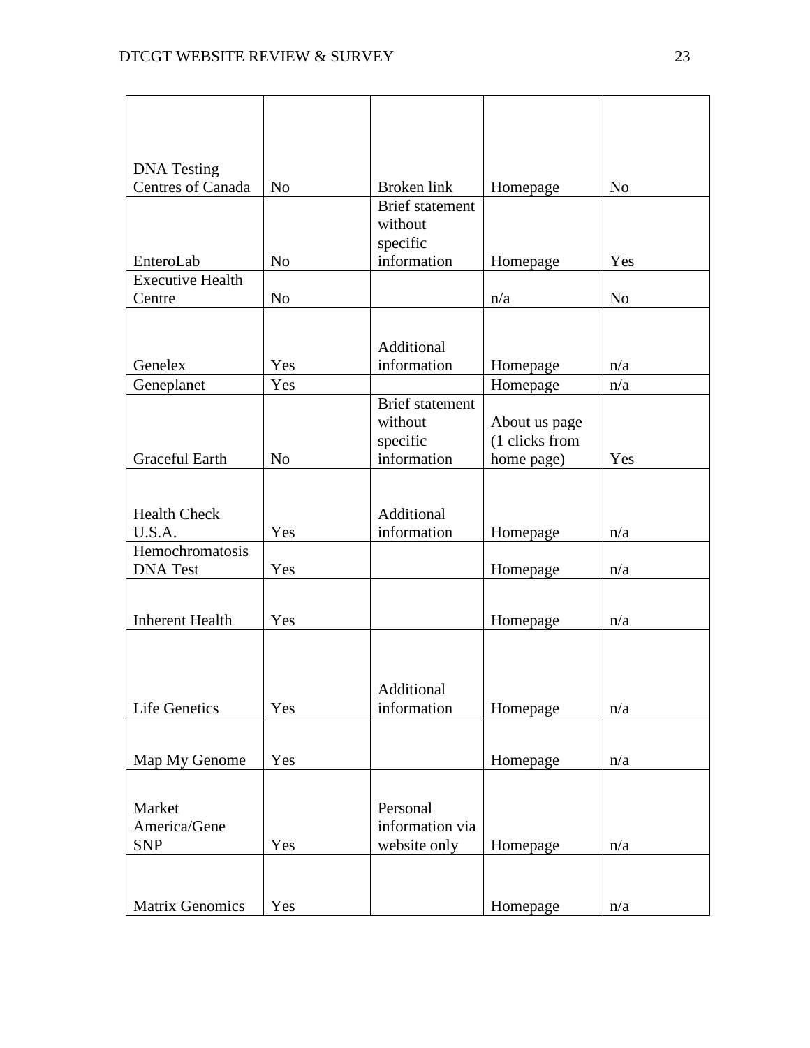| | | | | |
|---|---|---|---|---|
| DNA Testing Centres of Canada | No | Broken link | Homepage | No |
| EnteroLab | No | Brief statement without specific information | Homepage | Yes |
| Executive Health Centre | No | | n/a | No |
| Genelex | Yes | Additional information | Homepage | n/a |
| Geneplanet | Yes | | Homepage | n/a |
| Graceful Earth | No | Brief statement without specific information | About us page (1 clicks from home page) | Yes |
| Health Check U.S.A. | Yes | Additional information | Homepage | n/a |
| Hemochromatosis DNA Test | Yes | | Homepage | n/a |
| Inherent Health | Yes | | Homepage | n/a |
| Life Genetics | Yes | Additional information | Homepage | n/a |
| Map My Genome | Yes | | Homepage | n/a |
| Market America/Gene SNP | Yes | Personal information via website only | Homepage | n/a |
| Matrix Genomics | Yes | | Homepage | n/a |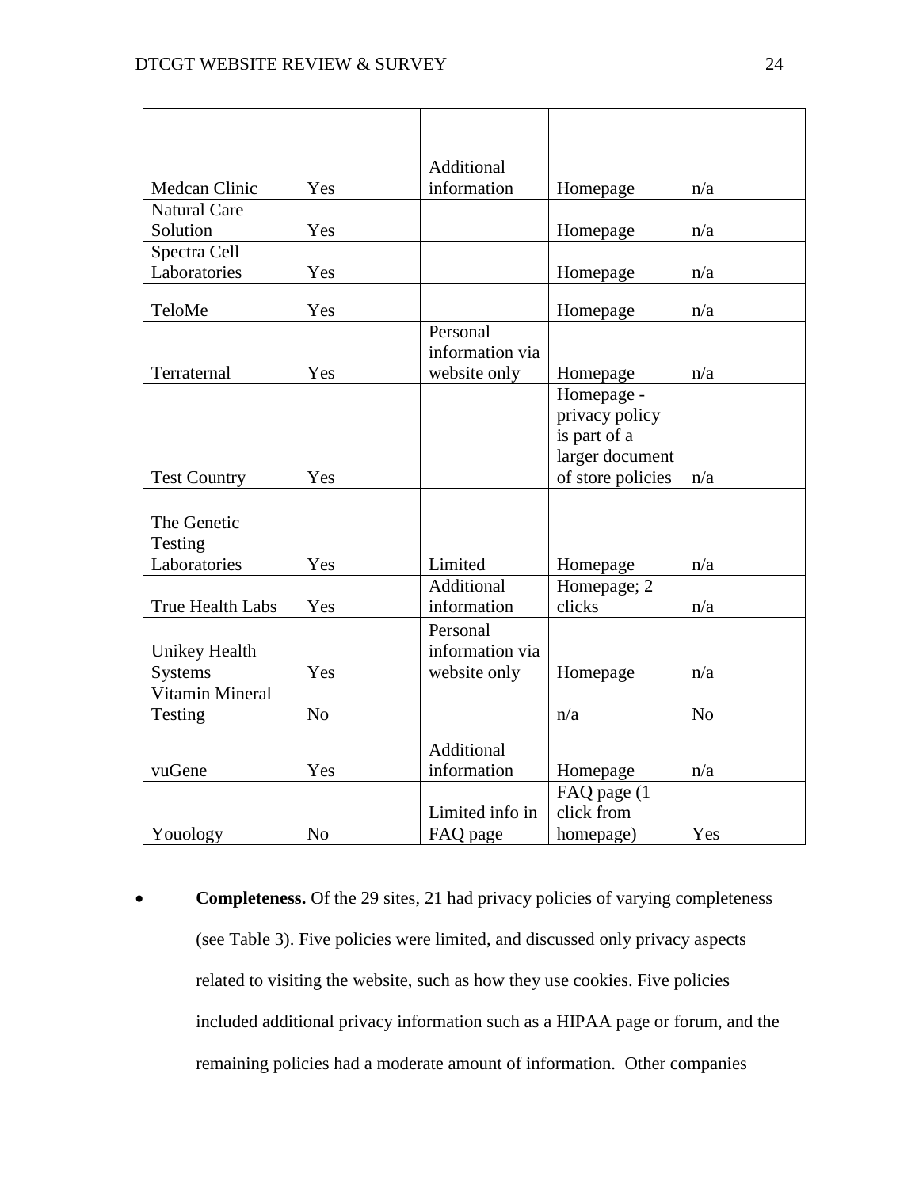| | | | | |
|---|---|---|---|---|
| Medcan Clinic | Yes | Additional information | Homepage | n/a |
| Natural Care Solution | Yes | | Homepage | n/a |
| Spectra Cell Laboratories | Yes | | Homepage | n/a |
| TeloMe | Yes | | Homepage | n/a |
| Terraternal | Yes | Personal information via website only | Homepage | n/a |
| Test Country | Yes | | Homepage - privacy policy is part of a larger document of store policies | n/a |
| The Genetic Testing Laboratories | Yes | Limited | Homepage | n/a |
| True Health Labs | Yes | Additional information | Homepage; 2 clicks | n/a |
| Unikey Health Systems | Yes | Personal information via website only | Homepage | n/a |
| Vitamin Mineral Testing | No | | n/a | No |
| vuGene | Yes | Additional information | Homepage | n/a |
| Youology | No | Limited info in FAQ page | FAQ page (1 click from homepage) | Yes |

- **Completeness.** Of the 29 sites, 21 had privacy policies of varying completeness (see Table 3). Five policies were limited, and discussed only privacy aspects related to visiting the website, such as how they use cookies. Five policies included additional privacy information such as a HIPAA page or forum, and the remaining policies had a moderate amount of information. Other companies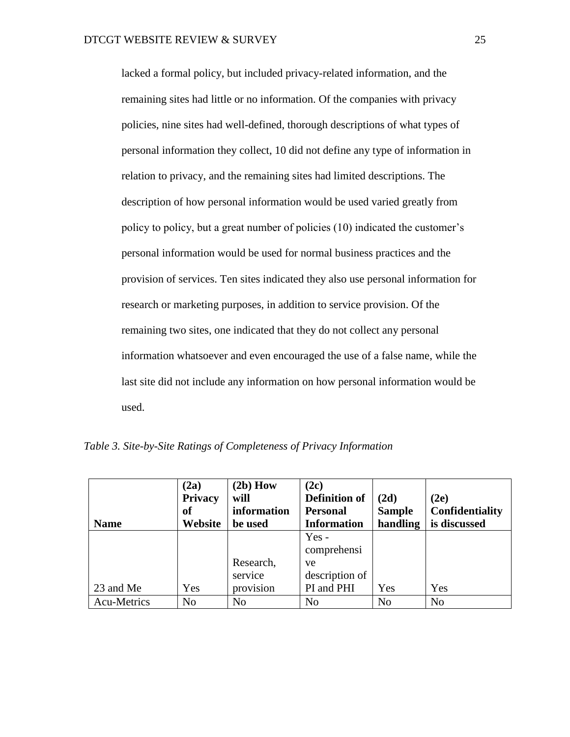lacked a formal policy, but included privacy-related information, and the remaining sites had little or no information. Of the companies with privacy policies, nine sites had well-defined, thorough descriptions of what types of personal information they collect, 10 did not define any type of information in relation to privacy, and the remaining sites had limited descriptions. The description of how personal information would be used varied greatly from policy to policy, but a great number of policies (10) indicated the customer's personal information would be used for normal business practices and the provision of services. Ten sites indicated they also use personal information for research or marketing purposes, in addition to service provision. Of the remaining two sites, one indicated that they do not collect any personal information whatsoever and even encouraged the use of a false name, while the last site did not include any information on how personal information would be used.

*Table 3. Site-by-Site Ratings of Completeness of Privacy Information*

| Name | (2a) Privacy of Website | (2b) How will information be used | (2c) Definition of Personal Information | (2d) Sample handling | (2e) Confidentiality is discussed |
|---|---|---|---|---|---|
| 23 and Me | Yes | Research, service provision | Yes - comprehensive description of PI and PHI | Yes | Yes |
| Acu-Metrics | No | No | No | No | No |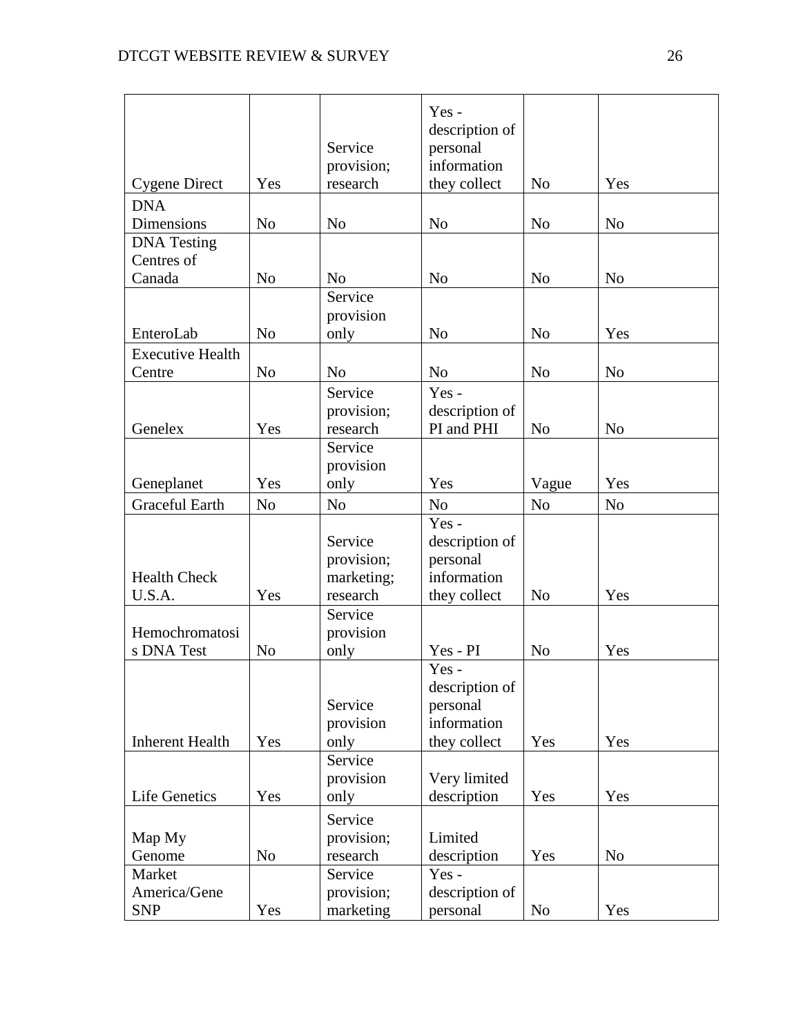| | | | | | |
|---|---|---|---|---|---|
| Cygene Direct | Yes | Service provision; research | Yes - description of personal information they collect | No | Yes |
| DNA Dimensions | No | No | No | No | No |
| DNA Testing Centres of Canada | No | No | No | No | No |
| EnteroLab | No | Service provision only | No | No | Yes |
| Executive Health Centre | No | No | No | No | No |
| Genelex | Yes | Service provision; research | Yes - description of PI and PHI | No | No |
| Geneplanet | Yes | Service provision only | Yes | Vague | Yes |
| Graceful Earth | No | No | No | No | No |
| Health Check U.S.A. | Yes | Service provision; marketing; research | Yes - description of personal information they collect | No | Yes |
| Hemochromatosis DNA Test | No | Service provision only | Yes - PI | No | Yes |
| Inherent Health | Yes | Service provision only | Yes - description of personal information they collect | Yes | Yes |
| Life Genetics | Yes | Service provision only | Very limited description | Yes | Yes |
| Map My Genome | No | Service provision; research | Limited description | Yes | No |
| Market America/Gene SNP | Yes | Service provision; marketing | Yes - description of personal | No | Yes |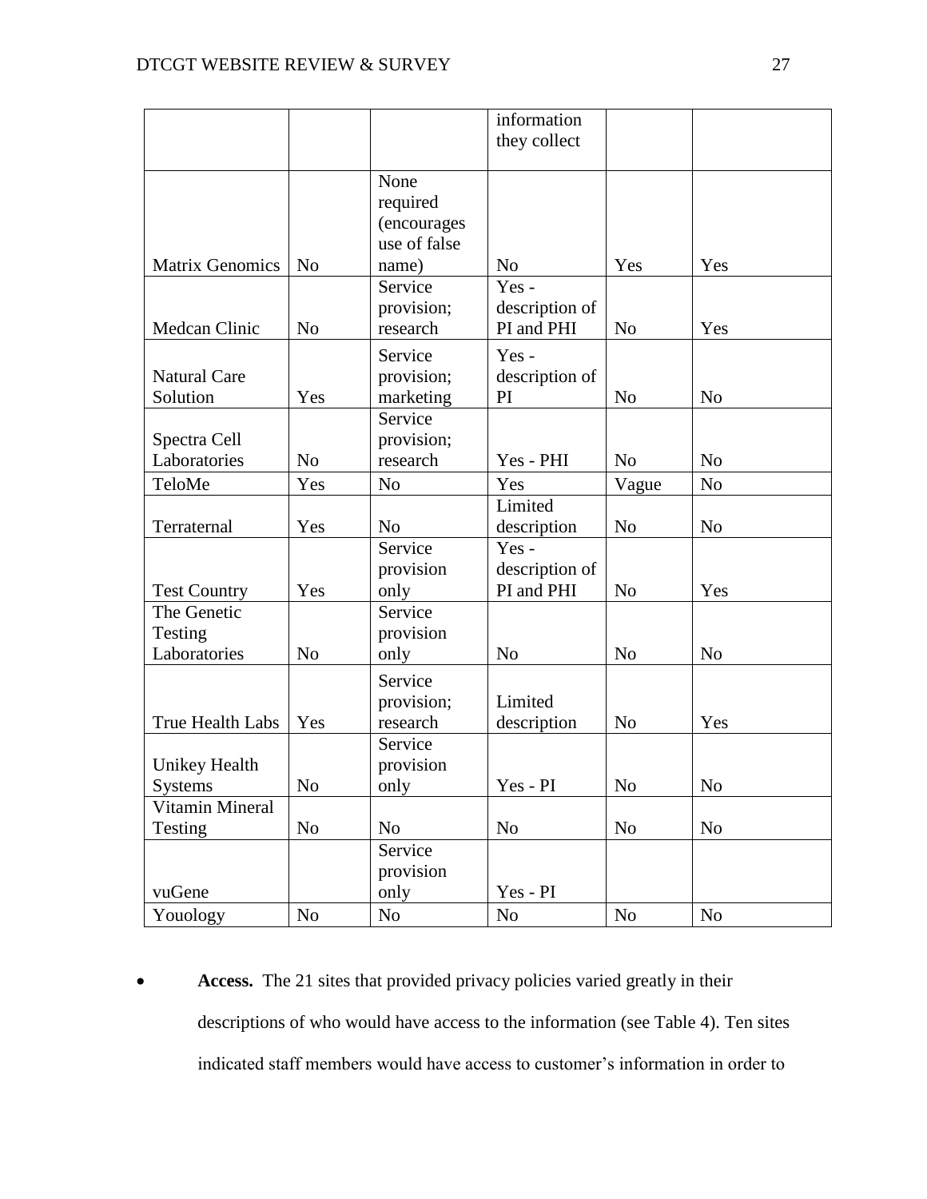|  |  |  | information they collect |  |  |
|---|---|---|---|---|---|
| Matrix Genomics | No | None required (encourages use of false name) | No | Yes | Yes |
| Medcan Clinic | No | Service provision; research | Yes - description of PI and PHI | No | Yes |
| Natural Care Solution | Yes | Service provision; marketing | Yes - description of PI | No | No |
| Spectra Cell Laboratories | No | Service provision; research | Yes - PHI | No | No |
| TeloMe | Yes | No | Yes | Vague | No |
| Terraternal | Yes | No | Limited description | No | No |
| Test Country | Yes | Service provision only | Yes - description of PI and PHI | No | Yes |
| The Genetic Testing Laboratories | No | Service provision only | No | No | No |
| True Health Labs | Yes | Service provision; research | Limited description | No | Yes |
| Unikey Health Systems | No | Service provision only | Yes - PI | No | No |
| Vitamin Mineral Testing | No | No | No | No | No |
| vuGene |  | Service provision only | Yes - PI |  |  |
| Youology | No | No | No | No | No |

- **Access.** The 21 sites that provided privacy policies varied greatly in their descriptions of who would have access to the information (see Table 4). Ten sites indicated staff members would have access to customer's information in order to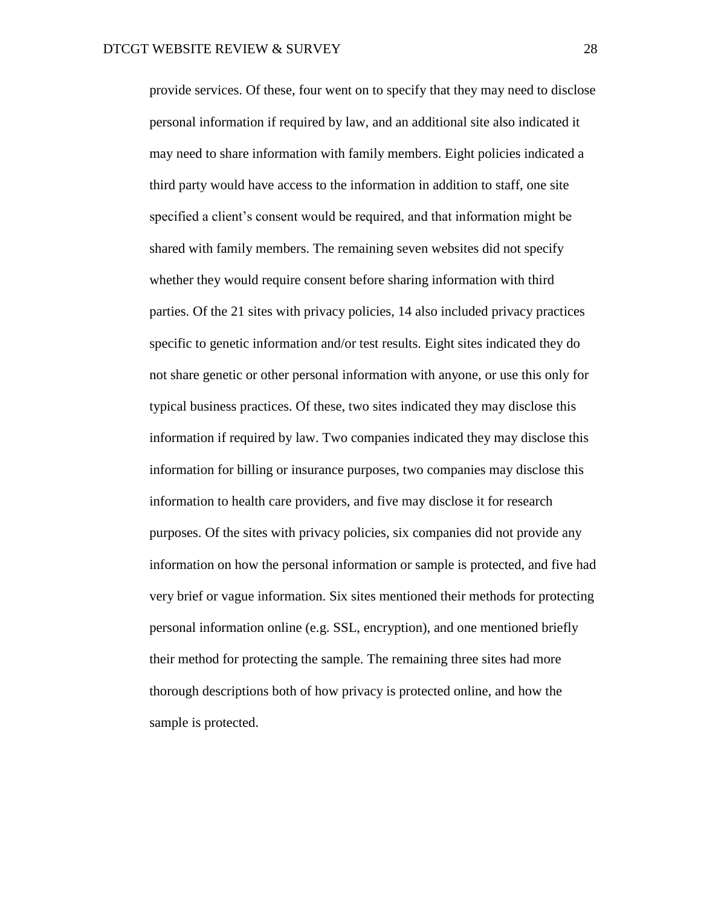provide services. Of these, four went on to specify that they may need to disclose personal information if required by law, and an additional site also indicated it may need to share information with family members. Eight policies indicated a third party would have access to the information in addition to staff, one site specified a client's consent would be required, and that information might be shared with family members. The remaining seven websites did not specify whether they would require consent before sharing information with third parties. Of the 21 sites with privacy policies, 14 also included privacy practices specific to genetic information and/or test results. Eight sites indicated they do not share genetic or other personal information with anyone, or use this only for typical business practices. Of these, two sites indicated they may disclose this information if required by law. Two companies indicated they may disclose this information for billing or insurance purposes, two companies may disclose this information to health care providers, and five may disclose it for research purposes. Of the sites with privacy policies, six companies did not provide any information on how the personal information or sample is protected, and five had very brief or vague information. Six sites mentioned their methods for protecting personal information online (e.g. SSL, encryption), and one mentioned briefly their method for protecting the sample. The remaining three sites had more thorough descriptions both of how privacy is protected online, and how the sample is protected.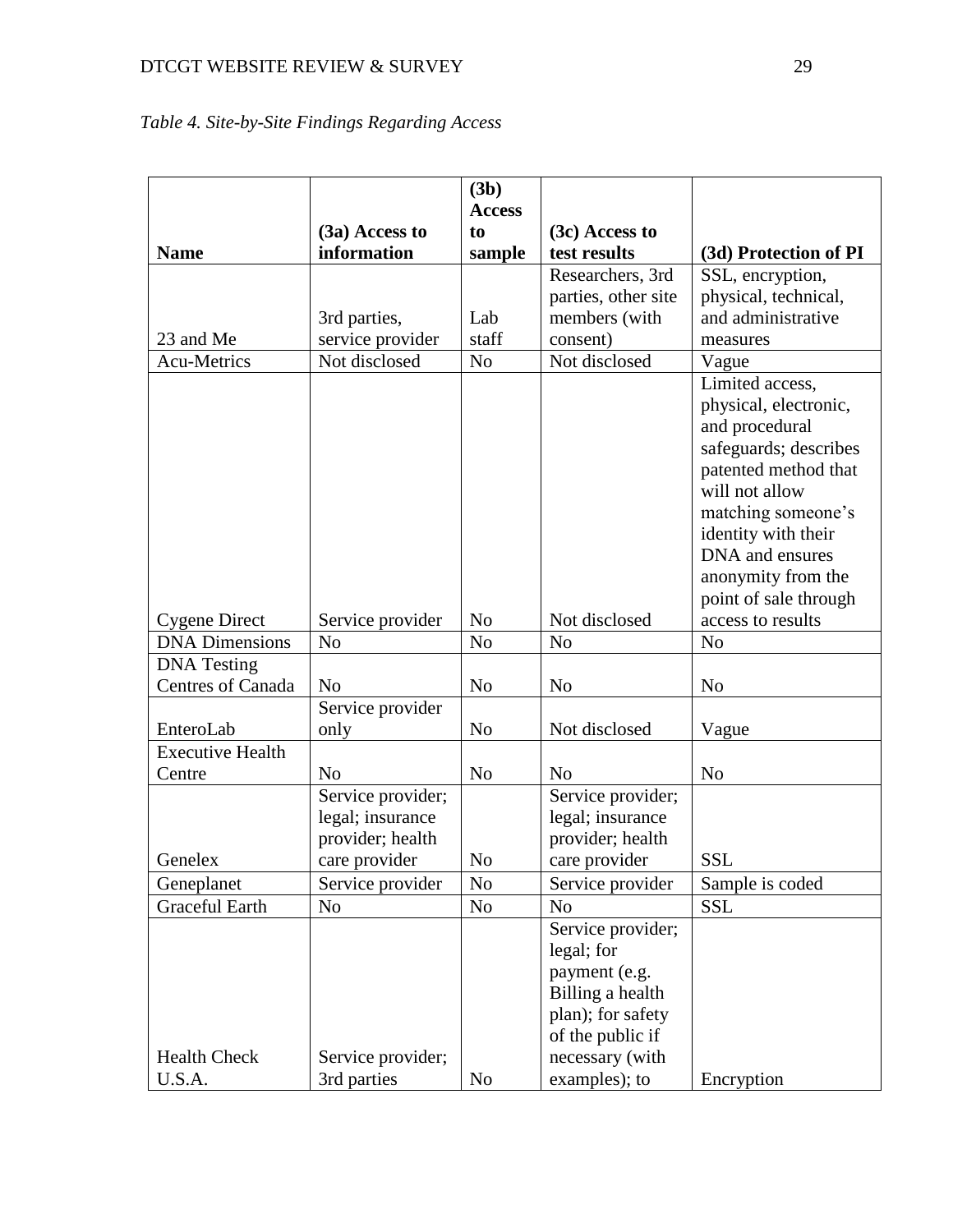*Table 4. Site-by-Site Findings Regarding Access*

| Name | (3a) Access to information | (3b) Access to sample | (3c) Access to test results | (3d) Protection of PI |
|---|---|---|---|---|
| 23 and Me | 3rd parties, service provider | Lab staff | Researchers, 3rd parties, other site members (with consent) | SSL, encryption, physical, technical, and administrative measures |
| Acu-Metrics | Not disclosed | No | Not disclosed | Vague |
| Cygene Direct | Service provider | No | Not disclosed | Limited access, physical, electronic, and procedural safeguards; describes patented method that will not allow matching someone's identity with their DNA and ensures anonymity from the point of sale through access to results |
| DNA Dimensions | No | No | No | No |
| DNA Testing Centres of Canada | No | No | No | No |
| EnteroLab | Service provider only | No | Not disclosed | Vague |
| Executive Health Centre | No | No | No | No |
| Genelex | Service provider; legal; insurance provider; health care provider | No | Service provider; legal; insurance provider; health care provider | SSL |
| Geneplanet | Service provider | No | Service provider | Sample is coded |
| Graceful Earth | No | No | No | SSL |
| Health Check U.S.A. | Service provider; 3rd parties | No | Service provider; legal; for payment (e.g. Billing a health plan); for safety of the public if necessary (with examples); to | Encryption |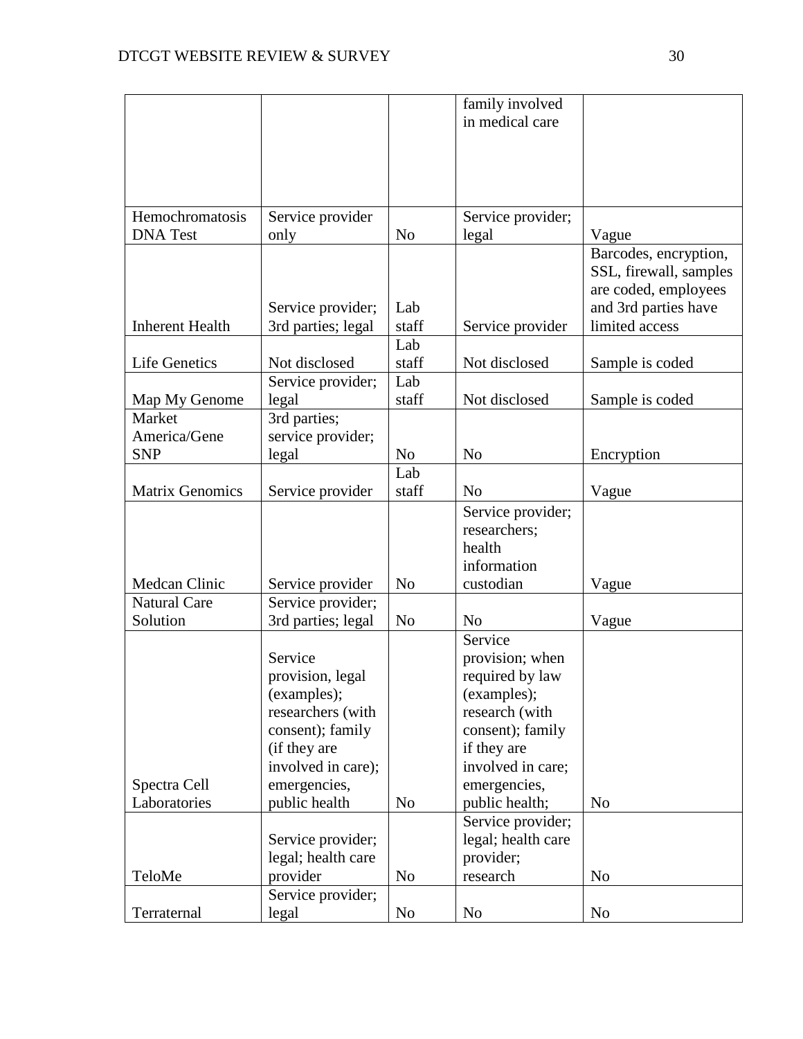| | | | family involved in medical care | |
|---|---|---|---|---|
| Hemochromatosis DNA Test | Service provider only | No | Service provider; legal | Vague |
| Inherent Health | Service provider; 3rd parties; legal | Lab staff | Service provider | Barcodes, encryption, SSL, firewall, samples are coded, employees and 3rd parties have limited access |
| Life Genetics | Not disclosed | Lab staff | Not disclosed | Sample is coded |
| Map My Genome | Service provider; legal | Lab staff | Not disclosed | Sample is coded |
| Market America/Gene SNP | 3rd parties; service provider; legal | No | No | Encryption |
| Matrix Genomics | Service provider | Lab staff | No | Vague |
| Medcan Clinic | Service provider | No | Service provider; researchers; health information custodian | Vague |
| Natural Care Solution | Service provider; 3rd parties; legal | No | No | Vague |
| Spectra Cell Laboratories | Service provision, legal (examples); researchers (with consent); family (if they are involved in care); emergencies, public health | No | Service provision; when required by law (examples); research (with consent); family if they are involved in care; emergencies, public health; | No |
| TeloMe | Service provider; legal; health care provider | No | Service provider; legal; health care provider; research | No |
| Terraternal | Service provider; legal | No | No | No |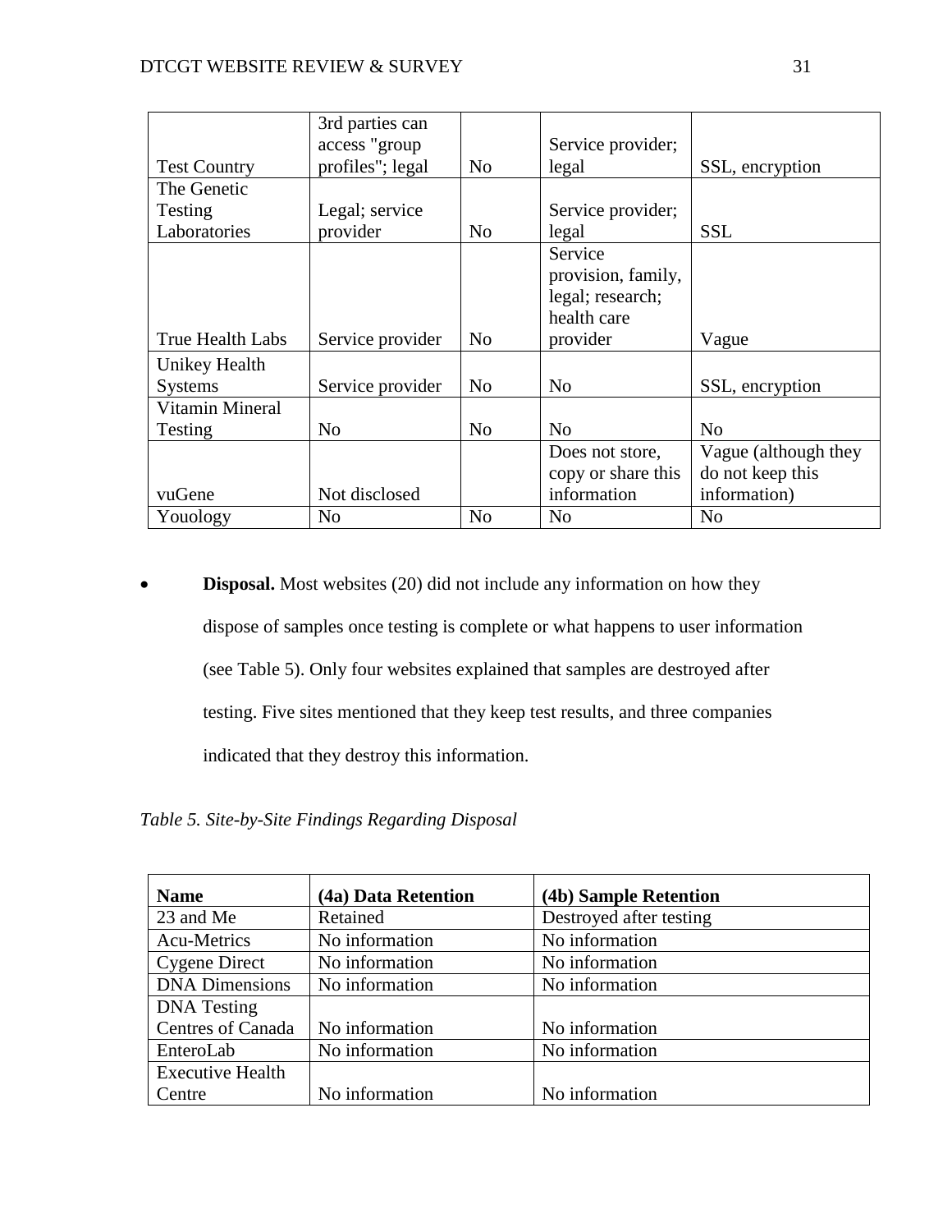| | | | | |
|---|---|---|---|---|
| Test Country | 3rd parties can access "group profiles"; legal | No | Service provider; legal | SSL, encryption |
| The Genetic Testing Laboratories | Legal; service provider | No | Service provider; legal | SSL |
| True Health Labs | Service provider | No | Service provision, family, legal; research; health care provider | Vague |
| Unikey Health Systems | Service provider | No | No | SSL, encryption |
| Vitamin Mineral Testing | No | No | No | No |
| vuGene | Not disclosed | | Does not store, copy or share this information | Vague (although they do not keep this information) |
| Youology | No | No | No | No |

- **Disposal.** Most websites (20) did not include any information on how they dispose of samples once testing is complete or what happens to user information (see Table 5). Only four websites explained that samples are destroyed after testing. Five sites mentioned that they keep test results, and three companies indicated that they destroy this information.

*Table 5. Site-by-Site Findings Regarding Disposal*

| Name | (4a) Data Retention | (4b) Sample Retention |
|---|---|---|
| 23 and Me | Retained | Destroyed after testing |
| Acu-Metrics | No information | No information |
| Cygene Direct | No information | No information |
| DNA Dimensions | No information | No information |
| DNA Testing Centres of Canada | No information | No information |
| EnteroLab | No information | No information |
| Executive Health Centre | No information | No information |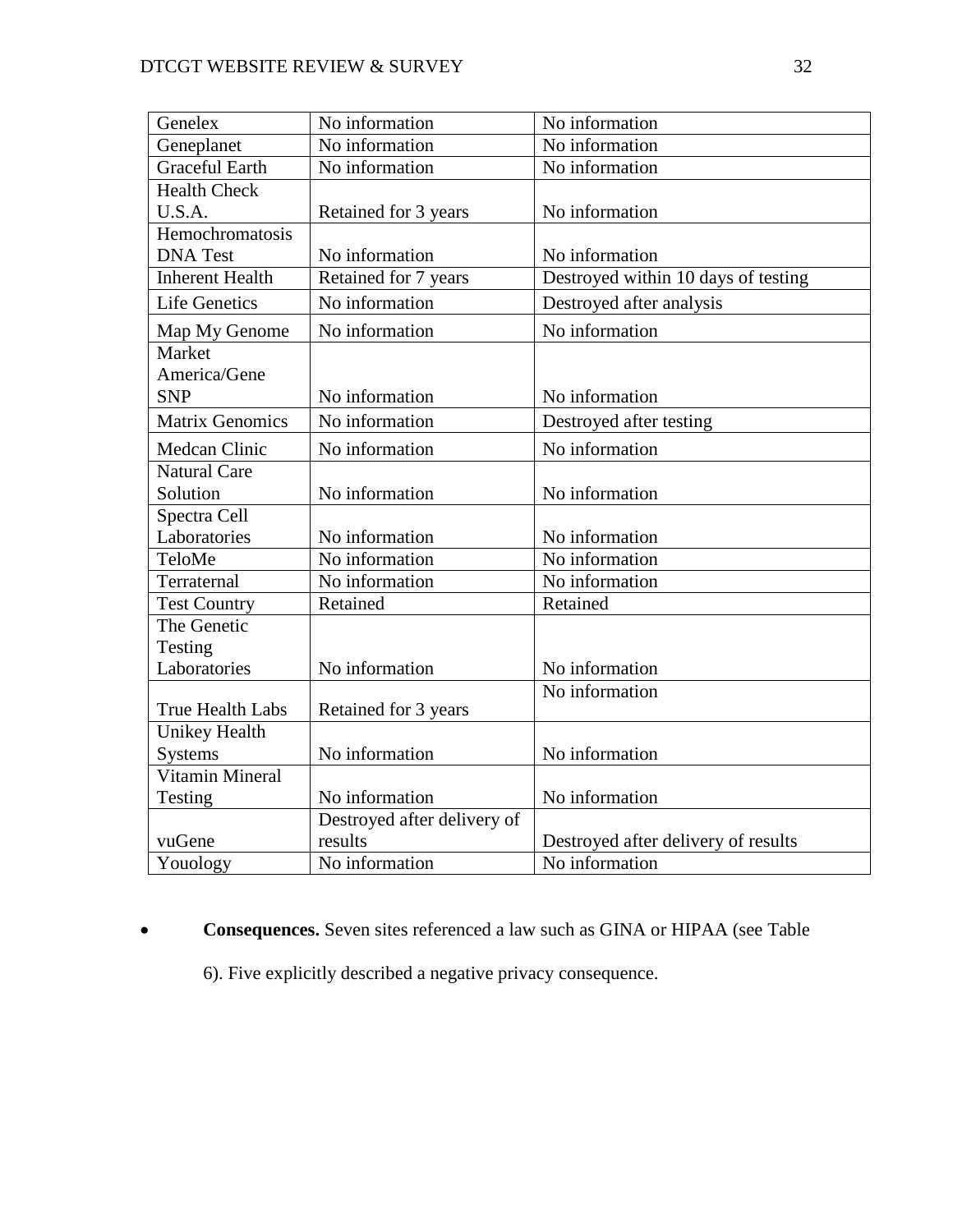| Genelex | No information | No information |
|---|---|---|
| Geneplanet | No information | No information |
| Graceful Earth | No information | No information |
| Health Check U.S.A. | Retained for 3 years | No information |
| Hemochromatosis DNA Test | No information | No information |
| Inherent Health | Retained for 7 years | Destroyed within 10 days of testing |
| Life Genetics | No information | Destroyed after analysis |
| Map My Genome | No information | No information |
| Market America/Gene SNP | No information | No information |
| Matrix Genomics | No information | Destroyed after testing |
| Medcan Clinic | No information | No information |
| Natural Care Solution | No information | No information |
| Spectra Cell Laboratories | No information | No information |
| TeloMe | No information | No information |
| Terraternal | No information | No information |
| Test Country | Retained | Retained |
| The Genetic Testing Laboratories | No information | No information |
| True Health Labs | Retained for 3 years | No information |
| Unikey Health Systems | No information | No information |
| Vitamin Mineral Testing | No information | No information |
| vuGene | Destroyed after delivery of results | Destroyed after delivery of results |
| Youology | No information | No information |

- **Consequences.** Seven sites referenced a law such as GINA or HIPAA (see Table 6). Five explicitly described a negative privacy consequence.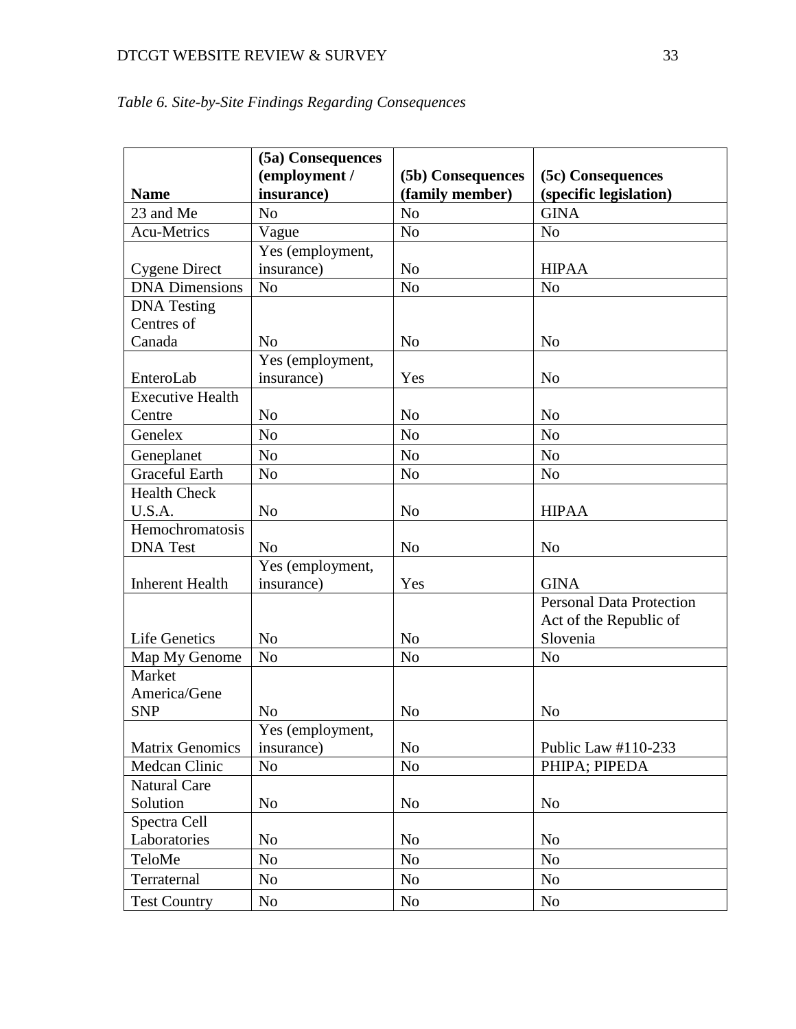*Table 6. Site-by-Site Findings Regarding Consequences*

| Name | (5a) Consequences (employment / insurance) | (5b) Consequences (family member) | (5c) Consequences (specific legislation) |
|---|---|---|---|
| 23 and Me | No | No | GINA |
| Acu-Metrics | Vague | No | No |
| Cygene Direct | Yes (employment, insurance) | No | HIPAA |
| DNA Dimensions | No | No | No |
| DNA Testing Centres of Canada | No | No | No |
| EnteroLab | Yes (employment, insurance) | Yes | No |
| Executive Health Centre | No | No | No |
| Genelex | No | No | No |
| Geneplanet | No | No | No |
| Graceful Earth | No | No | No |
| Health Check U.S.A. | No | No | HIPAA |
| Hemochromatosis DNA Test | No | No | No |
| Inherent Health | Yes (employment, insurance) | Yes | GINA |
| Life Genetics | No | No | Personal Data Protection Act of the Republic of Slovenia |
| Map My Genome | No | No | No |
| Market America/Gene SNP | No | No | No |
| Matrix Genomics | Yes (employment, insurance) | No | Public Law #110-233 |
| Medcan Clinic | No | No | PHIPA; PIPEDA |
| Natural Care Solution | No | No | No |
| Spectra Cell Laboratories | No | No | No |
| TeloMe | No | No | No |
| Terraternal | No | No | No |
| Test Country | No | No | No |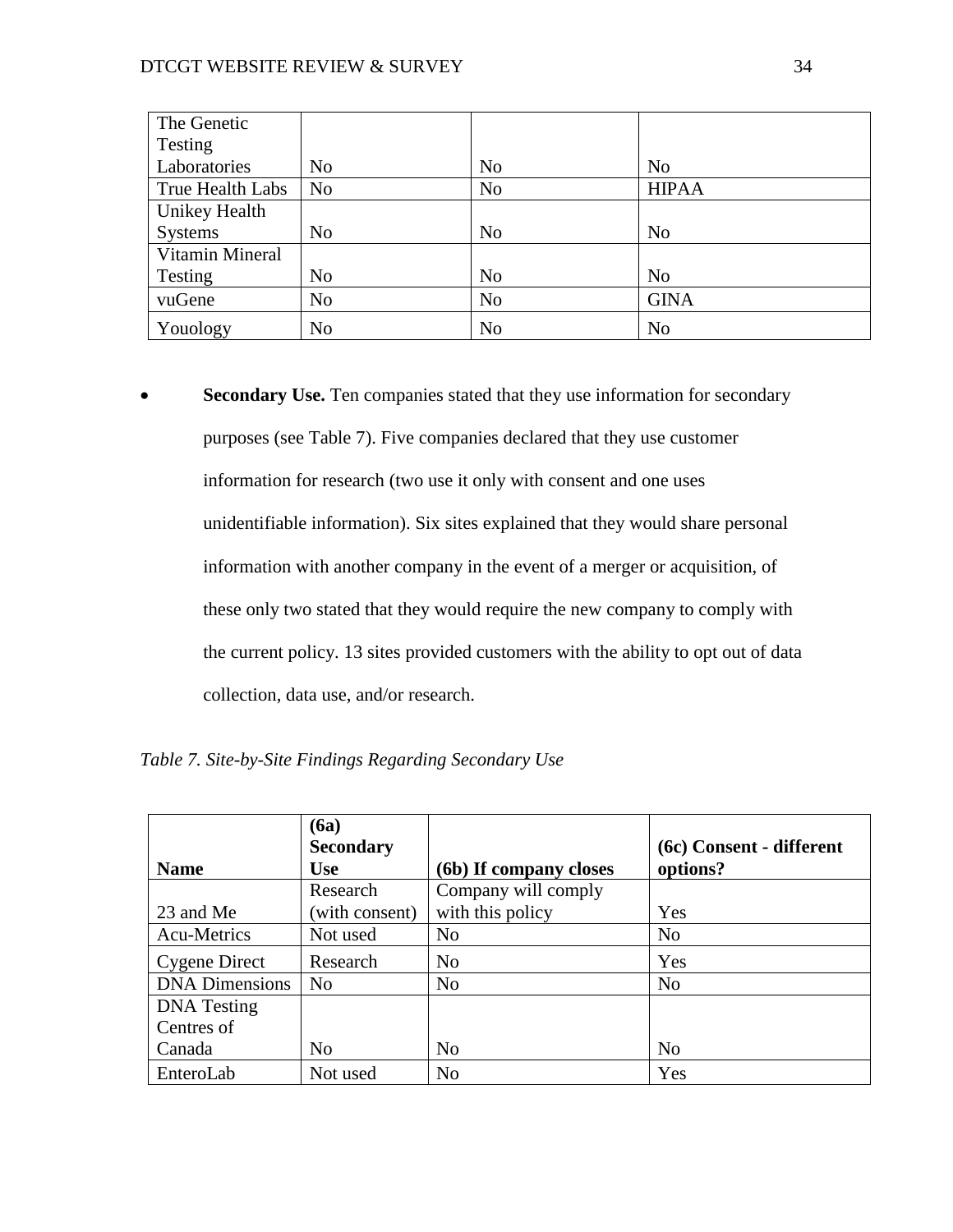| The Genetic Testing Laboratories | No | No | No |
|---|---|---|---|
| True Health Labs | No | No | HIPAA |
| Unikey Health Systems | No | No | No |
| Vitamin Mineral Testing | No | No | No |
| vuGene | No | No | GINA |
| Youology | No | No | No |

- **Secondary Use.** Ten companies stated that they use information for secondary purposes (see Table 7). Five companies declared that they use customer information for research (two use it only with consent and one uses unidentifiable information). Six sites explained that they would share personal information with another company in the event of a merger or acquisition, of these only two stated that they would require the new company to comply with the current policy. 13 sites provided customers with the ability to opt out of data collection, data use, and/or research.

*Table 7. Site-by-Site Findings Regarding Secondary Use*

| **Name** | **(6a) Secondary Use** | **(6b) If company closes** | **(6c) Consent - different options?** |
|---|---|---|---|
| 23 and Me | Research (with consent) | Company will comply with this policy | Yes |
| Acu-Metrics | Not used | No | No |
| Cygene Direct | Research | No | Yes |
| DNA Dimensions | No | No | No |
| DNA Testing Centres of Canada | No | No | No |
| EnteroLab | Not used | No | Yes |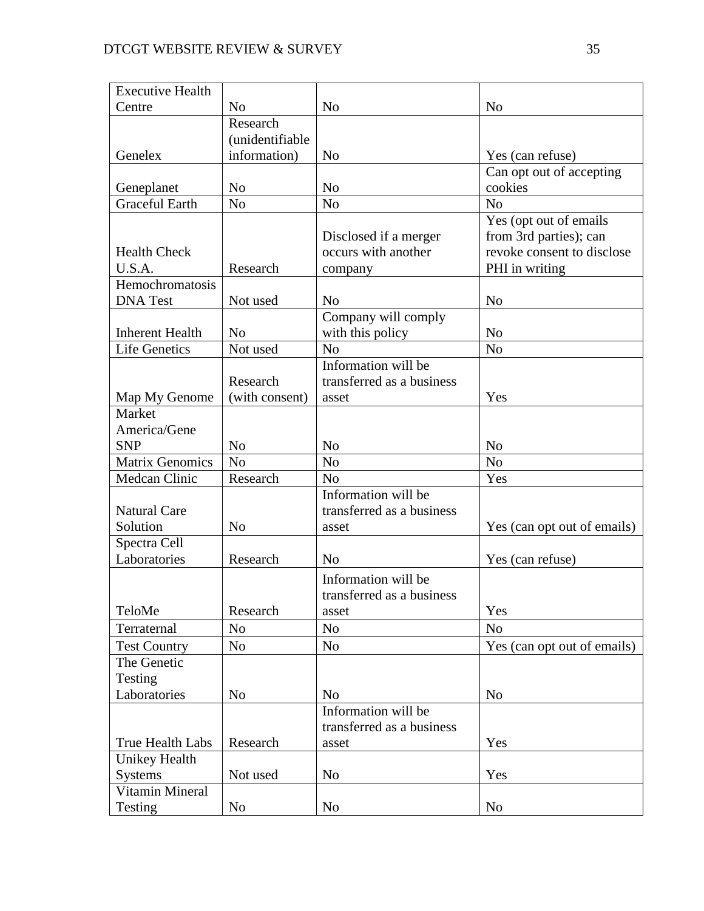| | | | |
|---|---|---|---|
| Executive Health Centre | No | No | No |
| Genelex | Research (unidentifiable information) | No | Yes (can refuse) |
| Geneplanet | No | No | Can opt out of accepting cookies |
| Graceful Earth | No | No | No |
| Health Check U.S.A. | Research | Disclosed if a merger occurs with another company | Yes (opt out of emails from 3rd parties); can revoke consent to disclose PHI in writing |
| Hemochromatosis DNA Test | Not used | No | No |
| Inherent Health | No | Company will comply with this policy | No |
| Life Genetics | Not used | No | No |
| Map My Genome | Research (with consent) | Information will be transferred as a business asset | Yes |
| Market America/Gene SNP | No | No | No |
| Matrix Genomics | No | No | No |
| Medcan Clinic | Research | No | Yes |
| Natural Care Solution | No | Information will be transferred as a business asset | Yes (can opt out of emails) |
| Spectra Cell Laboratories | Research | No | Yes (can refuse) |
| TeloMe | Research | Information will be transferred as a business asset | Yes |
| Terraternal | No | No | No |
| Test Country | No | No | Yes (can opt out of emails) |
| The Genetic Testing Laboratories | No | No | No |
| True Health Labs | Research | Information will be transferred as a business asset | Yes |
| Unikey Health Systems | Not used | No | Yes |
| Vitamin Mineral Testing | No | No | No |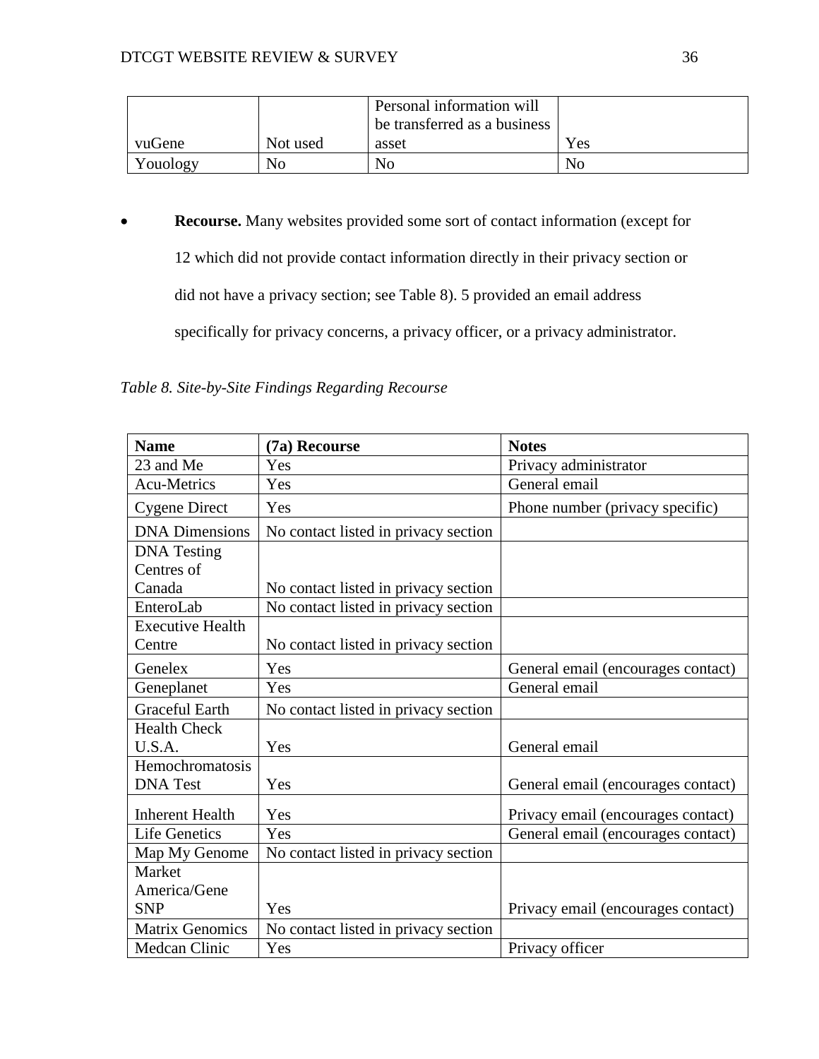| vuGene | Not used | Personal information will be transferred as a business asset | Yes |
|---|---|---|---|
| Youology | No | No | No |

- **Recourse.** Many websites provided some sort of contact information (except for 12 which did not provide contact information directly in their privacy section or did not have a privacy section; see Table 8). 5 provided an email address specifically for privacy concerns, a privacy officer, or a privacy administrator.

*Table 8. Site-by-Site Findings Regarding Recourse*

| Name | (7a) Recourse | Notes |
|---|---|---|
| 23 and Me | Yes | Privacy administrator |
| Acu-Metrics | Yes | General email |
| Cygene Direct | Yes | Phone number (privacy specific) |
| DNA Dimensions | No contact listed in privacy section | |
| DNA Testing Centres of Canada | No contact listed in privacy section | |
| EnteroLab | No contact listed in privacy section | |
| Executive Health Centre | No contact listed in privacy section | |
| Genelex | Yes | General email (encourages contact) |
| Geneplanet | Yes | General email |
| Graceful Earth | No contact listed in privacy section | |
| Health Check U.S.A. | Yes | General email |
| Hemochromatosis DNA Test | Yes | General email (encourages contact) |
| Inherent Health | Yes | Privacy email (encourages contact) |
| Life Genetics | Yes | General email (encourages contact) |
| Map My Genome | No contact listed in privacy section | |
| Market America/Gene SNP | Yes | Privacy email (encourages contact) |
| Matrix Genomics | No contact listed in privacy section | |
| Medcan Clinic | Yes | Privacy officer |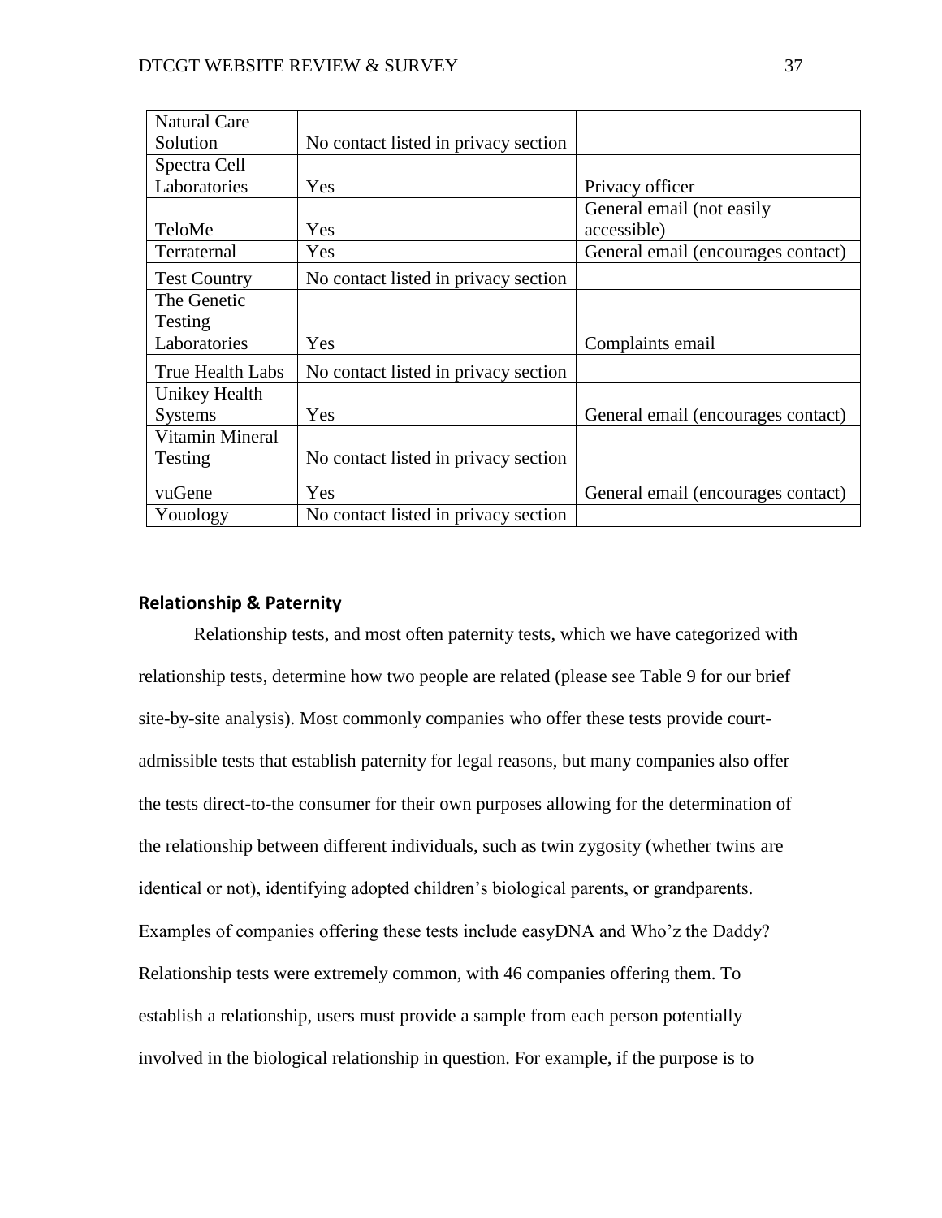| | | |
|---|---|---|
| Natural Care Solution | No contact listed in privacy section | |
| Spectra Cell Laboratories | Yes | Privacy officer |
| TeloMe | Yes | General email (not easily accessible) |
| Terraternal | Yes | General email (encourages contact) |
| Test Country | No contact listed in privacy section | |
| The Genetic Testing Laboratories | Yes | Complaints email |
| True Health Labs | No contact listed in privacy section | |
| Unikey Health Systems | Yes | General email (encourages contact) |
| Vitamin Mineral Testing | No contact listed in privacy section | |
| vuGene | Yes | General email (encourages contact) |
| Youology | No contact listed in privacy section | |

## Relationship & Paternity

Relationship tests, and most often paternity tests, which we have categorized with relationship tests, determine how two people are related (please see Table 9 for our brief site-by-site analysis). Most commonly companies who offer these tests provide court-admissible tests that establish paternity for legal reasons, but many companies also offer the tests direct-to-the consumer for their own purposes allowing for the determination of the relationship between different individuals, such as twin zygosity (whether twins are identical or not), identifying adopted children's biological parents, or grandparents. Examples of companies offering these tests include easyDNA and Who'z the Daddy? Relationship tests were extremely common, with 46 companies offering them. To establish a relationship, users must provide a sample from each person potentially involved in the biological relationship in question. For example, if the purpose is to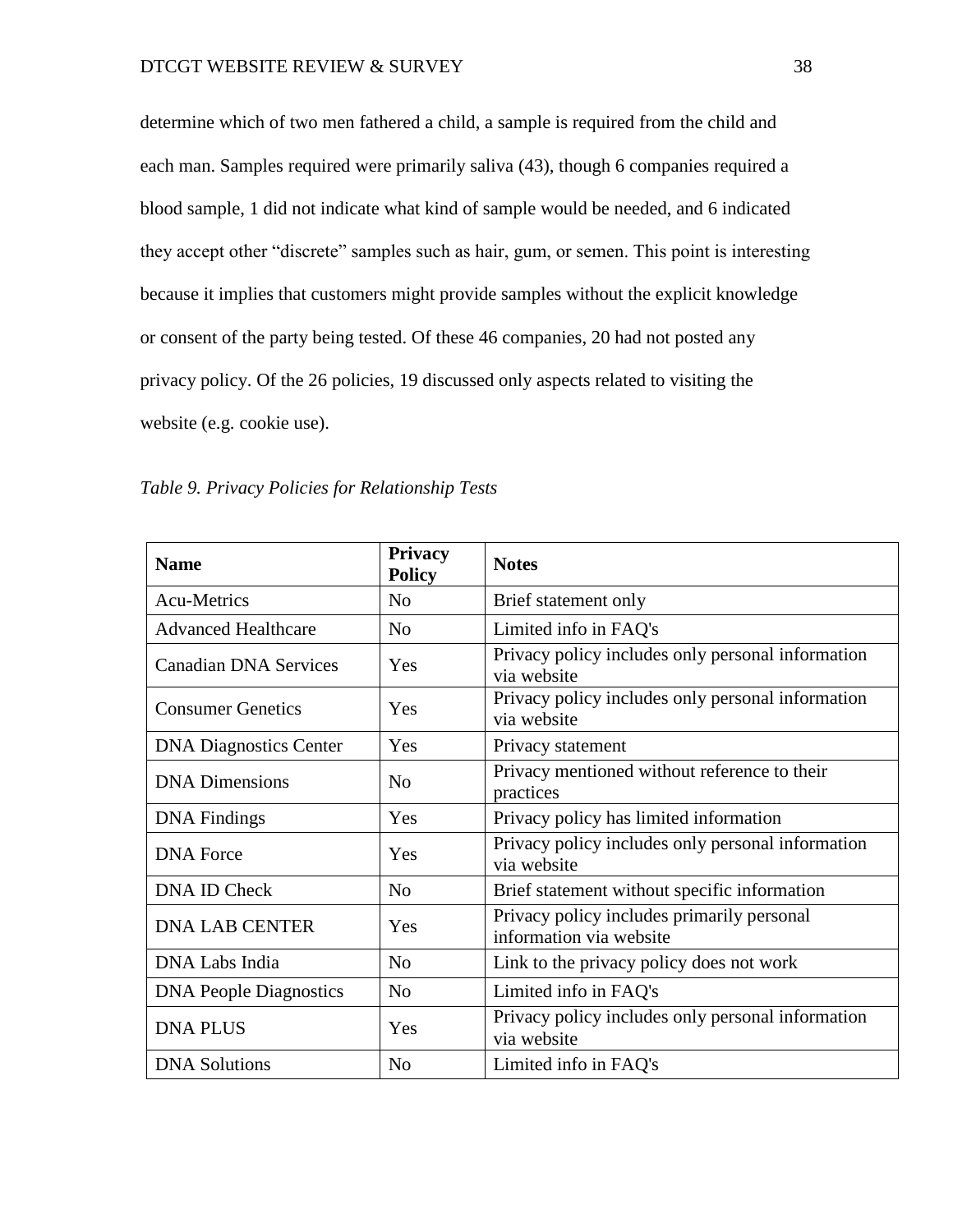determine which of two men fathered a child, a sample is required from the child and each man. Samples required were primarily saliva (43), though 6 companies required a blood sample, 1 did not indicate what kind of sample would be needed, and 6 indicated they accept other “discrete” samples such as hair, gum, or semen. This point is interesting because it implies that customers might provide samples without the explicit knowledge or consent of the party being tested. Of these 46 companies, 20 had not posted any privacy policy. Of the 26 policies, 19 discussed only aspects related to visiting the website (e.g. cookie use).

*Table 9. Privacy Policies for Relationship Tests*

| Name | Privacy Policy | Notes |
|---|---|---|
| Acu-Metrics | No | Brief statement only |
| Advanced Healthcare | No | Limited info in FAQ's |
| Canadian DNA Services | Yes | Privacy policy includes only personal information via website |
| Consumer Genetics | Yes | Privacy policy includes only personal information via website |
| DNA Diagnostics Center | Yes | Privacy statement |
| DNA Dimensions | No | Privacy mentioned without reference to their practices |
| DNA Findings | Yes | Privacy policy has limited information |
| DNA Force | Yes | Privacy policy includes only personal information via website |
| DNA ID Check | No | Brief statement without specific information |
| DNA LAB CENTER | Yes | Privacy policy includes primarily personal information via website |
| DNA Labs India | No | Link to the privacy policy does not work |
| DNA People Diagnostics | No | Limited info in FAQ's |
| DNA PLUS | Yes | Privacy policy includes only personal information via website |
| DNA Solutions | No | Limited info in FAQ's |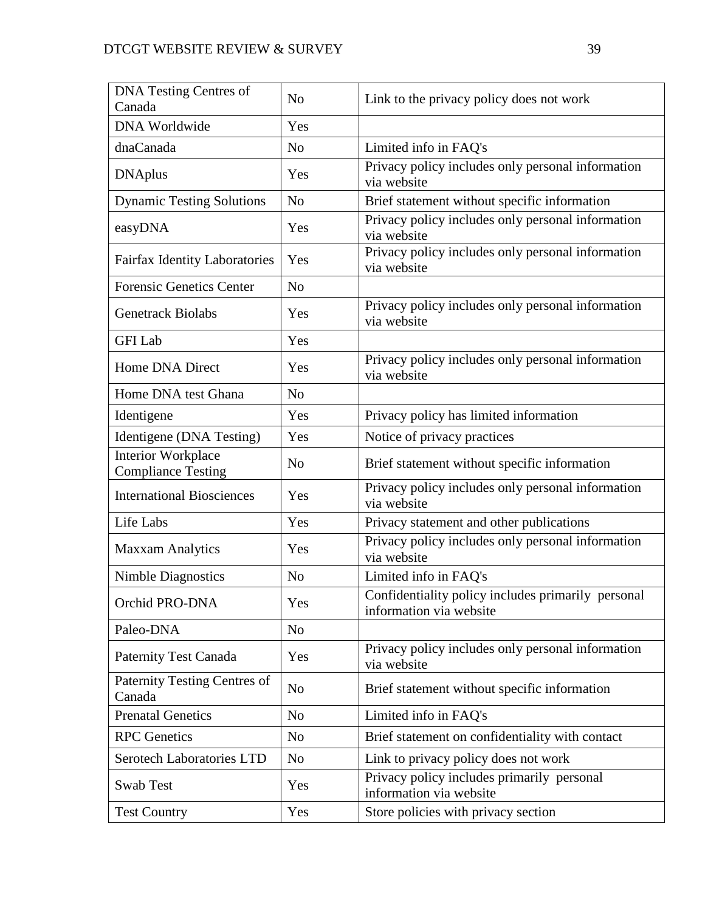| DNA Testing Centres of Canada | No | Link to the privacy policy does not work |
|---|---|---|
| DNA Worldwide | Yes | |
| dnaCanada | No | Limited info in FAQ's |
| DNAplus | Yes | Privacy policy includes only personal information via website |
| Dynamic Testing Solutions | No | Brief statement without specific information |
| easyDNA | Yes | Privacy policy includes only personal information via website |
| Fairfax Identity Laboratories | Yes | Privacy policy includes only personal information via website |
| Forensic Genetics Center | No | |
| Genetrack Biolabs | Yes | Privacy policy includes only personal information via website |
| GFI Lab | Yes | |
| Home DNA Direct | Yes | Privacy policy includes only personal information via website |
| Home DNA test Ghana | No | |
| Identigene | Yes | Privacy policy has limited information |
| Identigene (DNA Testing) | Yes | Notice of privacy practices |
| Interior Workplace Compliance Testing | No | Brief statement without specific information |
| International Biosciences | Yes | Privacy policy includes only personal information via website |
| Life Labs | Yes | Privacy statement and other publications |
| Maxxam Analytics | Yes | Privacy policy includes only personal information via website |
| Nimble Diagnostics | No | Limited info in FAQ's |
| Orchid PRO-DNA | Yes | Confidentiality policy includes primarily personal information via website |
| Paleo-DNA | No | |
| Paternity Test Canada | Yes | Privacy policy includes only personal information via website |
| Paternity Testing Centres of Canada | No | Brief statement without specific information |
| Prenatal Genetics | No | Limited info in FAQ's |
| RPC Genetics | No | Brief statement on confidentiality with contact |
| Serotech Laboratories LTD | No | Link to privacy policy does not work |
| Swab Test | Yes | Privacy policy includes primarily personal information via website |
| Test Country | Yes | Store policies with privacy section |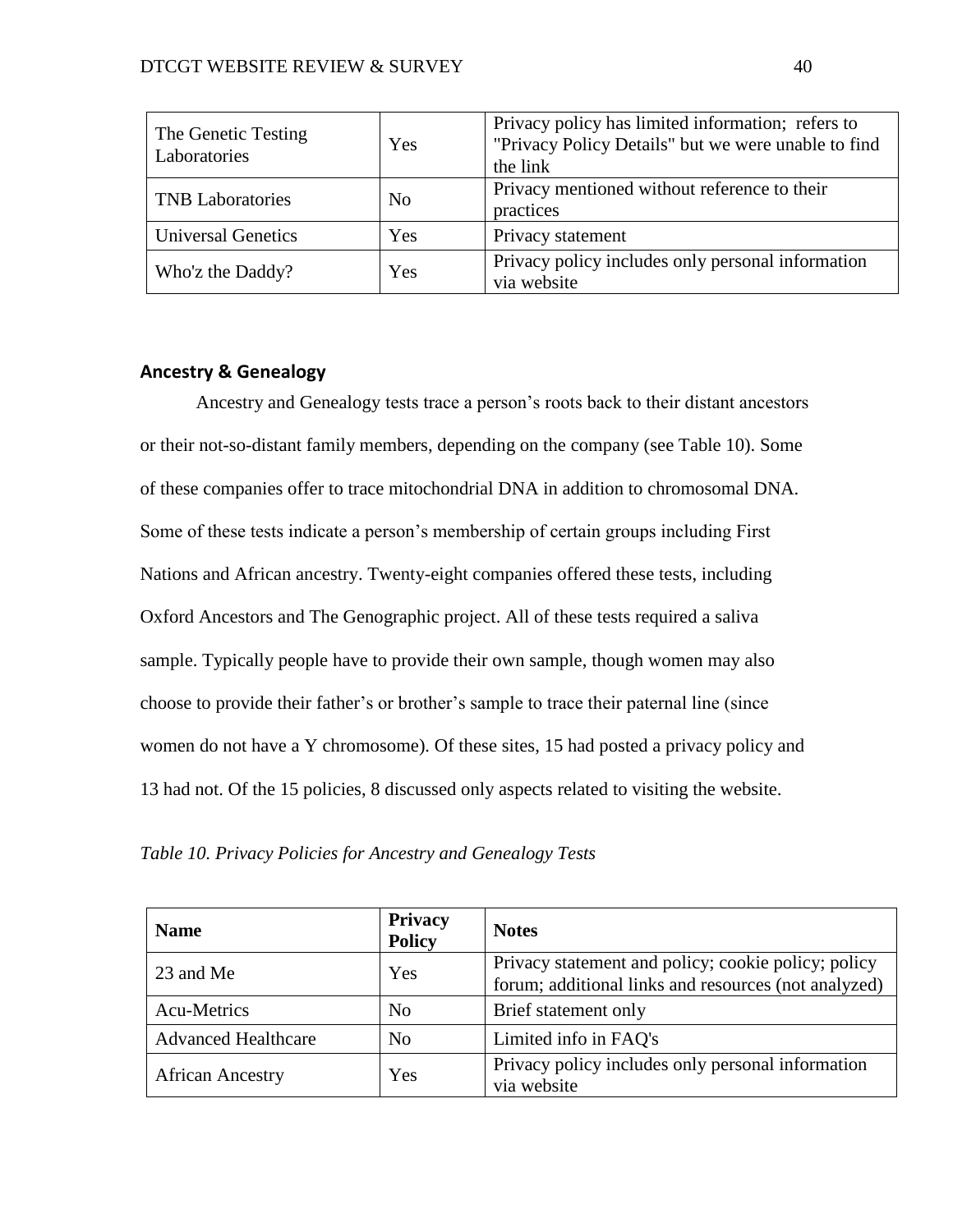| The Genetic Testing Laboratories | Yes | Privacy policy has limited information; refers to "Privacy Policy Details" but we were unable to find the link |
|---|---|---|
| TNB Laboratories | No | Privacy mentioned without reference to their practices |
| Universal Genetics | Yes | Privacy statement |
| Who'z the Daddy? | Yes | Privacy policy includes only personal information via website |

## Ancestry & Genealogy

Ancestry and Genealogy tests trace a person's roots back to their distant ancestors or their not-so-distant family members, depending on the company (see Table 10). Some of these companies offer to trace mitochondrial DNA in addition to chromosomal DNA. Some of these tests indicate a person's membership of certain groups including First Nations and African ancestry. Twenty-eight companies offered these tests, including Oxford Ancestors and The Genographic project. All of these tests required a saliva sample. Typically people have to provide their own sample, though women may also choose to provide their father's or brother's sample to trace their paternal line (since women do not have a Y chromosome). Of these sites, 15 had posted a privacy policy and 13 had not. Of the 15 policies, 8 discussed only aspects related to visiting the website.

*Table 10. Privacy Policies for Ancestry and Genealogy Tests*

| Name | Privacy Policy | Notes |
|---|---|---|
| 23 and Me | Yes | Privacy statement and policy; cookie policy; policy forum; additional links and resources (not analyzed) |
| Acu-Metrics | No | Brief statement only |
| Advanced Healthcare | No | Limited info in FAQ's |
| African Ancestry | Yes | Privacy policy includes only personal information via website |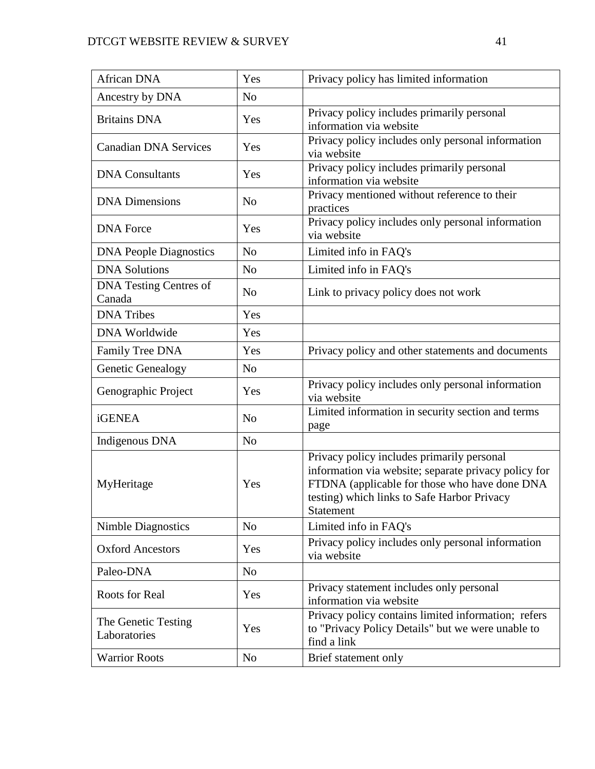| | | |
|---|---|---|
| African DNA | Yes | Privacy policy has limited information |
| Ancestry by DNA | No | |
| Britains DNA | Yes | Privacy policy includes primarily personal information via website |
| Canadian DNA Services | Yes | Privacy policy includes only personal information via website |
| DNA Consultants | Yes | Privacy policy includes primarily personal information via website |
| DNA Dimensions | No | Privacy mentioned without reference to their practices |
| DNA Force | Yes | Privacy policy includes only personal information via website |
| DNA People Diagnostics | No | Limited info in FAQ's |
| DNA Solutions | No | Limited info in FAQ's |
| DNA Testing Centres of Canada | No | Link to privacy policy does not work |
| DNA Tribes | Yes | |
| DNA Worldwide | Yes | |
| Family Tree DNA | Yes | Privacy policy and other statements and documents |
| Genetic Genealogy | No | |
| Genographic Project | Yes | Privacy policy includes only personal information via website |
| iGENEA | No | Limited information in security section and terms page |
| Indigenous DNA | No | |
| MyHeritage | Yes | Privacy policy includes primarily personal information via website; separate privacy policy for FTDNA (applicable for those who have done DNA testing) which links to Safe Harbor Privacy Statement |
| Nimble Diagnostics | No | Limited info in FAQ's |
| Oxford Ancestors | Yes | Privacy policy includes only personal information via website |
| Paleo-DNA | No | |
| Roots for Real | Yes | Privacy statement includes only personal information via website |
| The Genetic Testing Laboratories | Yes | Privacy policy contains limited information; refers to "Privacy Policy Details" but we were unable to find a link |
| Warrior Roots | No | Brief statement only |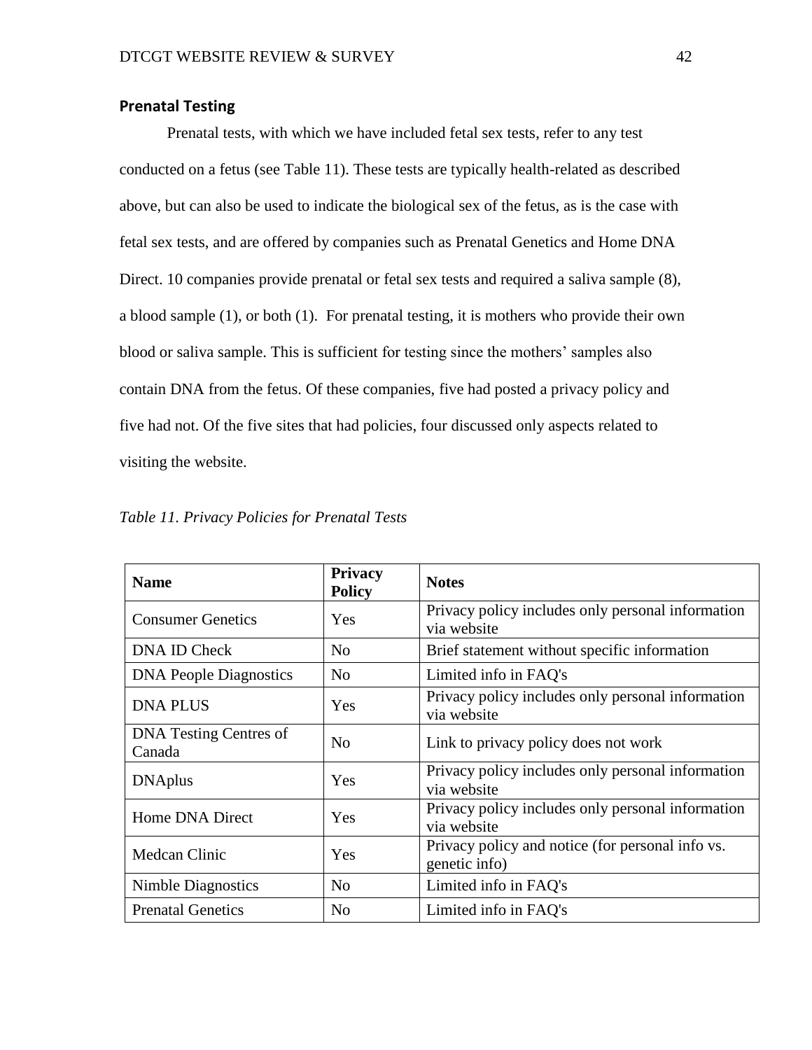## Prenatal Testing

Prenatal tests, with which we have included fetal sex tests, refer to any test conducted on a fetus (see Table 11). These tests are typically health-related as described above, but can also be used to indicate the biological sex of the fetus, as is the case with fetal sex tests, and are offered by companies such as Prenatal Genetics and Home DNA Direct. 10 companies provide prenatal or fetal sex tests and required a saliva sample (8), a blood sample (1), or both (1). For prenatal testing, it is mothers who provide their own blood or saliva sample. This is sufficient for testing since the mothers' samples also contain DNA from the fetus. Of these companies, five had posted a privacy policy and five had not. Of the five sites that had policies, four discussed only aspects related to visiting the website.

*Table 11. Privacy Policies for Prenatal Tests*

| Name | Privacy Policy | Notes |
|---|---|---|
| Consumer Genetics | Yes | Privacy policy includes only personal information via website |
| DNA ID Check | No | Brief statement without specific information |
| DNA People Diagnostics | No | Limited info in FAQ's |
| DNA PLUS | Yes | Privacy policy includes only personal information via website |
| DNA Testing Centres of Canada | No | Link to privacy policy does not work |
| DNAplus | Yes | Privacy policy includes only personal information via website |
| Home DNA Direct | Yes | Privacy policy includes only personal information via website |
| Medcan Clinic | Yes | Privacy policy and notice (for personal info vs. genetic info) |
| Nimble Diagnostics | No | Limited info in FAQ's |
| Prenatal Genetics | No | Limited info in FAQ's |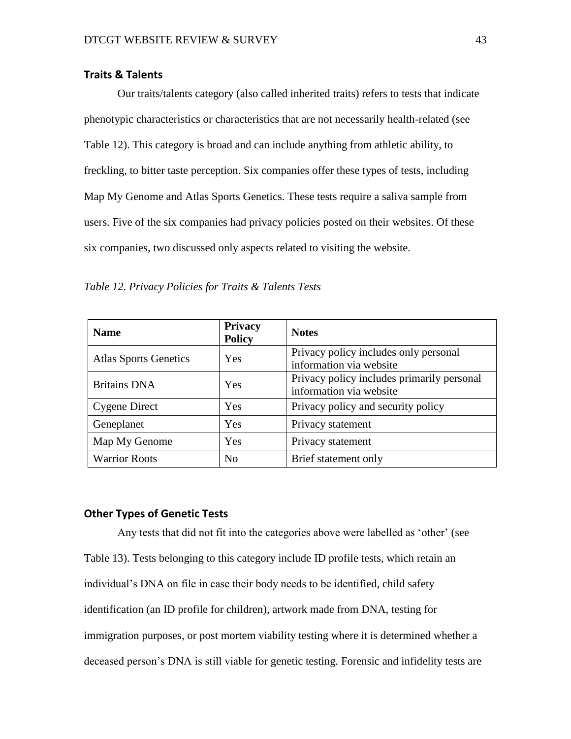## Traits & Talents

Our traits/talents category (also called inherited traits) refers to tests that indicate phenotypic characteristics or characteristics that are not necessarily health-related (see Table 12). This category is broad and can include anything from athletic ability, to freckling, to bitter taste perception. Six companies offer these types of tests, including Map My Genome and Atlas Sports Genetics. These tests require a saliva sample from users. Five of the six companies had privacy policies posted on their websites. Of these six companies, two discussed only aspects related to visiting the website.

*Table 12. Privacy Policies for Traits & Talents Tests*

| Name | Privacy Policy | Notes |
| --- | --- | --- |
| Atlas Sports Genetics | Yes | Privacy policy includes only personal information via website |
| Britains DNA | Yes | Privacy policy includes primarily personal information via website |
| Cygene Direct | Yes | Privacy policy and security policy |
| Geneplanet | Yes | Privacy statement |
| Map My Genome | Yes | Privacy statement |
| Warrior Roots | No | Brief statement only |

## Other Types of Genetic Tests

Any tests that did not fit into the categories above were labelled as 'other' (see Table 13). Tests belonging to this category include ID profile tests, which retain an individual's DNA on file in case their body needs to be identified, child safety identification (an ID profile for children), artwork made from DNA, testing for immigration purposes, or post mortem viability testing where it is determined whether a deceased person's DNA is still viable for genetic testing. Forensic and infidelity tests are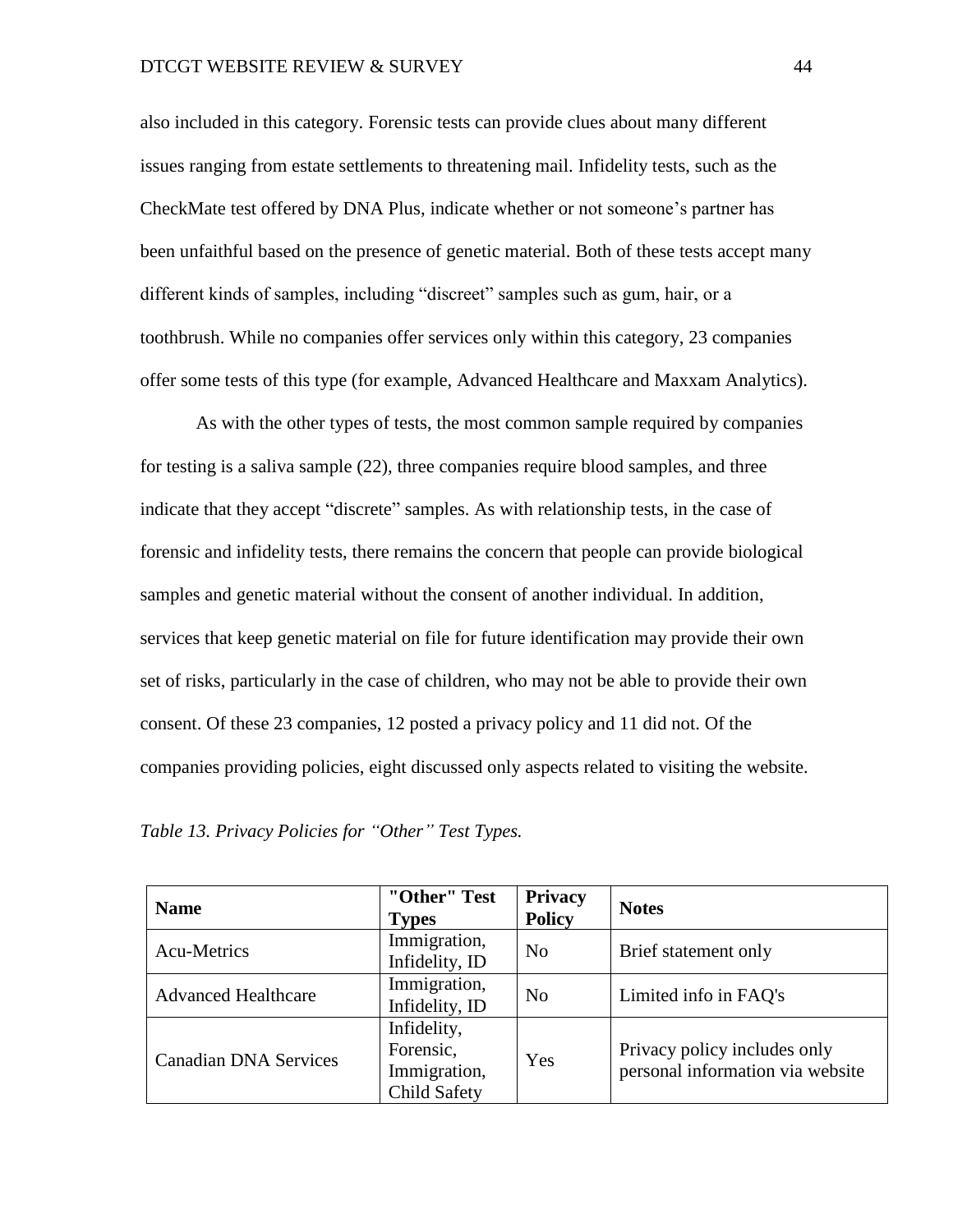also included in this category. Forensic tests can provide clues about many different issues ranging from estate settlements to threatening mail. Infidelity tests, such as the CheckMate test offered by DNA Plus, indicate whether or not someone's partner has been unfaithful based on the presence of genetic material. Both of these tests accept many different kinds of samples, including "discreet" samples such as gum, hair, or a toothbrush. While no companies offer services only within this category, 23 companies offer some tests of this type (for example, Advanced Healthcare and Maxxam Analytics).

As with the other types of tests, the most common sample required by companies for testing is a saliva sample (22), three companies require blood samples, and three indicate that they accept "discrete" samples. As with relationship tests, in the case of forensic and infidelity tests, there remains the concern that people can provide biological samples and genetic material without the consent of another individual. In addition, services that keep genetic material on file for future identification may provide their own set of risks, particularly in the case of children, who may not be able to provide their own consent. Of these 23 companies, 12 posted a privacy policy and 11 did not. Of the companies providing policies, eight discussed only aspects related to visiting the website.

*Table 13. Privacy Policies for "Other" Test Types.*

| Name | "Other" Test Types | Privacy Policy | Notes |
|---|---|---|---|
| Acu-Metrics | Immigration, Infidelity, ID | No | Brief statement only |
| Advanced Healthcare | Immigration, Infidelity, ID | No | Limited info in FAQ's |
| Canadian DNA Services | Infidelity, Forensic, Immigration, Child Safety | Yes | Privacy policy includes only personal information via website |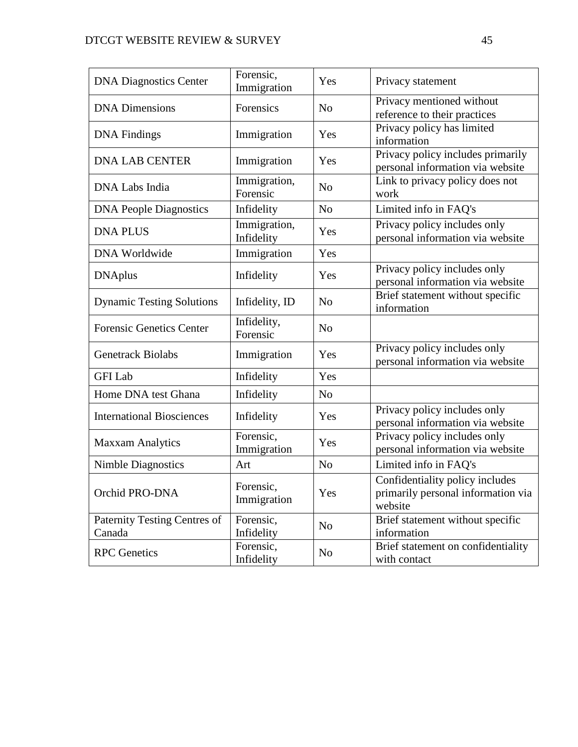| | | | |
|---|---|---|---|
| DNA Diagnostics Center | Forensic, Immigration | Yes | Privacy statement |
| DNA Dimensions | Forensics | No | Privacy mentioned without reference to their practices |
| DNA Findings | Immigration | Yes | Privacy policy has limited information |
| DNA LAB CENTER | Immigration | Yes | Privacy policy includes primarily personal information via website |
| DNA Labs India | Immigration, Forensic | No | Link to privacy policy does not work |
| DNA People Diagnostics | Infidelity | No | Limited info in FAQ's |
| DNA PLUS | Immigration, Infidelity | Yes | Privacy policy includes only personal information via website |
| DNA Worldwide | Immigration | Yes | |
| DNAplus | Infidelity | Yes | Privacy policy includes only personal information via website |
| Dynamic Testing Solutions | Infidelity, ID | No | Brief statement without specific information |
| Forensic Genetics Center | Infidelity, Forensic | No | |
| Genetrack Biolabs | Immigration | Yes | Privacy policy includes only personal information via website |
| GFI Lab | Infidelity | Yes | |
| Home DNA test Ghana | Infidelity | No | |
| International Biosciences | Infidelity | Yes | Privacy policy includes only personal information via website |
| Maxxam Analytics | Forensic, Immigration | Yes | Privacy policy includes only personal information via website |
| Nimble Diagnostics | Art | No | Limited info in FAQ's |
| Orchid PRO-DNA | Forensic, Immigration | Yes | Confidentiality policy includes primarily personal information via website |
| Paternity Testing Centres of Canada | Forensic, Infidelity | No | Brief statement without specific information |
| RPC Genetics | Forensic, Infidelity | No | Brief statement on confidentiality with contact |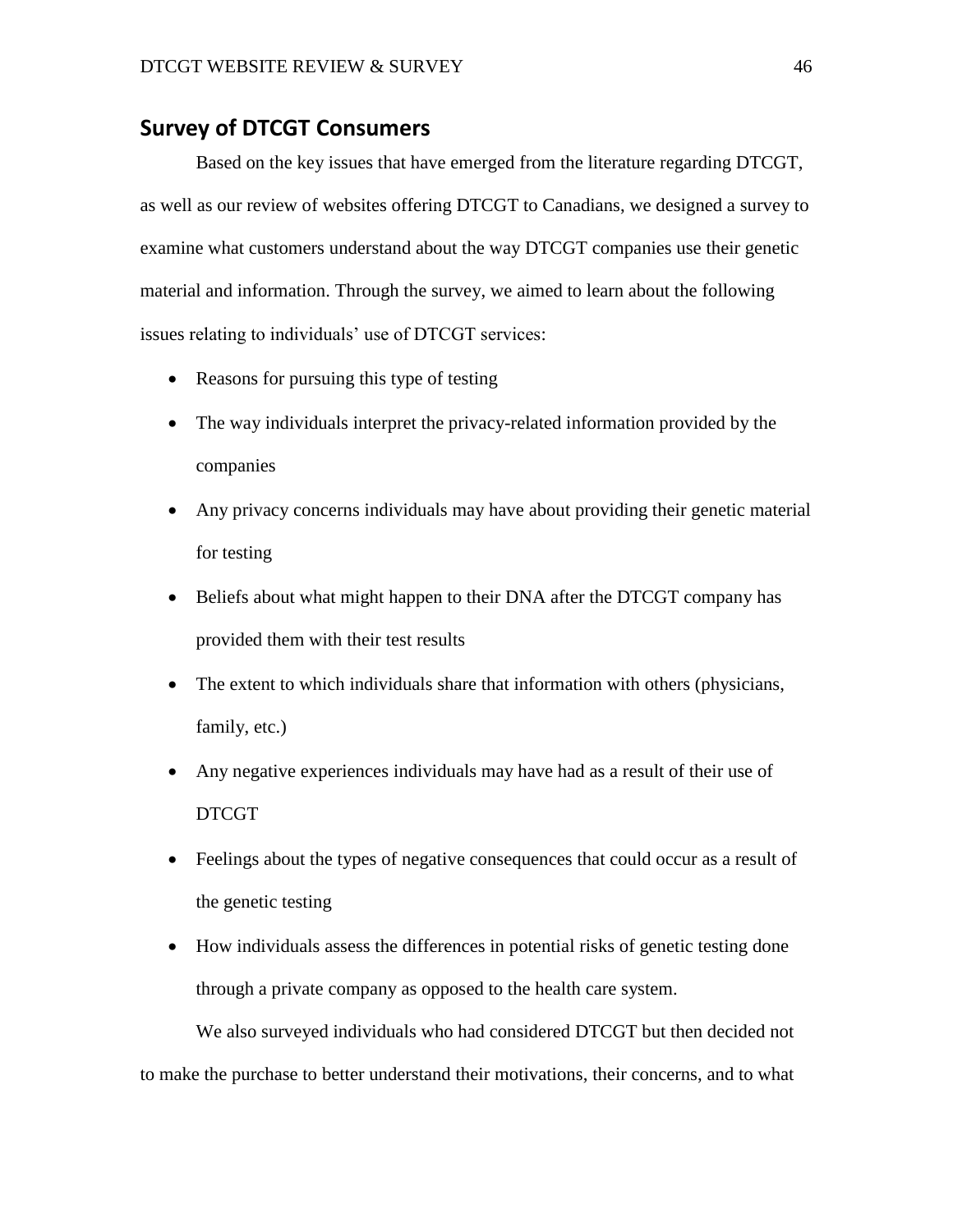## Survey of DTCGT Consumers

Based on the key issues that have emerged from the literature regarding DTCGT, as well as our review of websites offering DTCGT to Canadians, we designed a survey to examine what customers understand about the way DTCGT companies use their genetic material and information. Through the survey, we aimed to learn about the following issues relating to individuals' use of DTCGT services:

- Reasons for pursuing this type of testing
- The way individuals interpret the privacy-related information provided by the companies
- Any privacy concerns individuals may have about providing their genetic material for testing
- Beliefs about what might happen to their DNA after the DTCGT company has provided them with their test results
- The extent to which individuals share that information with others (physicians, family, etc.)
- Any negative experiences individuals may have had as a result of their use of DTCGT
- Feelings about the types of negative consequences that could occur as a result of the genetic testing
- How individuals assess the differences in potential risks of genetic testing done through a private company as opposed to the health care system.

We also surveyed individuals who had considered DTCGT but then decided not to make the purchase to better understand their motivations, their concerns, and to what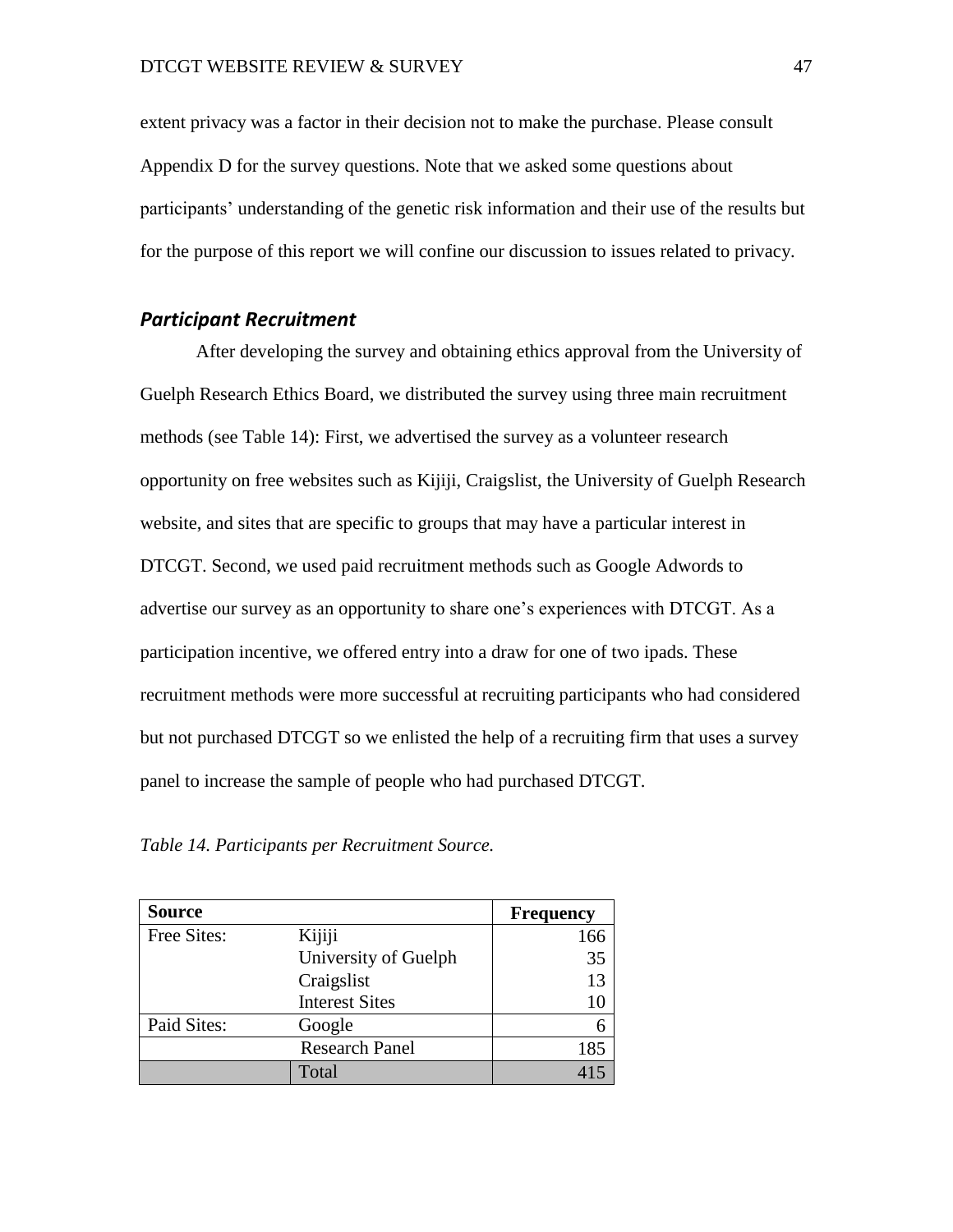extent privacy was a factor in their decision not to make the purchase. Please consult Appendix D for the survey questions. Note that we asked some questions about participants' understanding of the genetic risk information and their use of the results but for the purpose of this report we will confine our discussion to issues related to privacy.

### *Participant Recruitment*

After developing the survey and obtaining ethics approval from the University of Guelph Research Ethics Board, we distributed the survey using three main recruitment methods (see Table 14): First, we advertised the survey as a volunteer research opportunity on free websites such as Kijiji, Craigslist, the University of Guelph Research website, and sites that are specific to groups that may have a particular interest in DTCGT. Second, we used paid recruitment methods such as Google Adwords to advertise our survey as an opportunity to share one's experiences with DTCGT. As a participation incentive, we offered entry into a draw for one of two ipads. These recruitment methods were more successful at recruiting participants who had considered but not purchased DTCGT so we enlisted the help of a recruiting firm that uses a survey panel to increase the sample of people who had purchased DTCGT.

*Table 14. Participants per Recruitment Source.*

| **Source** | | **Frequency** |
|---|---|---|
| Free Sites: | Kijiji | 166 |
| | University of Guelph | 35 |
| | Craigslist | 13 |
| | Interest Sites | 10 |
| Paid Sites: | Google | 6 |
| | Research Panel | 185 |
| | Total | 415 |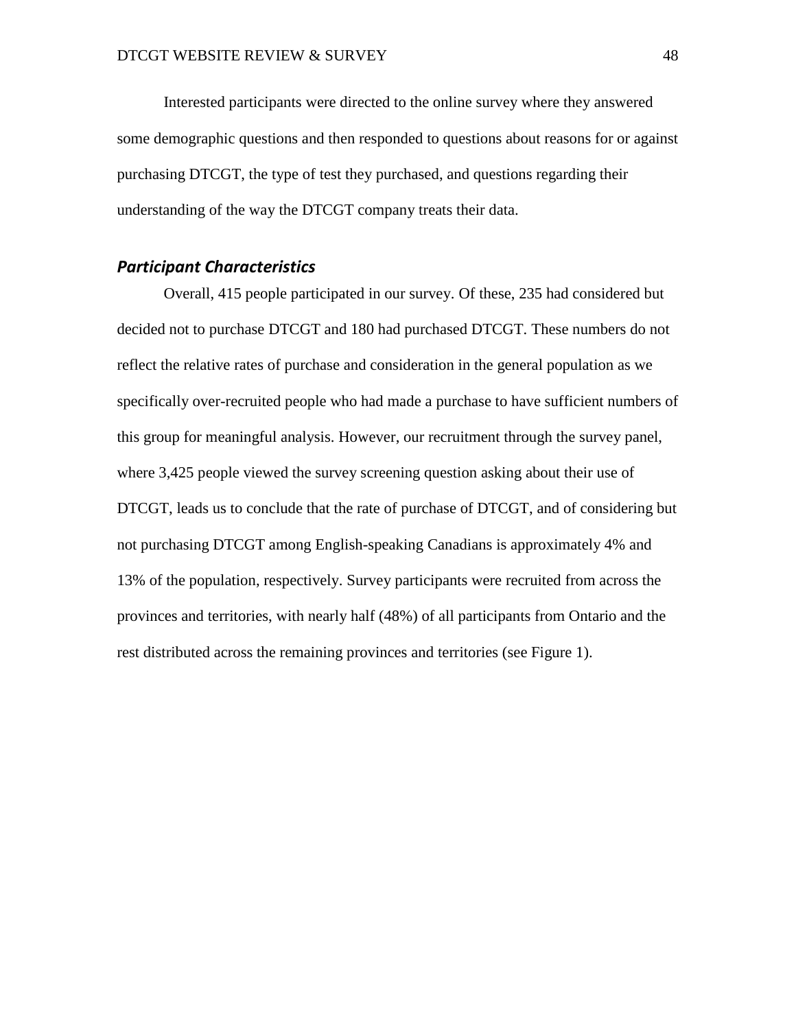Interested participants were directed to the online survey where they answered some demographic questions and then responded to questions about reasons for or against purchasing DTCGT, the type of test they purchased, and questions regarding their understanding of the way the DTCGT company treats their data.

### ***Participant Characteristics***

Overall, 415 people participated in our survey. Of these, 235 had considered but decided not to purchase DTCGT and 180 had purchased DTCGT. These numbers do not reflect the relative rates of purchase and consideration in the general population as we specifically over-recruited people who had made a purchase to have sufficient numbers of this group for meaningful analysis. However, our recruitment through the survey panel, where 3,425 people viewed the survey screening question asking about their use of DTCGT, leads us to conclude that the rate of purchase of DTCGT, and of considering but not purchasing DTCGT among English-speaking Canadians is approximately 4% and 13% of the population, respectively. Survey participants were recruited from across the provinces and territories, with nearly half (48%) of all participants from Ontario and the rest distributed across the remaining provinces and territories (see Figure 1).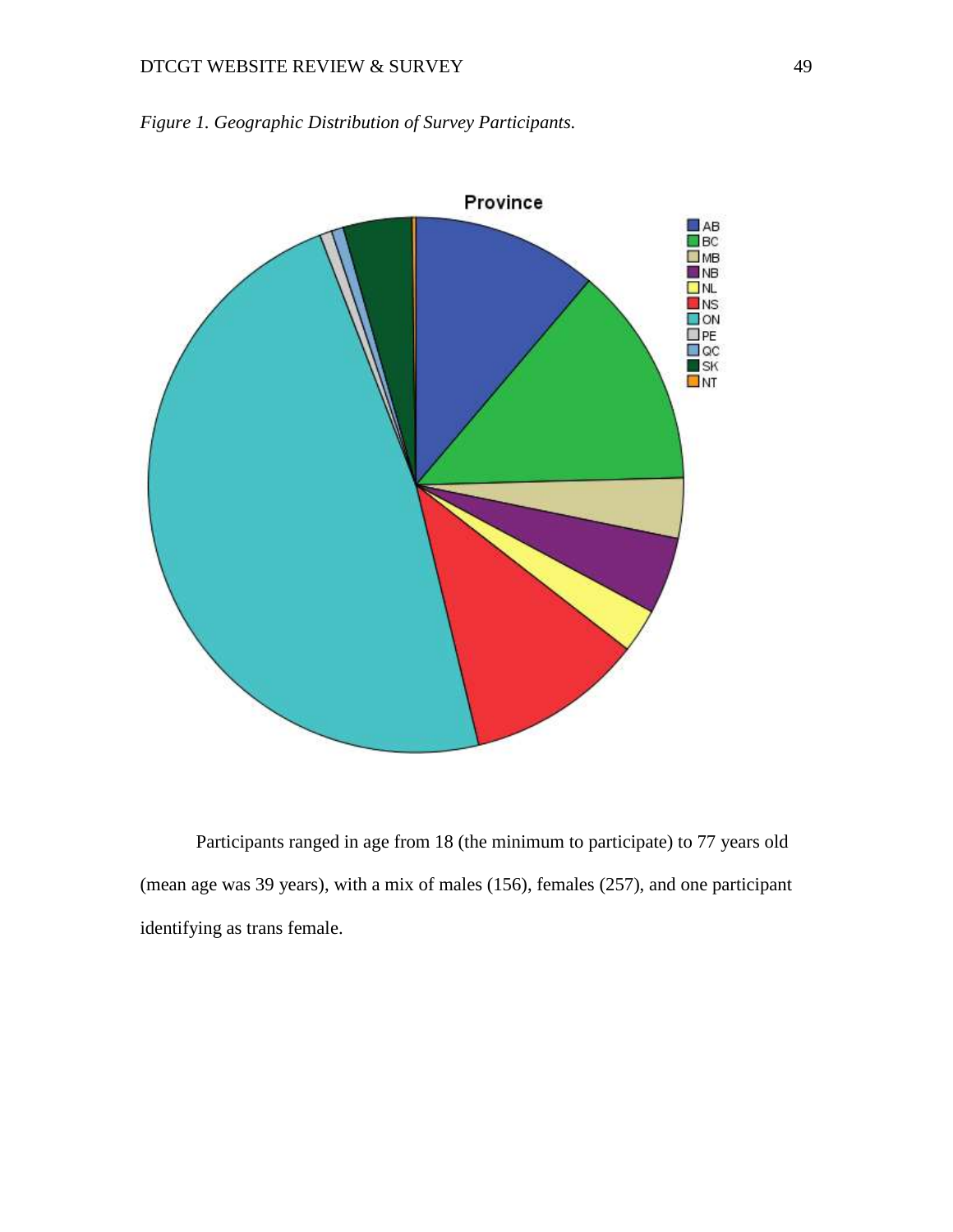*Figure 1. Geographic Distribution of Survey Participants.*

Participants ranged in age from 18 (the minimum to participate) to 77 years old (mean age was 39 years), with a mix of males (156), females (257), and one participant identifying as trans female.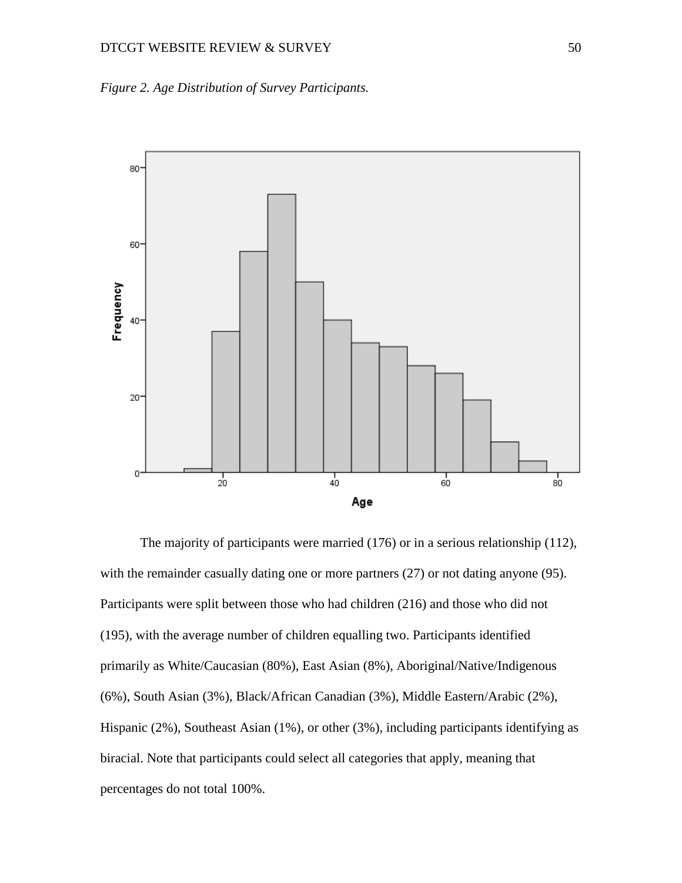*Figure 2. Age Distribution of Survey Participants.*

The majority of participants were married (176) or in a serious relationship (112), with the remainder casually dating one or more partners (27) or not dating anyone (95). Participants were split between those who had children (216) and those who did not (195), with the average number of children equalling two. Participants identified primarily as White/Caucasian (80%), East Asian (8%), Aboriginal/Native/Indigenous (6%), South Asian (3%), Black/African Canadian (3%), Middle Eastern/Arabic (2%), Hispanic (2%), Southeast Asian (1%), or other (3%), including participants identifying as biracial. Note that participants could select all categories that apply, meaning that percentages do not total 100%.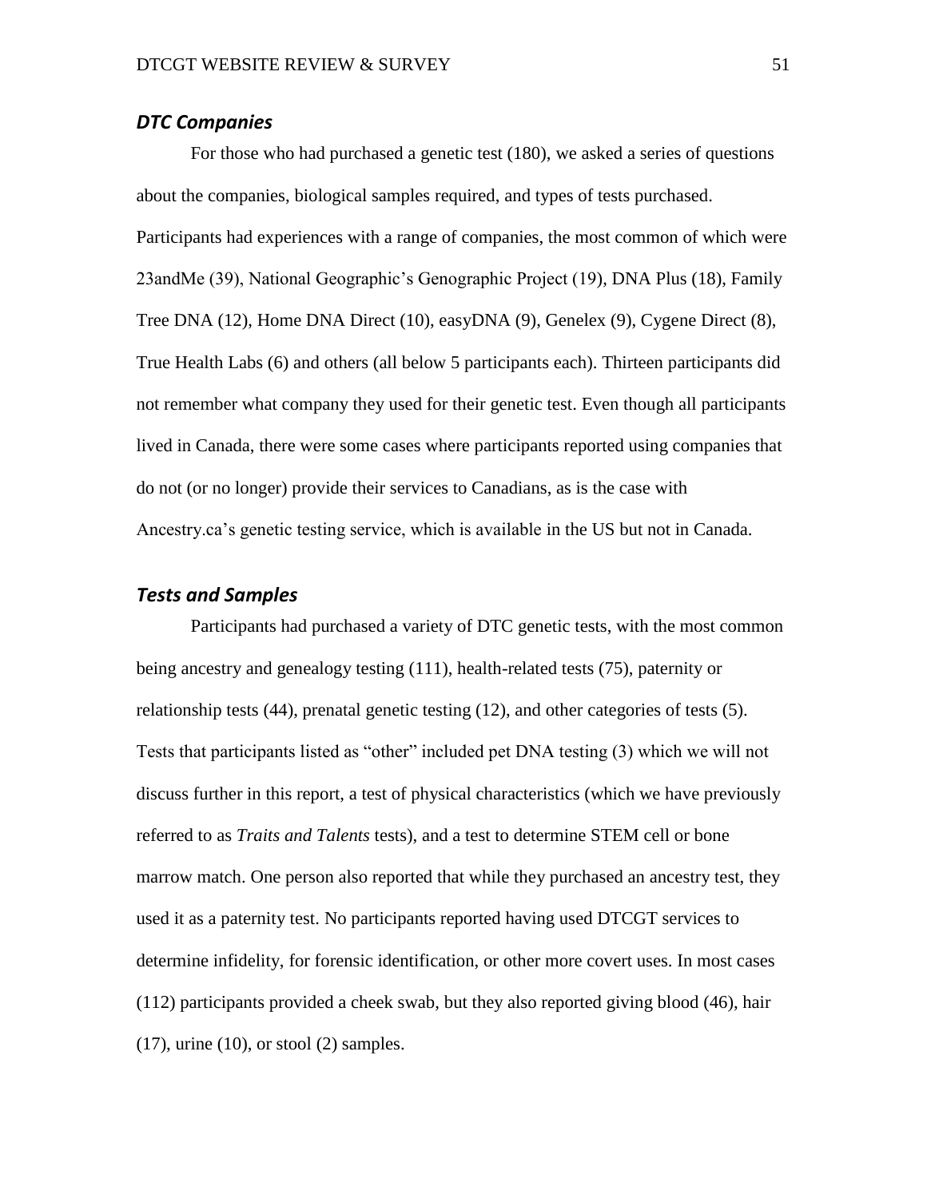### *DTC Companies*

For those who had purchased a genetic test (180), we asked a series of questions about the companies, biological samples required, and types of tests purchased. Participants had experiences with a range of companies, the most common of which were 23andMe (39), National Geographic's Genographic Project (19), DNA Plus (18), Family Tree DNA (12), Home DNA Direct (10), easyDNA (9), Genelex (9), Cygene Direct (8), True Health Labs (6) and others (all below 5 participants each). Thirteen participants did not remember what company they used for their genetic test. Even though all participants lived in Canada, there were some cases where participants reported using companies that do not (or no longer) provide their services to Canadians, as is the case with Ancestry.ca's genetic testing service, which is available in the US but not in Canada.

### *Tests and Samples*

Participants had purchased a variety of DTC genetic tests, with the most common being ancestry and genealogy testing (111), health-related tests (75), paternity or relationship tests (44), prenatal genetic testing (12), and other categories of tests (5). Tests that participants listed as "other" included pet DNA testing (3) which we will not discuss further in this report, a test of physical characteristics (which we have previously referred to as *Traits and Talents* tests), and a test to determine STEM cell or bone marrow match. One person also reported that while they purchased an ancestry test, they used it as a paternity test. No participants reported having used DTCGT services to determine infidelity, for forensic identification, or other more covert uses. In most cases (112) participants provided a cheek swab, but they also reported giving blood (46), hair (17), urine (10), or stool (2) samples.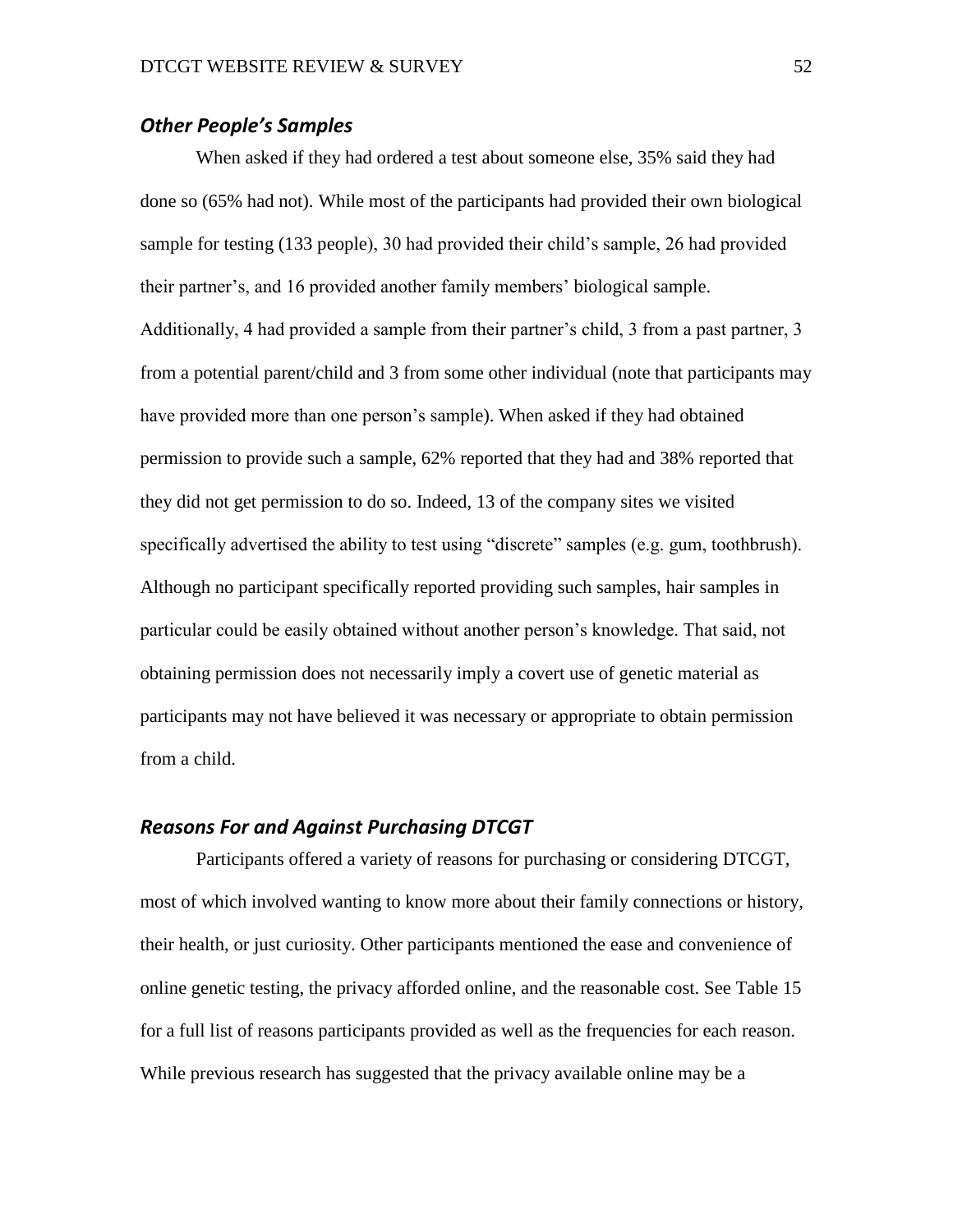### *Other People's Samples*

When asked if they had ordered a test about someone else, 35% said they had done so (65% had not). While most of the participants had provided their own biological sample for testing (133 people), 30 had provided their child's sample, 26 had provided their partner's, and 16 provided another family members' biological sample. Additionally, 4 had provided a sample from their partner's child, 3 from a past partner, 3 from a potential parent/child and 3 from some other individual (note that participants may have provided more than one person's sample). When asked if they had obtained permission to provide such a sample, 62% reported that they had and 38% reported that they did not get permission to do so. Indeed, 13 of the company sites we visited specifically advertised the ability to test using "discrete" samples (e.g. gum, toothbrush). Although no participant specifically reported providing such samples, hair samples in particular could be easily obtained without another person's knowledge. That said, not obtaining permission does not necessarily imply a covert use of genetic material as participants may not have believed it was necessary or appropriate to obtain permission from a child.

### *Reasons For and Against Purchasing DTCGT*

Participants offered a variety of reasons for purchasing or considering DTCGT, most of which involved wanting to know more about their family connections or history, their health, or just curiosity. Other participants mentioned the ease and convenience of online genetic testing, the privacy afforded online, and the reasonable cost. See Table 15 for a full list of reasons participants provided as well as the frequencies for each reason. While previous research has suggested that the privacy available online may be a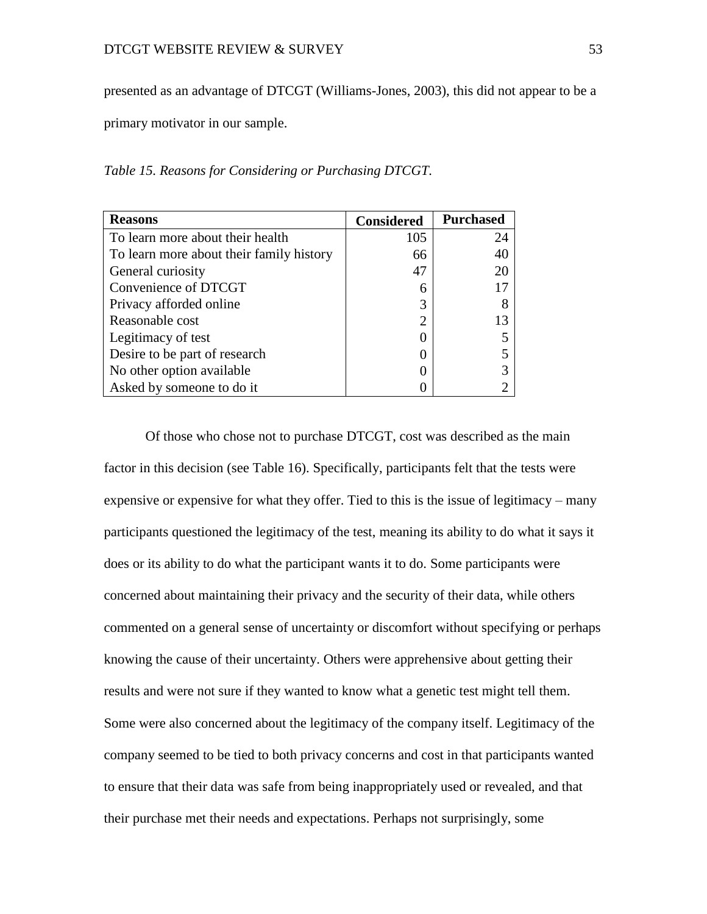presented as an advantage of DTCGT (Williams-Jones, 2003), this did not appear to be a primary motivator in our sample.

*Table 15. Reasons for Considering or Purchasing DTCGT.*

| Reasons | Considered | Purchased |
|---|---|---|
| To learn more about their health | 105 | 24 |
| To learn more about their family history | 66 | 40 |
| General curiosity | 47 | 20 |
| Convenience of DTCGT | 6 | 17 |
| Privacy afforded online | 3 | 8 |
| Reasonable cost | 2 | 13 |
| Legitimacy of test | 0 | 5 |
| Desire to be part of research | 0 | 5 |
| No other option available | 0 | 3 |
| Asked by someone to do it | 0 | 2 |

Of those who chose not to purchase DTCGT, cost was described as the main factor in this decision (see Table 16). Specifically, participants felt that the tests were expensive or expensive for what they offer. Tied to this is the issue of legitimacy – many participants questioned the legitimacy of the test, meaning its ability to do what it says it does or its ability to do what the participant wants it to do. Some participants were concerned about maintaining their privacy and the security of their data, while others commented on a general sense of uncertainty or discomfort without specifying or perhaps knowing the cause of their uncertainty. Others were apprehensive about getting their results and were not sure if they wanted to know what a genetic test might tell them. Some were also concerned about the legitimacy of the company itself. Legitimacy of the company seemed to be tied to both privacy concerns and cost in that participants wanted to ensure that their data was safe from being inappropriately used or revealed, and that their purchase met their needs and expectations. Perhaps not surprisingly, some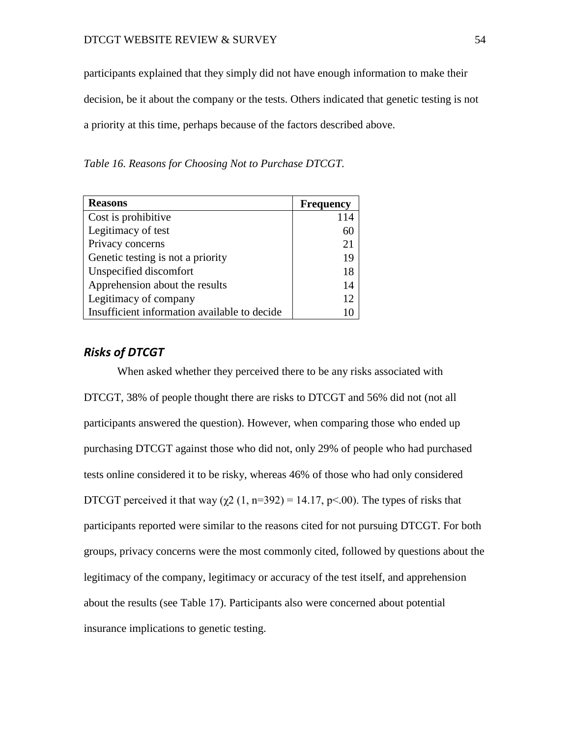participants explained that they simply did not have enough information to make their decision, be it about the company or the tests. Others indicated that genetic testing is not a priority at this time, perhaps because of the factors described above.

*Table 16. Reasons for Choosing Not to Purchase DTCGT.*

| **Reasons** | **Frequency** |
|---|---|
| Cost is prohibitive | 114 |
| Legitimacy of test | 60 |
| Privacy concerns | 21 |
| Genetic testing is not a priority | 19 |
| Unspecified discomfort | 18 |
| Apprehension about the results | 14 |
| Legitimacy of company | 12 |
| Insufficient information available to decide | 10 |

## *Risks of DTCGT*

When asked whether they perceived there to be any risks associated with DTCGT, 38% of people thought there are risks to DTCGT and 56% did not (not all participants answered the question). However, when comparing those who ended up purchasing DTCGT against those who did not, only 29% of people who had purchased tests online considered it to be risky, whereas 46% of those who had only considered DTCGT perceived it that way ($\chi 2$ (1, n=392) = 14.17, p<.00). The types of risks that participants reported were similar to the reasons cited for not pursuing DTCGT. For both groups, privacy concerns were the most commonly cited, followed by questions about the legitimacy of the company, legitimacy or accuracy of the test itself, and apprehension about the results (see Table 17). Participants also were concerned about potential insurance implications to genetic testing.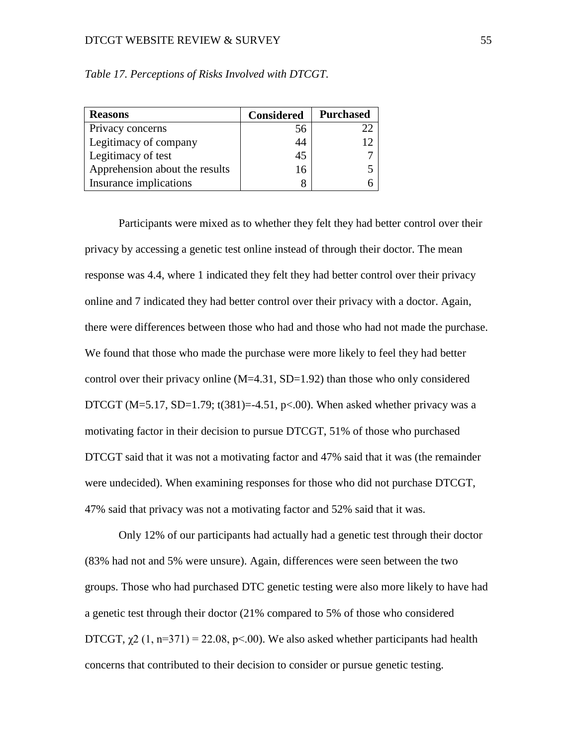*Table 17. Perceptions of Risks Involved with DTCGT.*

| Reasons | Considered | Purchased |
| --- | --- | --- |
| Privacy concerns | 56 | 22 |
| Legitimacy of company | 44 | 12 |
| Legitimacy of test | 45 | 7 |
| Apprehension about the results | 16 | 5 |
| Insurance implications | 8 | 6 |

Participants were mixed as to whether they felt they had better control over their privacy by accessing a genetic test online instead of through their doctor. The mean response was 4.4, where 1 indicated they felt they had better control over their privacy online and 7 indicated they had better control over their privacy with a doctor. Again, there were differences between those who had and those who had not made the purchase. We found that those who made the purchase were more likely to feel they had better control over their privacy online ($M=4.31$, $SD=1.92$) than those who only considered DTCGT ($M=5.17$, $SD=1.79$; $t(381)=-4.51$, $p<.00$). When asked whether privacy was a motivating factor in their decision to pursue DTCGT, 51% of those who purchased DTCGT said that it was not a motivating factor and 47% said that it was (the remainder were undecided). When examining responses for those who did not purchase DTCGT, 47% said that privacy was not a motivating factor and 52% said that it was.

Only 12% of our participants had actually had a genetic test through their doctor (83% had not and 5% were unsure). Again, differences were seen between the two groups. Those who had purchased DTC genetic testing were also more likely to have had a genetic test through their doctor (21% compared to 5% of those who considered DTCGT, $\chi^2$ $(1, n=371) = 22.08$, $p<.00$). We also asked whether participants had health concerns that contributed to their decision to consider or pursue genetic testing.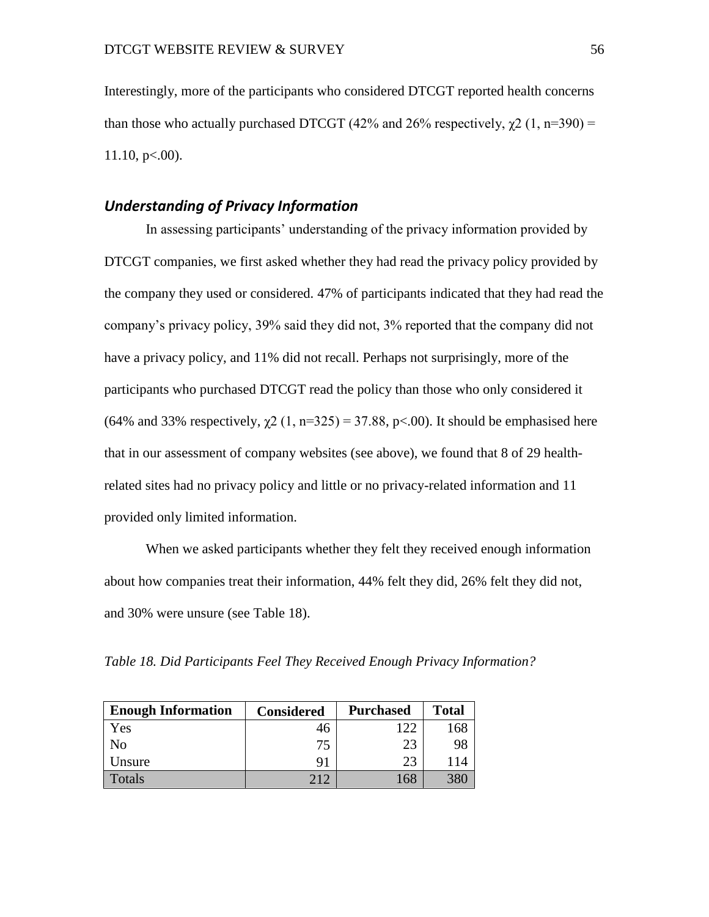Interestingly, more of the participants who considered DTCGT reported health concerns than those who actually purchased DTCGT (42% and 26% respectively, $\chi 2$ (1, n=390) = 11.10, p<.00).

### *Understanding of Privacy Information*

In assessing participants' understanding of the privacy information provided by DTCGT companies, we first asked whether they had read the privacy policy provided by the company they used or considered. 47% of participants indicated that they had read the company's privacy policy, 39% said they did not, 3% reported that the company did not have a privacy policy, and 11% did not recall. Perhaps not surprisingly, more of the participants who purchased DTCGT read the policy than those who only considered it (64% and 33% respectively, $\chi 2$ (1, n=325) = 37.88, p<.00). It should be emphasised here that in our assessment of company websites (see above), we found that 8 of 29 health-related sites had no privacy policy and little or no privacy-related information and 11 provided only limited information.

When we asked participants whether they felt they received enough information about how companies treat their information, 44% felt they did, 26% felt they did not, and 30% were unsure (see Table 18).

*Table 18. Did Participants Feel They Received Enough Privacy Information?*

| **Enough Information** | **Considered** | **Purchased** | **Total** |
|---|---|---|---|
| Yes | 46 | 122 | 168 |
| No | 75 | 23 | 98 |
| Unsure | 91 | 23 | 114 |
| Totals | 212 | 168 | 380 |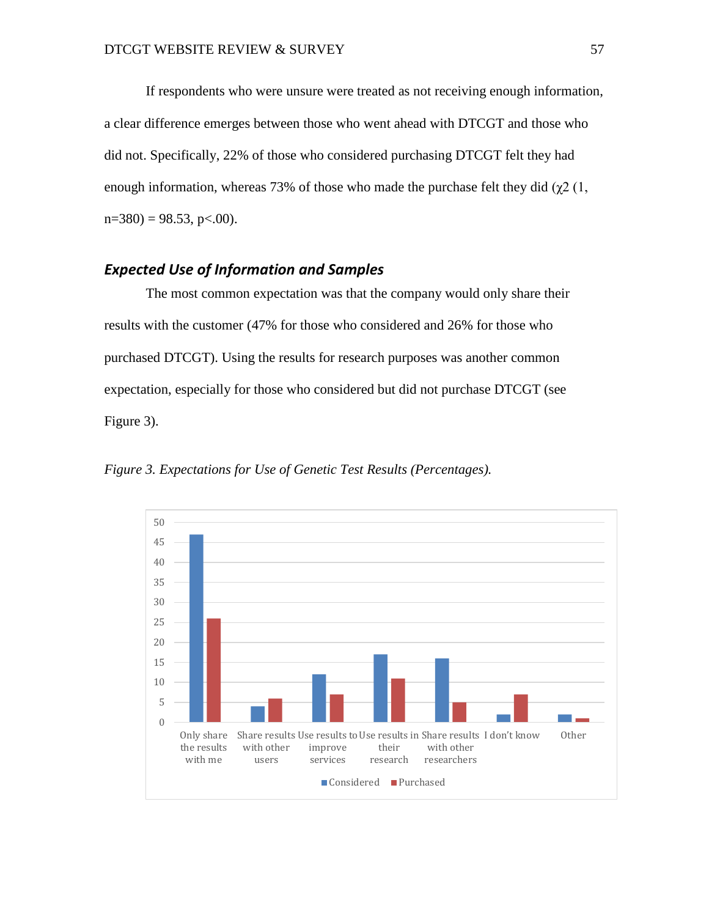If respondents who were unsure were treated as not receiving enough information, a clear difference emerges between those who went ahead with DTCGT and those who did not. Specifically, 22% of those who considered purchasing DTCGT felt they had enough information, whereas 73% of those who made the purchase felt they did ($\chi2$ (1, n=380) = 98.53, p<.00).

### *Expected Use of Information and Samples*

The most common expectation was that the company would only share their results with the customer (47% for those who considered and 26% for those who purchased DTCGT). Using the results for research purposes was another common expectation, especially for those who considered but did not purchase DTCGT (see Figure 3).

*Figure 3. Expectations for Use of Genetic Test Results (Percentages).*

| | Only share the results with me | Share results with other users | Use results to improve services | Use results in their research | Share results with other researchers | I don't know | Other |
|---|---|---|---|---|---|---|---|
| Considered | 47 | 4 | 12 | 17 | 16 | 2 | 2 |
| Purchased | 26 | 6 | 7 | 11 | 5 | 7 | 1 |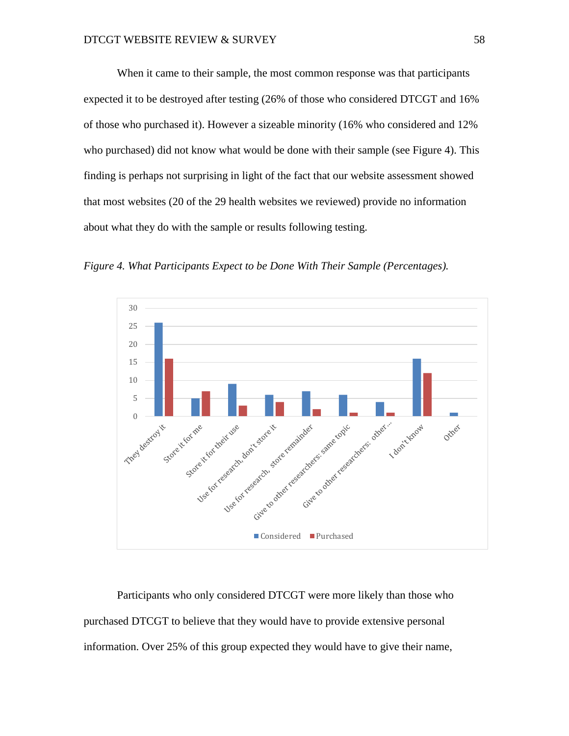When it came to their sample, the most common response was that participants expected it to be destroyed after testing (26% of those who considered DTCGT and 16% of those who purchased it). However a sizeable minority (16% who considered and 12% who purchased) did not know what would be done with their sample (see Figure 4). This finding is perhaps not surprising in light of the fact that our website assessment showed that most websites (20 of the 29 health websites we reviewed) provide no information about what they do with the sample or results following testing.

*Figure 4. What Participants Expect to be Done With Their Sample (Percentages).*

| | Considered | Purchased |
|---|---|---|
| They destroy it | 26 | 16 |
| Store it for me | 5 | 7 |
| Store it for their use | 9 | 3 |
| Use for research, don't store it | 6 | 4 |
| Use for research, store remainder | 7 | 2 |
| Give to other researchers: same topic | 6 | 1 |
| Give to other researchers: other ... | 4 | 1 |
| I don't know | 16 | 12 |
| Other | 1 | 0 |

Participants who only considered DTCGT were more likely than those who purchased DTCGT to believe that they would have to provide extensive personal information. Over 25% of this group expected they would have to give their name,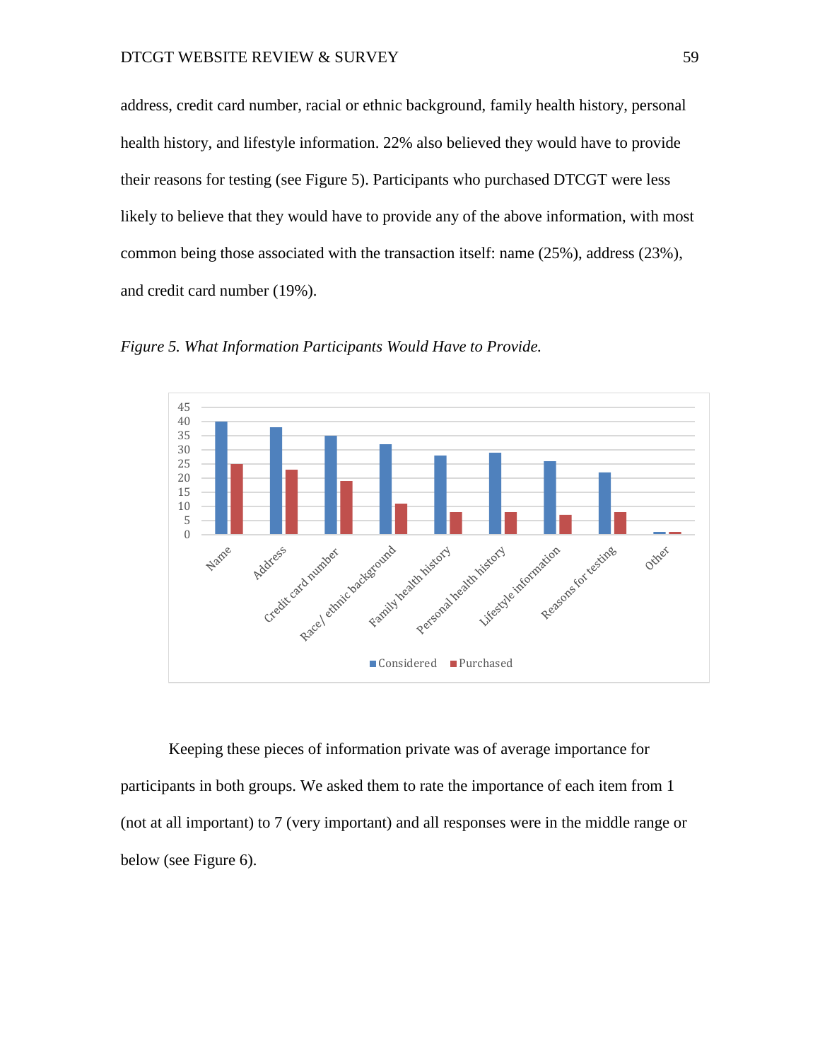address, credit card number, racial or ethnic background, family health history, personal health history, and lifestyle information. 22% also believed they would have to provide their reasons for testing (see Figure 5). Participants who purchased DTCGT were less likely to believe that they would have to provide any of the above information, with most common being those associated with the transaction itself: name (25%), address (23%), and credit card number (19%).

*Figure 5. What Information Participants Would Have to Provide.*

Keeping these pieces of information private was of average importance for participants in both groups. We asked them to rate the importance of each item from 1 (not at all important) to 7 (very important) and all responses were in the middle range or below (see Figure 6).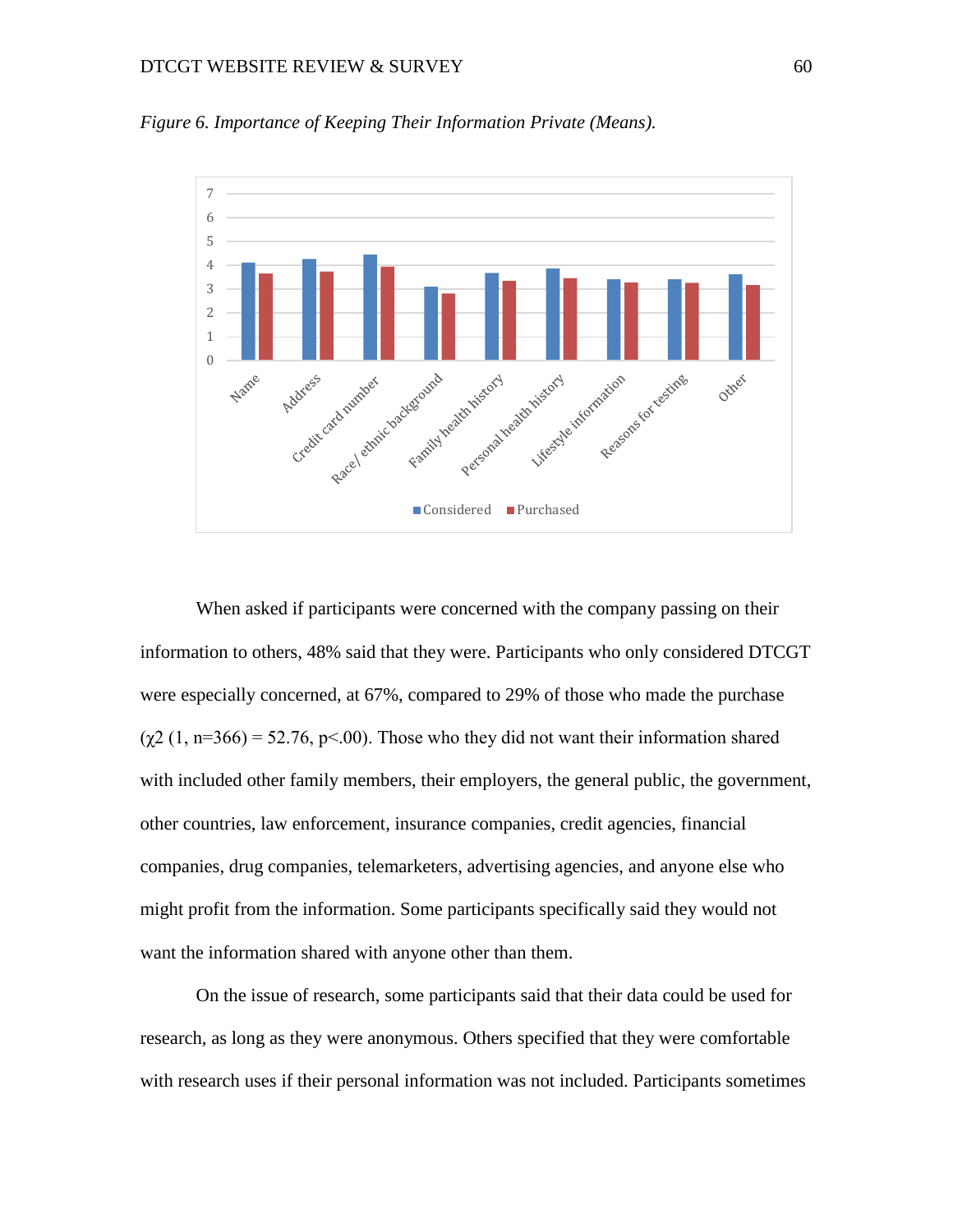*Figure 6. Importance of Keeping Their Information Private (Means).*

When asked if participants were concerned with the company passing on their information to others, 48% said that they were. Participants who only considered DTCGT were especially concerned, at 67%, compared to 29% of those who made the purchase ($\chi2$ (1, n=366) = 52.76, p<.00). Those who they did not want their information shared with included other family members, their employers, the general public, the government, other countries, law enforcement, insurance companies, credit agencies, financial companies, drug companies, telemarketers, advertising agencies, and anyone else who might profit from the information. Some participants specifically said they would not want the information shared with anyone other than them.

On the issue of research, some participants said that their data could be used for research, as long as they were anonymous. Others specified that they were comfortable with research uses if their personal information was not included. Participants sometimes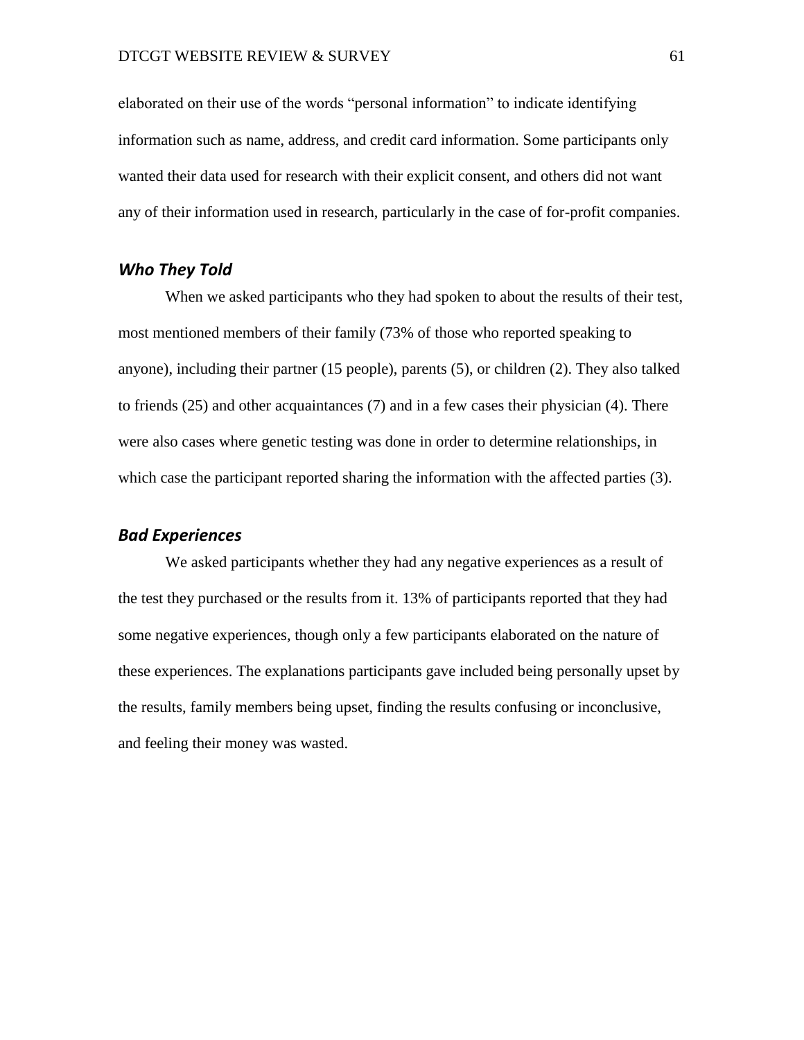elaborated on their use of the words “personal information” to indicate identifying information such as name, address, and credit card information. Some participants only wanted their data used for research with their explicit consent, and others did not want any of their information used in research, particularly in the case of for-profit companies.

### *Who They Told*

When we asked participants who they had spoken to about the results of their test, most mentioned members of their family (73% of those who reported speaking to anyone), including their partner (15 people), parents (5), or children (2). They also talked to friends (25) and other acquaintances (7) and in a few cases their physician (4). There were also cases where genetic testing was done in order to determine relationships, in which case the participant reported sharing the information with the affected parties (3).

### *Bad Experiences*

We asked participants whether they had any negative experiences as a result of the test they purchased or the results from it. 13% of participants reported that they had some negative experiences, though only a few participants elaborated on the nature of these experiences. The explanations participants gave included being personally upset by the results, family members being upset, finding the results confusing or inconclusive, and feeling their money was wasted.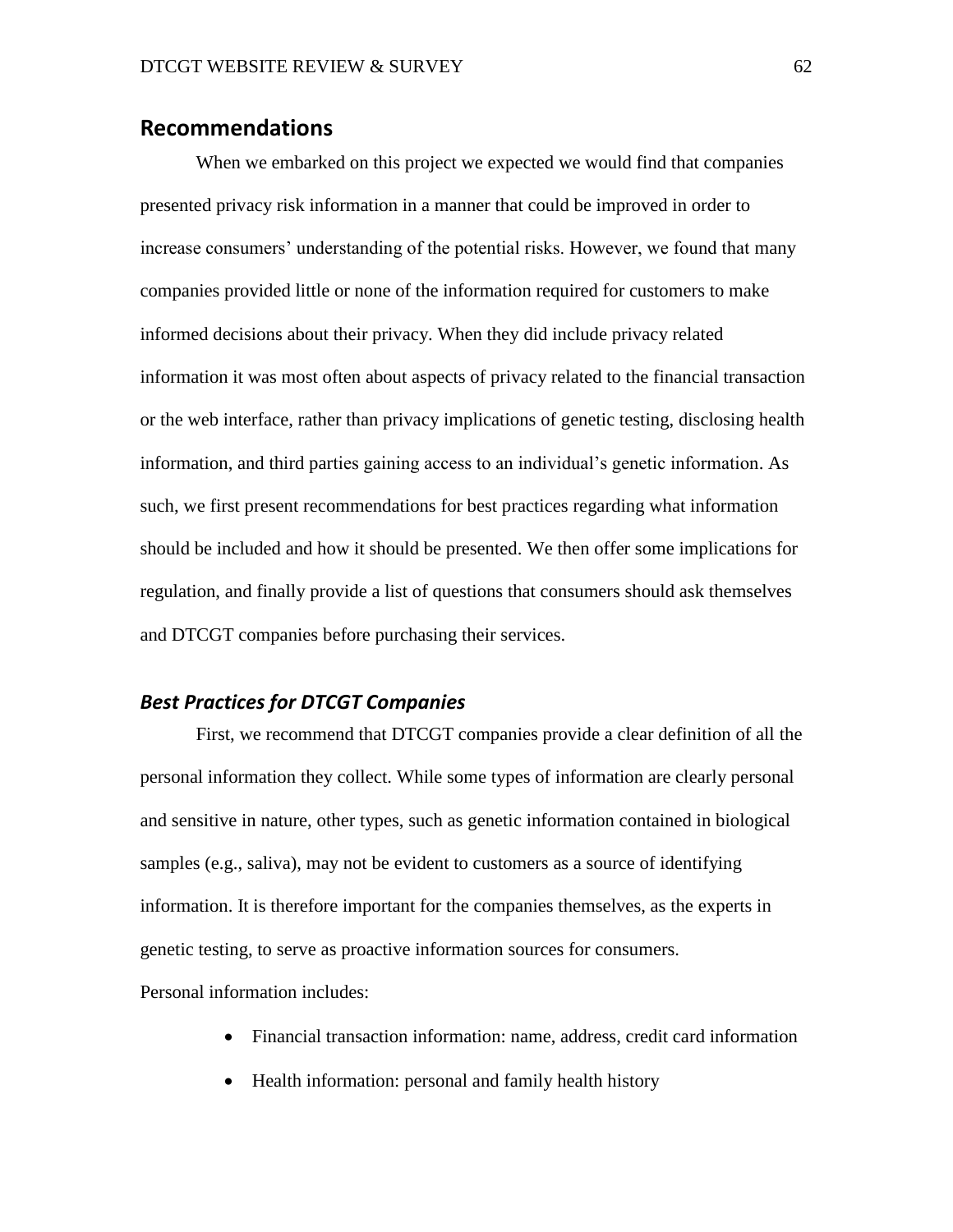## Recommendations

When we embarked on this project we expected we would find that companies presented privacy risk information in a manner that could be improved in order to increase consumers' understanding of the potential risks. However, we found that many companies provided little or none of the information required for customers to make informed decisions about their privacy. When they did include privacy related information it was most often about aspects of privacy related to the financial transaction or the web interface, rather than privacy implications of genetic testing, disclosing health information, and third parties gaining access to an individual's genetic information. As such, we first present recommendations for best practices regarding what information should be included and how it should be presented. We then offer some implications for regulation, and finally provide a list of questions that consumers should ask themselves and DTCGT companies before purchasing their services.

### *Best Practices for DTCGT Companies*

First, we recommend that DTCGT companies provide a clear definition of all the personal information they collect. While some types of information are clearly personal and sensitive in nature, other types, such as genetic information contained in biological samples (e.g., saliva), may not be evident to customers as a source of identifying information. It is therefore important for the companies themselves, as the experts in genetic testing, to serve as proactive information sources for consumers.

Personal information includes:

- Financial transaction information: name, address, credit card information
- Health information: personal and family health history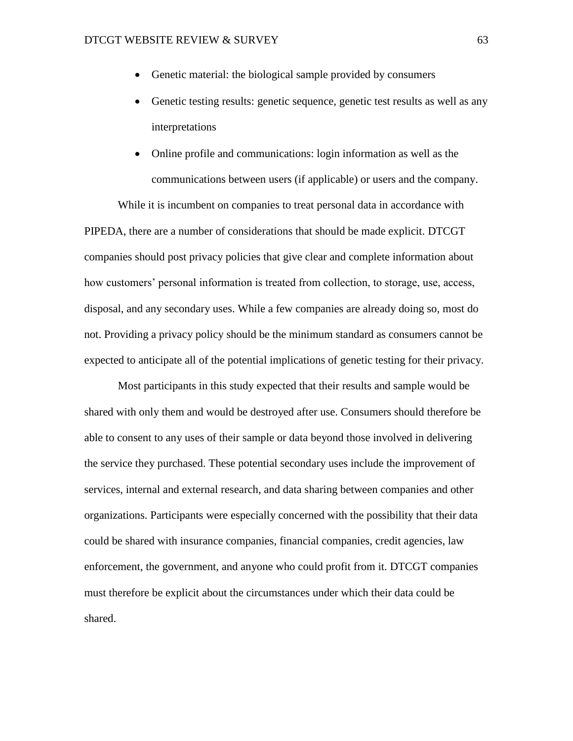- Genetic material: the biological sample provided by consumers
- Genetic testing results: genetic sequence, genetic test results as well as any interpretations
- Online profile and communications: login information as well as the communications between users (if applicable) or users and the company.

While it is incumbent on companies to treat personal data in accordance with PIPEDA, there are a number of considerations that should be made explicit. DTCGT companies should post privacy policies that give clear and complete information about how customers' personal information is treated from collection, to storage, use, access, disposal, and any secondary uses. While a few companies are already doing so, most do not. Providing a privacy policy should be the minimum standard as consumers cannot be expected to anticipate all of the potential implications of genetic testing for their privacy.

Most participants in this study expected that their results and sample would be shared with only them and would be destroyed after use. Consumers should therefore be able to consent to any uses of their sample or data beyond those involved in delivering the service they purchased. These potential secondary uses include the improvement of services, internal and external research, and data sharing between companies and other organizations. Participants were especially concerned with the possibility that their data could be shared with insurance companies, financial companies, credit agencies, law enforcement, the government, and anyone who could profit from it. DTCGT companies must therefore be explicit about the circumstances under which their data could be shared.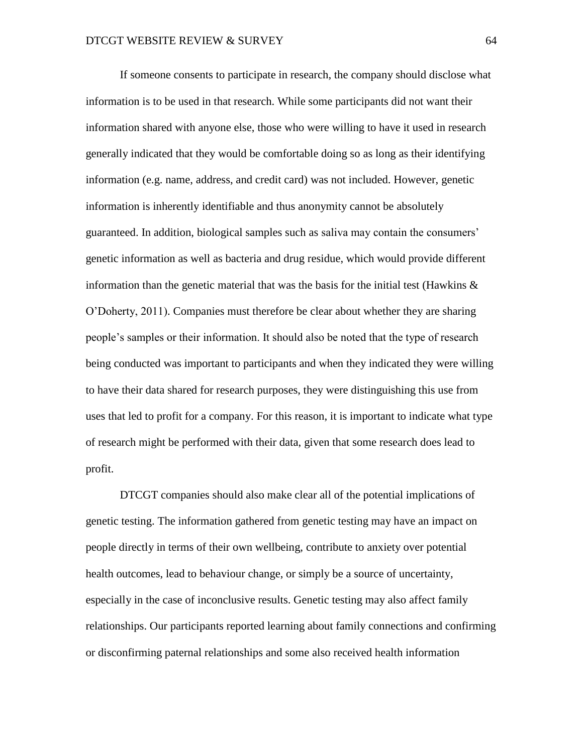If someone consents to participate in research, the company should disclose what information is to be used in that research. While some participants did not want their information shared with anyone else, those who were willing to have it used in research generally indicated that they would be comfortable doing so as long as their identifying information (e.g. name, address, and credit card) was not included. However, genetic information is inherently identifiable and thus anonymity cannot be absolutely guaranteed. In addition, biological samples such as saliva may contain the consumers' genetic information as well as bacteria and drug residue, which would provide different information than the genetic material that was the basis for the initial test (Hawkins & O'Doherty, 2011). Companies must therefore be clear about whether they are sharing people's samples or their information. It should also be noted that the type of research being conducted was important to participants and when they indicated they were willing to have their data shared for research purposes, they were distinguishing this use from uses that led to profit for a company. For this reason, it is important to indicate what type of research might be performed with their data, given that some research does lead to profit.

DTCGT companies should also make clear all of the potential implications of genetic testing. The information gathered from genetic testing may have an impact on people directly in terms of their own wellbeing, contribute to anxiety over potential health outcomes, lead to behaviour change, or simply be a source of uncertainty, especially in the case of inconclusive results. Genetic testing may also affect family relationships. Our participants reported learning about family connections and confirming or disconfirming paternal relationships and some also received health information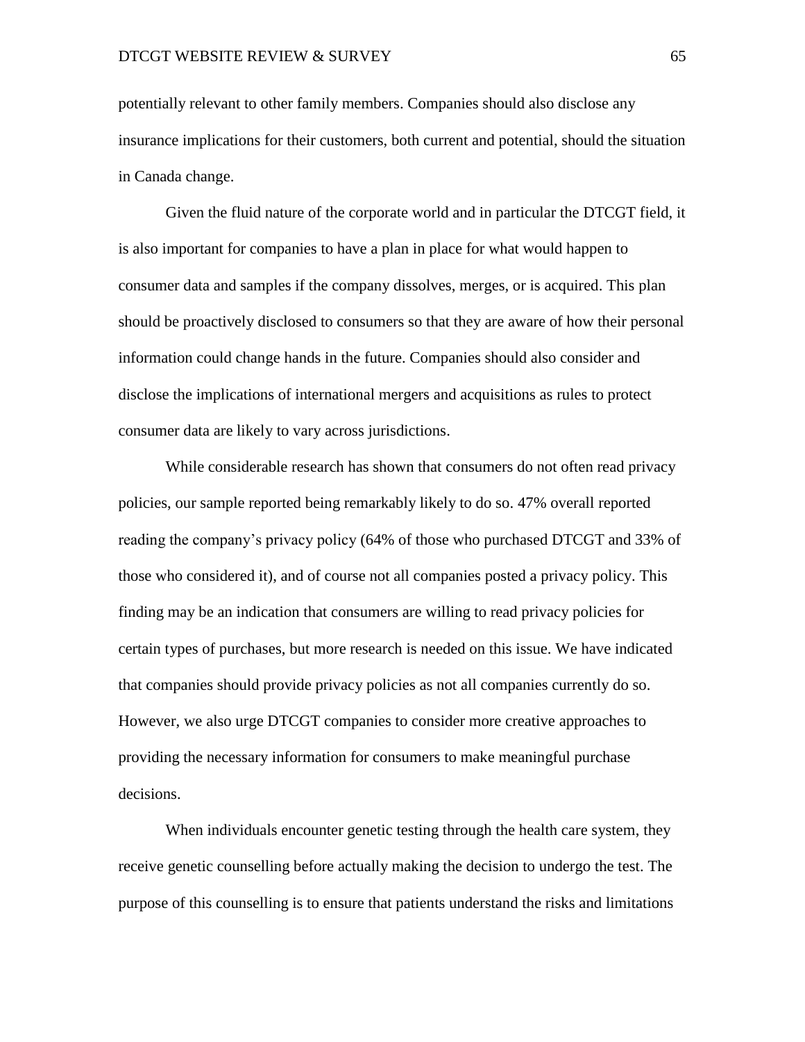potentially relevant to other family members. Companies should also disclose any insurance implications for their customers, both current and potential, should the situation in Canada change.

Given the fluid nature of the corporate world and in particular the DTCGT field, it is also important for companies to have a plan in place for what would happen to consumer data and samples if the company dissolves, merges, or is acquired. This plan should be proactively disclosed to consumers so that they are aware of how their personal information could change hands in the future. Companies should also consider and disclose the implications of international mergers and acquisitions as rules to protect consumer data are likely to vary across jurisdictions.

While considerable research has shown that consumers do not often read privacy policies, our sample reported being remarkably likely to do so. 47% overall reported reading the company's privacy policy (64% of those who purchased DTCGT and 33% of those who considered it), and of course not all companies posted a privacy policy. This finding may be an indication that consumers are willing to read privacy policies for certain types of purchases, but more research is needed on this issue. We have indicated that companies should provide privacy policies as not all companies currently do so. However, we also urge DTCGT companies to consider more creative approaches to providing the necessary information for consumers to make meaningful purchase decisions.

When individuals encounter genetic testing through the health care system, they receive genetic counselling before actually making the decision to undergo the test. The purpose of this counselling is to ensure that patients understand the risks and limitations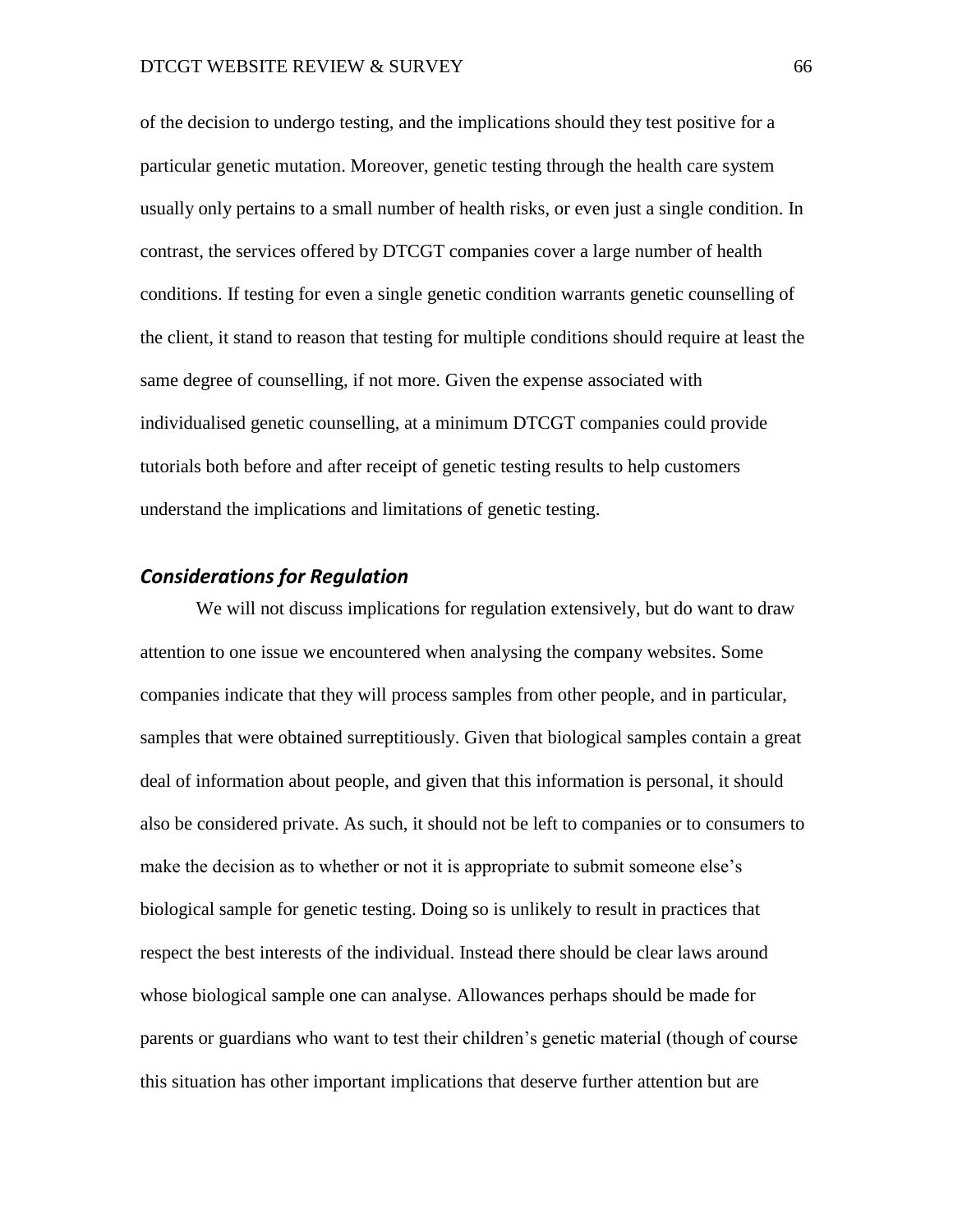of the decision to undergo testing, and the implications should they test positive for a particular genetic mutation. Moreover, genetic testing through the health care system usually only pertains to a small number of health risks, or even just a single condition. In contrast, the services offered by DTCGT companies cover a large number of health conditions. If testing for even a single genetic condition warrants genetic counselling of the client, it stand to reason that testing for multiple conditions should require at least the same degree of counselling, if not more. Given the expense associated with individualised genetic counselling, at a minimum DTCGT companies could provide tutorials both before and after receipt of genetic testing results to help customers understand the implications and limitations of genetic testing.

### *Considerations for Regulation*

We will not discuss implications for regulation extensively, but do want to draw attention to one issue we encountered when analysing the company websites. Some companies indicate that they will process samples from other people, and in particular, samples that were obtained surreptitiously. Given that biological samples contain a great deal of information about people, and given that this information is personal, it should also be considered private. As such, it should not be left to companies or to consumers to make the decision as to whether or not it is appropriate to submit someone else's biological sample for genetic testing. Doing so is unlikely to result in practices that respect the best interests of the individual. Instead there should be clear laws around whose biological sample one can analyse. Allowances perhaps should be made for parents or guardians who want to test their children's genetic material (though of course this situation has other important implications that deserve further attention but are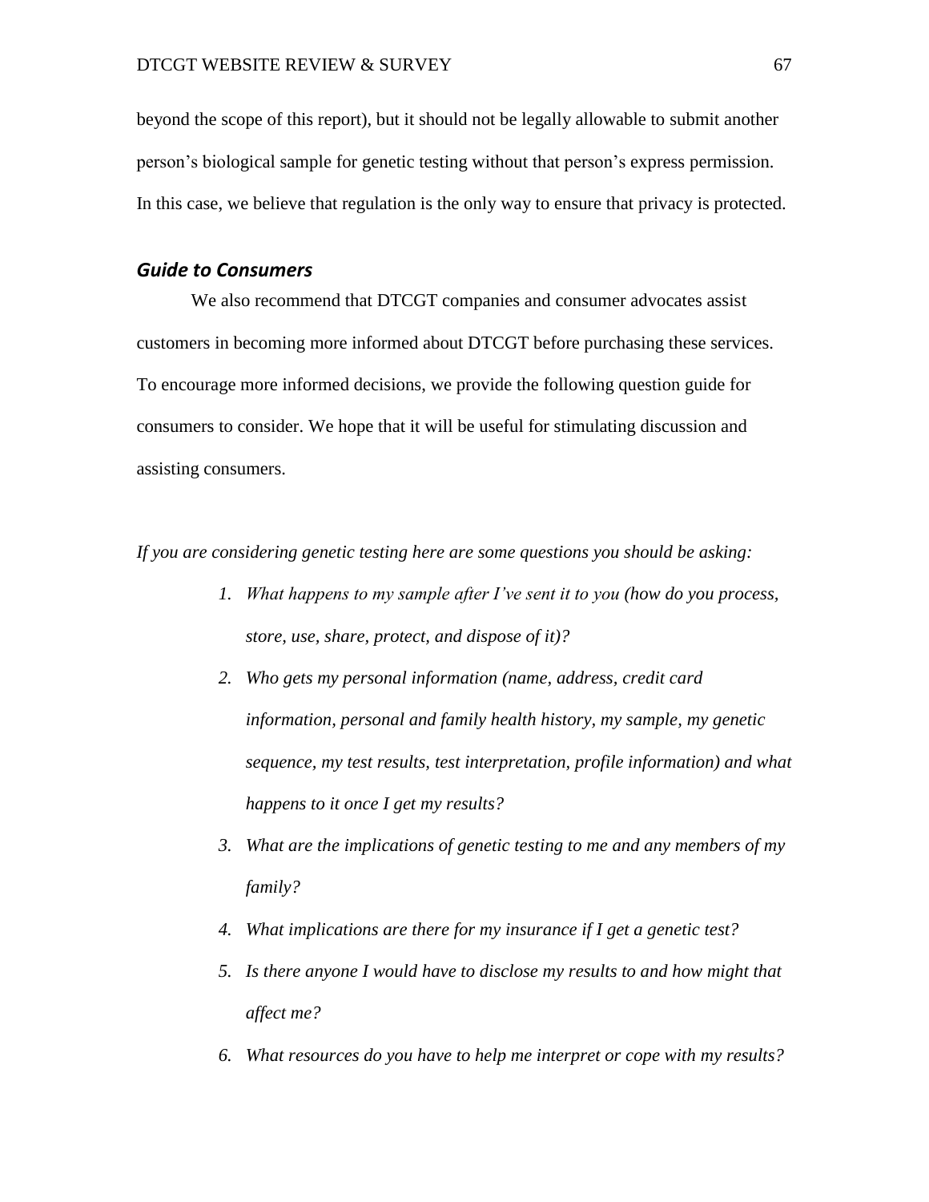beyond the scope of this report), but it should not be legally allowable to submit another person's biological sample for genetic testing without that person's express permission. In this case, we believe that regulation is the only way to ensure that privacy is protected.

### *Guide to Consumers*

We also recommend that DTCGT companies and consumer advocates assist customers in becoming more informed about DTCGT before purchasing these services. To encourage more informed decisions, we provide the following question guide for consumers to consider. We hope that it will be useful for stimulating discussion and assisting consumers.

*If you are considering genetic testing here are some questions you should be asking:*

1. *What happens to my sample after I've sent it to you (how do you process, store, use, share, protect, and dispose of it)?*
2. *Who gets my personal information (name, address, credit card information, personal and family health history, my sample, my genetic sequence, my test results, test interpretation, profile information) and what happens to it once I get my results?*
3. *What are the implications of genetic testing to me and any members of my family?*
4. *What implications are there for my insurance if I get a genetic test?*
5. *Is there anyone I would have to disclose my results to and how might that affect me?*
6. *What resources do you have to help me interpret or cope with my results?*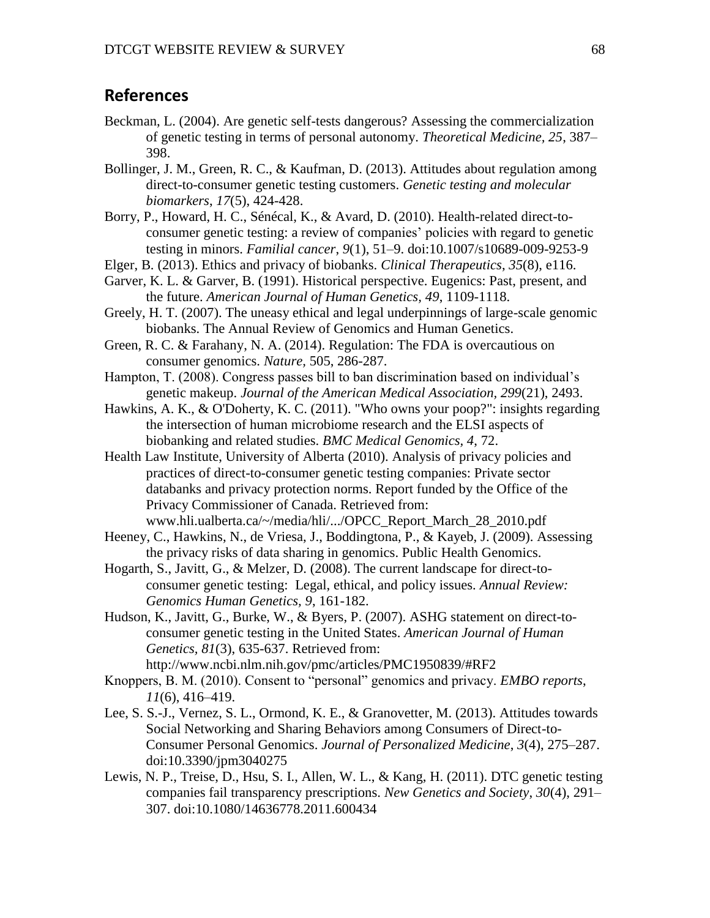## References

Beckman, L. (2004). Are genetic self-tests dangerous? Assessing the commercialization of genetic testing in terms of personal autonomy. *Theoretical Medicine, 25*, 387–398.

Bollinger, J. M., Green, R. C., & Kaufman, D. (2013). Attitudes about regulation among direct-to-consumer genetic testing customers. *Genetic testing and molecular biomarkers*, *17*(5), 424-428.

Borry, P., Howard, H. C., Sénécal, K., & Avard, D. (2010). Health-related direct-to-consumer genetic testing: a review of companies' policies with regard to genetic testing in minors. *Familial cancer*, *9*(1), 51–9. doi:10.1007/s10689-009-9253-9

Elger, B. (2013). Ethics and privacy of biobanks. *Clinical Therapeutics*, *35*(8), e116.

Garver, K. L. & Garver, B. (1991). Historical perspective. Eugenics: Past, present, and the future. *American Journal of Human Genetics, 49*, 1109-1118.

Greely, H. T. (2007). The uneasy ethical and legal underpinnings of large-scale genomic biobanks. The Annual Review of Genomics and Human Genetics.

Green, R. C. & Farahany, N. A. (2014). Regulation: The FDA is overcautious on consumer genomics. *Nature,* 505, 286-287.

Hampton, T. (2008). Congress passes bill to ban discrimination based on individual's genetic makeup. *Journal of the American Medical Association, 299*(21), 2493.

Hawkins, A. K., & O'Doherty, K. C. (2011). "Who owns your poop?": insights regarding the intersection of human microbiome research and the ELSI aspects of biobanking and related studies. *BMC Medical Genomics*, *4*, 72.

Health Law Institute, University of Alberta (2010). Analysis of privacy policies and practices of direct-to-consumer genetic testing companies: Private sector databanks and privacy protection norms. Report funded by the Office of the Privacy Commissioner of Canada. Retrieved from: www.hli.ualberta.ca/~/media/hli/.../OPCC_Report_March_28_2010.pdf

Heeney, C., Hawkins, N., de Vriesa, J., Boddingtona, P., & Kayeb, J. (2009). Assessing the privacy risks of data sharing in genomics. Public Health Genomics.

Hogarth, S., Javitt, G., & Melzer, D. (2008). The current landscape for direct-to-consumer genetic testing: Legal, ethical, and policy issues. *Annual Review: Genomics Human Genetics, 9*, 161-182.

Hudson, K., Javitt, G., Burke, W., & Byers, P. (2007). ASHG statement on direct-to-consumer genetic testing in the United States. *American Journal of Human Genetics, 81*(3), 635-637. Retrieved from: http://www.ncbi.nlm.nih.gov/pmc/articles/PMC1950839/#RF2

Knoppers, B. M. (2010). Consent to "personal" genomics and privacy. *EMBO reports*, *11*(6), 416–419.

Lee, S. S.-J., Vernez, S. L., Ormond, K. E., & Granovetter, M. (2013). Attitudes towards Social Networking and Sharing Behaviors among Consumers of Direct-to-Consumer Personal Genomics. *Journal of Personalized Medicine*, *3*(4), 275–287. doi:10.3390/jpm3040275

Lewis, N. P., Treise, D., Hsu, S. I., Allen, W. L., & Kang, H. (2011). DTC genetic testing companies fail transparency prescriptions. *New Genetics and Society*, *30*(4), 291–307. doi:10.1080/14636778.2011.600434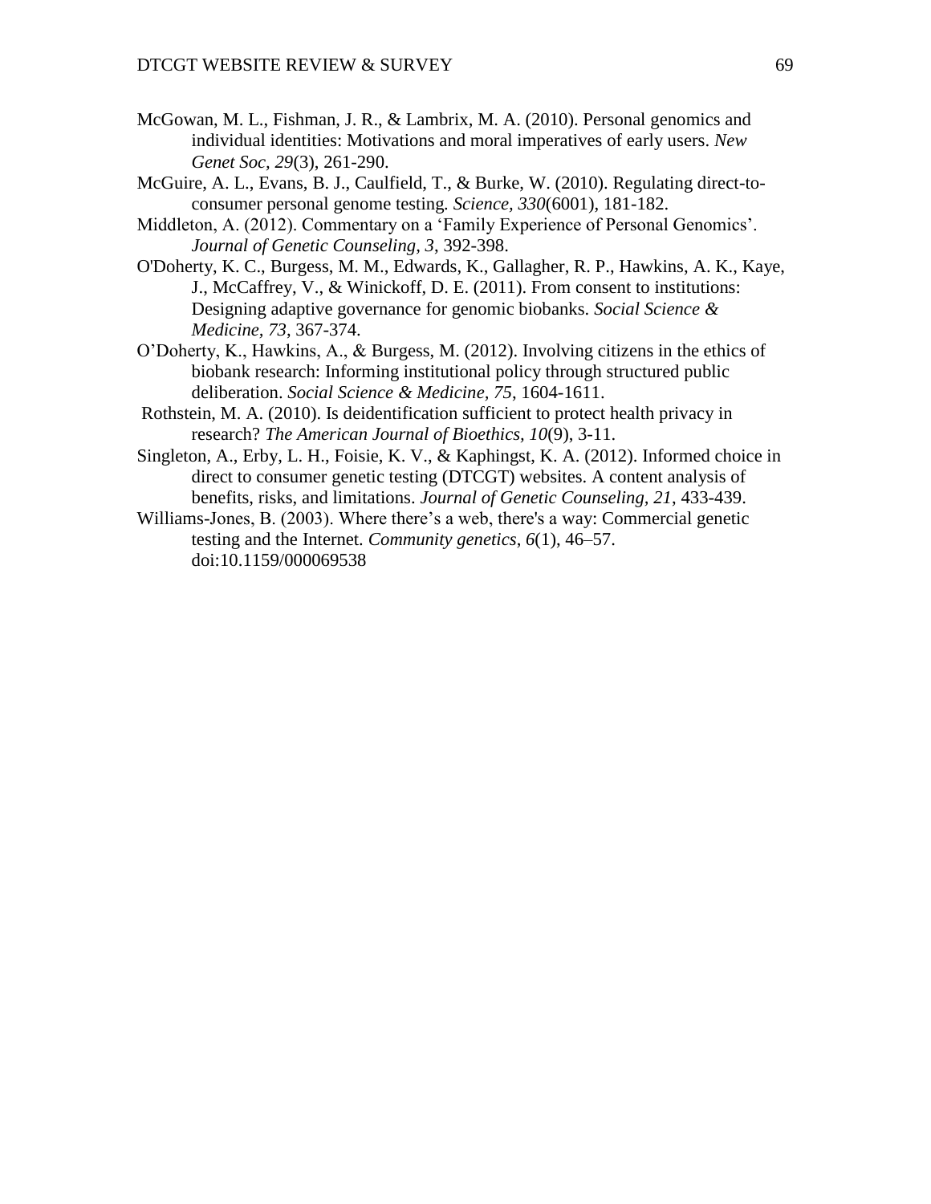McGowan, M. L., Fishman, J. R., & Lambrix, M. A. (2010). Personal genomics and individual identities: Motivations and moral imperatives of early users. *New Genet Soc, 29*(3), 261-290.

McGuire, A. L., Evans, B. J., Caulfield, T., & Burke, W. (2010). Regulating direct-to-consumer personal genome testing. *Science, 330*(6001), 181-182.

Middleton, A. (2012). Commentary on a 'Family Experience of Personal Genomics'. *Journal of Genetic Counseling, 3*, 392-398.

O'Doherty, K. C., Burgess, M. M., Edwards, K., Gallagher, R. P., Hawkins, A. K., Kaye, J., McCaffrey, V., & Winickoff, D. E. (2011). From consent to institutions: Designing adaptive governance for genomic biobanks. *Social Science & Medicine, 73*, 367-374.

O'Doherty, K., Hawkins, A., & Burgess, M. (2012). Involving citizens in the ethics of biobank research: Informing institutional policy through structured public deliberation. *Social Science & Medicine, 75*, 1604-1611.

Rothstein, M. A. (2010). Is deidentification sufficient to protect health privacy in research? *The American Journal of Bioethics, 10*(9), 3-11.

Singleton, A., Erby, L. H., Foisie, K. V., & Kaphingst, K. A. (2012). Informed choice in direct to consumer genetic testing (DTCGT) websites. A content analysis of benefits, risks, and limitations. *Journal of Genetic Counseling, 21*, 433-439.

Williams-Jones, B. (2003). Where there's a web, there's a way: Commercial genetic testing and the Internet. *Community genetics*, *6*(1), 46–57. doi:10.1159/000069538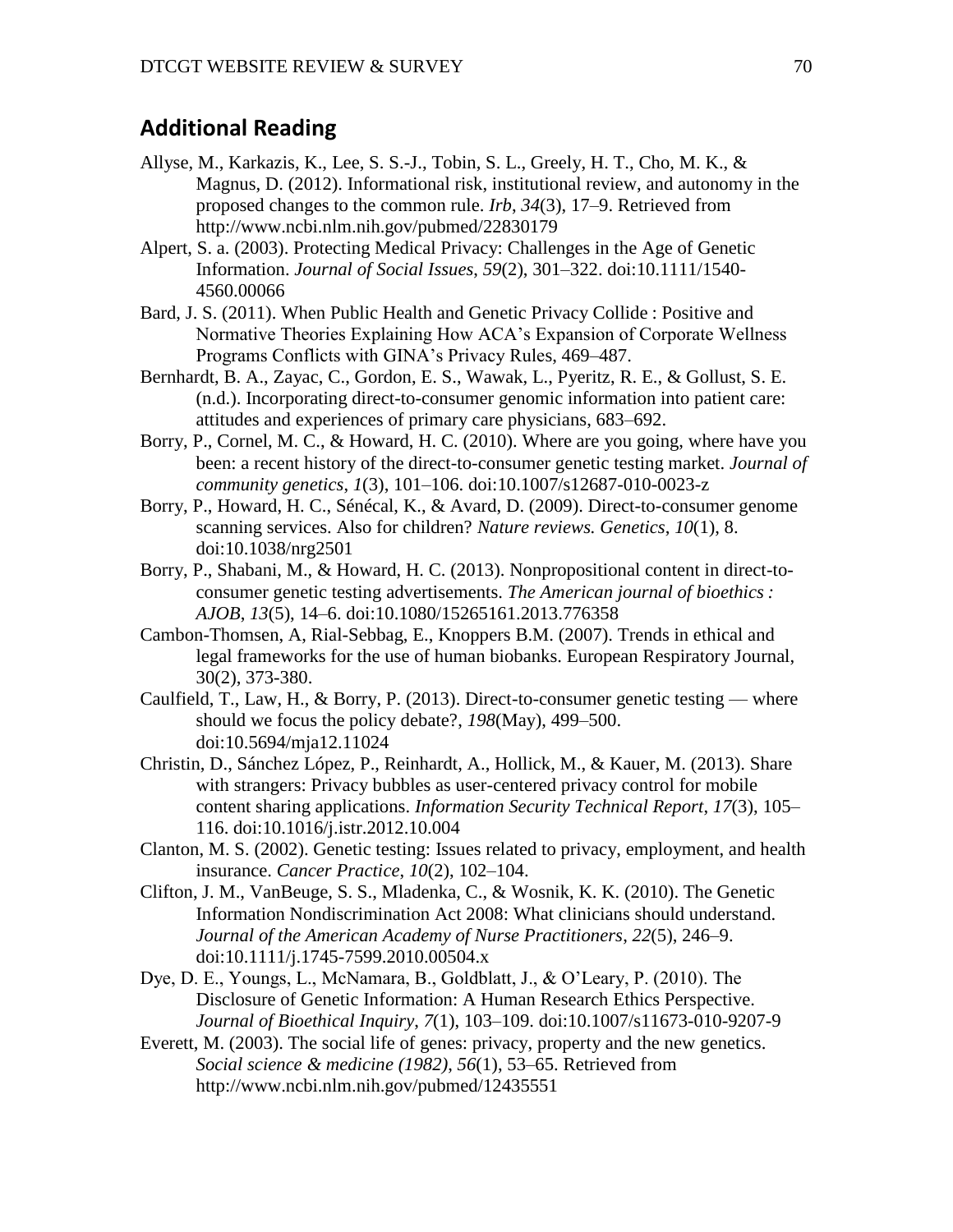## Additional Reading

Allyse, M., Karkazis, K., Lee, S. S.-J., Tobin, S. L., Greely, H. T., Cho, M. K., & Magnus, D. (2012). Informational risk, institutional review, and autonomy in the proposed changes to the common rule. *Irb*, *34*(3), 17–9. Retrieved from http://www.ncbi.nlm.nih.gov/pubmed/22830179

Alpert, S. a. (2003). Protecting Medical Privacy: Challenges in the Age of Genetic Information. *Journal of Social Issues*, *59*(2), 301–322. doi:10.1111/1540-4560.00066

Bard, J. S. (2011). When Public Health and Genetic Privacy Collide : Positive and Normative Theories Explaining How ACA's Expansion of Corporate Wellness Programs Conflicts with GINA's Privacy Rules, 469–487.

Bernhardt, B. A., Zayac, C., Gordon, E. S., Wawak, L., Pyeritz, R. E., & Gollust, S. E. (n.d.). Incorporating direct-to-consumer genomic information into patient care: attitudes and experiences of primary care physicians, 683–692.

Borry, P., Cornel, M. C., & Howard, H. C. (2010). Where are you going, where have you been: a recent history of the direct-to-consumer genetic testing market. *Journal of community genetics*, *1*(3), 101–106. doi:10.1007/s12687-010-0023-z

Borry, P., Howard, H. C., Sénécal, K., & Avard, D. (2009). Direct-to-consumer genome scanning services. Also for children? *Nature reviews. Genetics*, *10*(1), 8. doi:10.1038/nrg2501

Borry, P., Shabani, M., & Howard, H. C. (2013). Nonpropositional content in direct-to-consumer genetic testing advertisements. *The American journal of bioethics : AJOB*, *13*(5), 14–6. doi:10.1080/15265161.2013.776358

Cambon-Thomsen, A, Rial-Sebbag, E., Knoppers B.M. (2007). Trends in ethical and legal frameworks for the use of human biobanks. European Respiratory Journal, 30(2), 373-380.

Caulfield, T., Law, H., & Borry, P. (2013). Direct-to-consumer genetic testing — where should we focus the policy debate?, *198*(May), 499–500. doi:10.5694/mja12.11024

Christin, D., Sánchez López, P., Reinhardt, A., Hollick, M., & Kauer, M. (2013). Share with strangers: Privacy bubbles as user-centered privacy control for mobile content sharing applications. *Information Security Technical Report*, *17*(3), 105–116. doi:10.1016/j.istr.2012.10.004

Clanton, M. S. (2002). Genetic testing: Issues related to privacy, employment, and health insurance. *Cancer Practice*, *10*(2), 102–104.

Clifton, J. M., VanBeuge, S. S., Mladenka, C., & Wosnik, K. K. (2010). The Genetic Information Nondiscrimination Act 2008: What clinicians should understand. *Journal of the American Academy of Nurse Practitioners*, *22*(5), 246–9. doi:10.1111/j.1745-7599.2010.00504.x

Dye, D. E., Youngs, L., McNamara, B., Goldblatt, J., & O'Leary, P. (2010). The Disclosure of Genetic Information: A Human Research Ethics Perspective. *Journal of Bioethical Inquiry*, *7*(1), 103–109. doi:10.1007/s11673-010-9207-9

Everett, M. (2003). The social life of genes: privacy, property and the new genetics. *Social science & medicine (1982)*, *56*(1), 53–65. Retrieved from http://www.ncbi.nlm.nih.gov/pubmed/12435551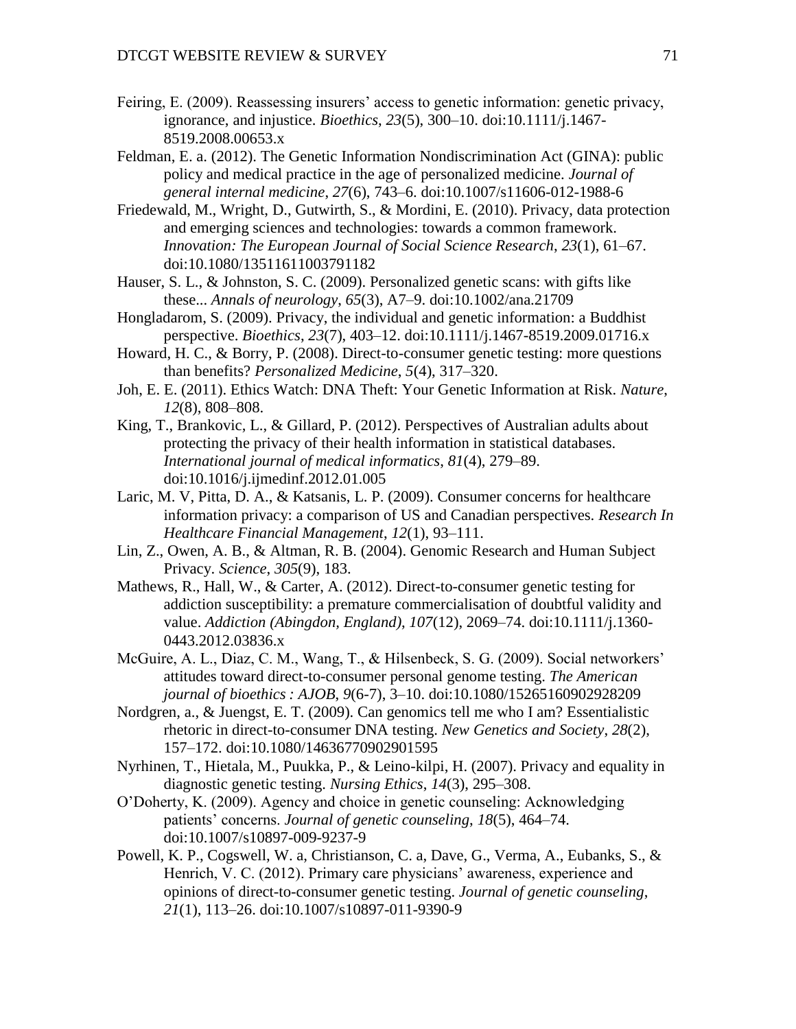Feiring, E. (2009). Reassessing insurers' access to genetic information: genetic privacy, ignorance, and injustice. *Bioethics*, *23*(5), 300–10. doi:10.1111/j.1467-8519.2008.00653.x

Feldman, E. a. (2012). The Genetic Information Nondiscrimination Act (GINA): public policy and medical practice in the age of personalized medicine. *Journal of general internal medicine*, *27*(6), 743–6. doi:10.1007/s11606-012-1988-6

Friedewald, M., Wright, D., Gutwirth, S., & Mordini, E. (2010). Privacy, data protection and emerging sciences and technologies: towards a common framework. *Innovation: The European Journal of Social Science Research*, *23*(1), 61–67. doi:10.1080/13511611003791182

Hauser, S. L., & Johnston, S. C. (2009). Personalized genetic scans: with gifts like these... *Annals of neurology*, *65*(3), A7–9. doi:10.1002/ana.21709

Hongladarom, S. (2009). Privacy, the individual and genetic information: a Buddhist perspective. *Bioethics*, *23*(7), 403–12. doi:10.1111/j.1467-8519.2009.01716.x

Howard, H. C., & Borry, P. (2008). Direct-to-consumer genetic testing: more questions than benefits? *Personalized Medicine*, *5*(4), 317–320.

Joh, E. E. (2011). Ethics Watch: DNA Theft: Your Genetic Information at Risk. *Nature, 12*(8), 808–808.

King, T., Brankovic, L., & Gillard, P. (2012). Perspectives of Australian adults about protecting the privacy of their health information in statistical databases. *International journal of medical informatics*, *81*(4), 279–89. doi:10.1016/j.ijmedinf.2012.01.005

Laric, M. V, Pitta, D. A., & Katsanis, L. P. (2009). Consumer concerns for healthcare information privacy: a comparison of US and Canadian perspectives. *Research In Healthcare Financial Management*, *12*(1), 93–111.

Lin, Z., Owen, A. B., & Altman, R. B. (2004). Genomic Research and Human Subject Privacy. *Science*, *305*(9), 183.

Mathews, R., Hall, W., & Carter, A. (2012). Direct-to-consumer genetic testing for addiction susceptibility: a premature commercialisation of doubtful validity and value. *Addiction (Abingdon, England)*, *107*(12), 2069–74. doi:10.1111/j.1360-0443.2012.03836.x

McGuire, A. L., Diaz, C. M., Wang, T., & Hilsenbeck, S. G. (2009). Social networkers' attitudes toward direct-to-consumer personal genome testing. *The American journal of bioethics : AJOB*, *9*(6-7), 3–10. doi:10.1080/15265160902928209

Nordgren, a., & Juengst, E. T. (2009). Can genomics tell me who I am? Essentialistic rhetoric in direct-to-consumer DNA testing. *New Genetics and Society*, *28*(2), 157–172. doi:10.1080/14636770902901595

Nyrhinen, T., Hietala, M., Puukka, P., & Leino-kilpi, H. (2007). Privacy and equality in diagnostic genetic testing. *Nursing Ethics*, *14*(3), 295–308.

O'Doherty, K. (2009). Agency and choice in genetic counseling: Acknowledging patients' concerns. *Journal of genetic counseling*, *18*(5), 464–74. doi:10.1007/s10897-009-9237-9

Powell, K. P., Cogswell, W. a, Christianson, C. a, Dave, G., Verma, A., Eubanks, S., & Henrich, V. C. (2012). Primary care physicians' awareness, experience and opinions of direct-to-consumer genetic testing. *Journal of genetic counseling*, *21*(1), 113–26. doi:10.1007/s10897-011-9390-9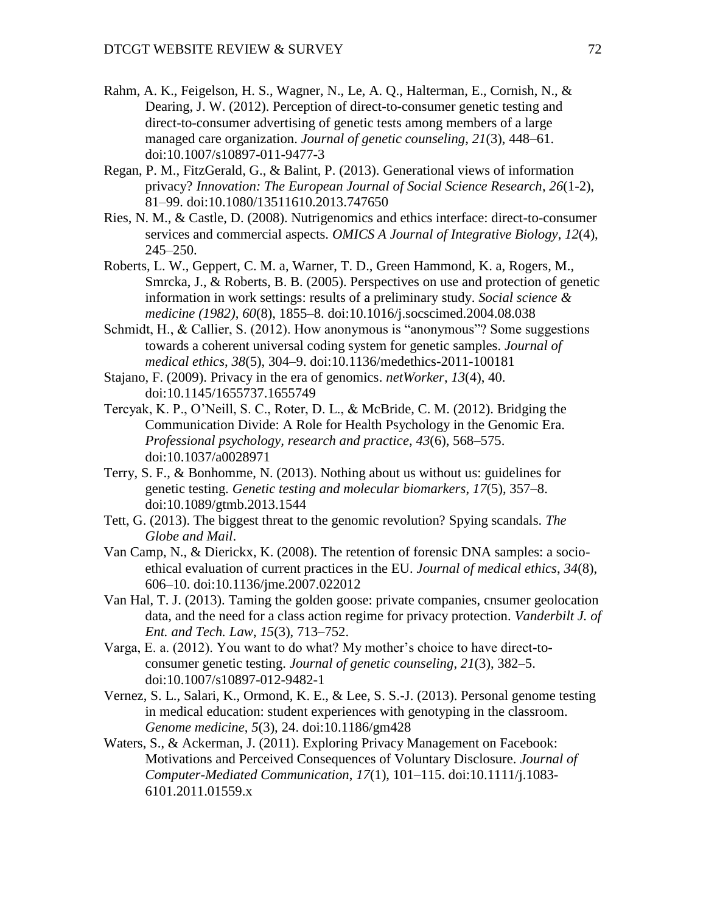Rahm, A. K., Feigelson, H. S., Wagner, N., Le, A. Q., Halterman, E., Cornish, N., & Dearing, J. W. (2012). Perception of direct-to-consumer genetic testing and direct-to-consumer advertising of genetic tests among members of a large managed care organization. *Journal of genetic counseling*, *21*(3), 448–61. doi:10.1007/s10897-011-9477-3

Regan, P. M., FitzGerald, G., & Balint, P. (2013). Generational views of information privacy? *Innovation: The European Journal of Social Science Research*, *26*(1-2), 81–99. doi:10.1080/13511610.2013.747650

Ries, N. M., & Castle, D. (2008). Nutrigenomics and ethics interface: direct-to-consumer services and commercial aspects. *OMICS A Journal of Integrative Biology*, *12*(4), 245–250.

Roberts, L. W., Geppert, C. M. a, Warner, T. D., Green Hammond, K. a, Rogers, M., Smrcka, J., & Roberts, B. B. (2005). Perspectives on use and protection of genetic information in work settings: results of a preliminary study. *Social science & medicine (1982)*, *60*(8), 1855–8. doi:10.1016/j.socscimed.2004.08.038

Schmidt, H., & Callier, S. (2012). How anonymous is "anonymous"? Some suggestions towards a coherent universal coding system for genetic samples. *Journal of medical ethics*, *38*(5), 304–9. doi:10.1136/medethics-2011-100181

Stajano, F. (2009). Privacy in the era of genomics. *netWorker*, *13*(4), 40. doi:10.1145/1655737.1655749

Tercyak, K. P., O'Neill, S. C., Roter, D. L., & McBride, C. M. (2012). Bridging the Communication Divide: A Role for Health Psychology in the Genomic Era. *Professional psychology, research and practice*, *43*(6), 568–575. doi:10.1037/a0028971

Terry, S. F., & Bonhomme, N. (2013). Nothing about us without us: guidelines for genetic testing. *Genetic testing and molecular biomarkers*, *17*(5), 357–8. doi:10.1089/gtmb.2013.1544

Tett, G. (2013). The biggest threat to the genomic revolution? Spying scandals. *The Globe and Mail*.

Van Camp, N., & Dierickx, K. (2008). The retention of forensic DNA samples: a socio-ethical evaluation of current practices in the EU. *Journal of medical ethics*, *34*(8), 606–10. doi:10.1136/jme.2007.022012

Van Hal, T. J. (2013). Taming the golden goose: private companies, cnsumer geolocation data, and the need for a class action regime for privacy protection. *Vanderbilt J. of Ent. and Tech. Law*, *15*(3), 713–752.

Varga, E. a. (2012). You want to do what? My mother's choice to have direct-to-consumer genetic testing. *Journal of genetic counseling*, *21*(3), 382–5. doi:10.1007/s10897-012-9482-1

Vernez, S. L., Salari, K., Ormond, K. E., & Lee, S. S.-J. (2013). Personal genome testing in medical education: student experiences with genotyping in the classroom. *Genome medicine*, *5*(3), 24. doi:10.1186/gm428

Waters, S., & Ackerman, J. (2011). Exploring Privacy Management on Facebook: Motivations and Perceived Consequences of Voluntary Disclosure. *Journal of Computer-Mediated Communication*, *17*(1), 101–115. doi:10.1111/j.1083-6101.2011.01559.x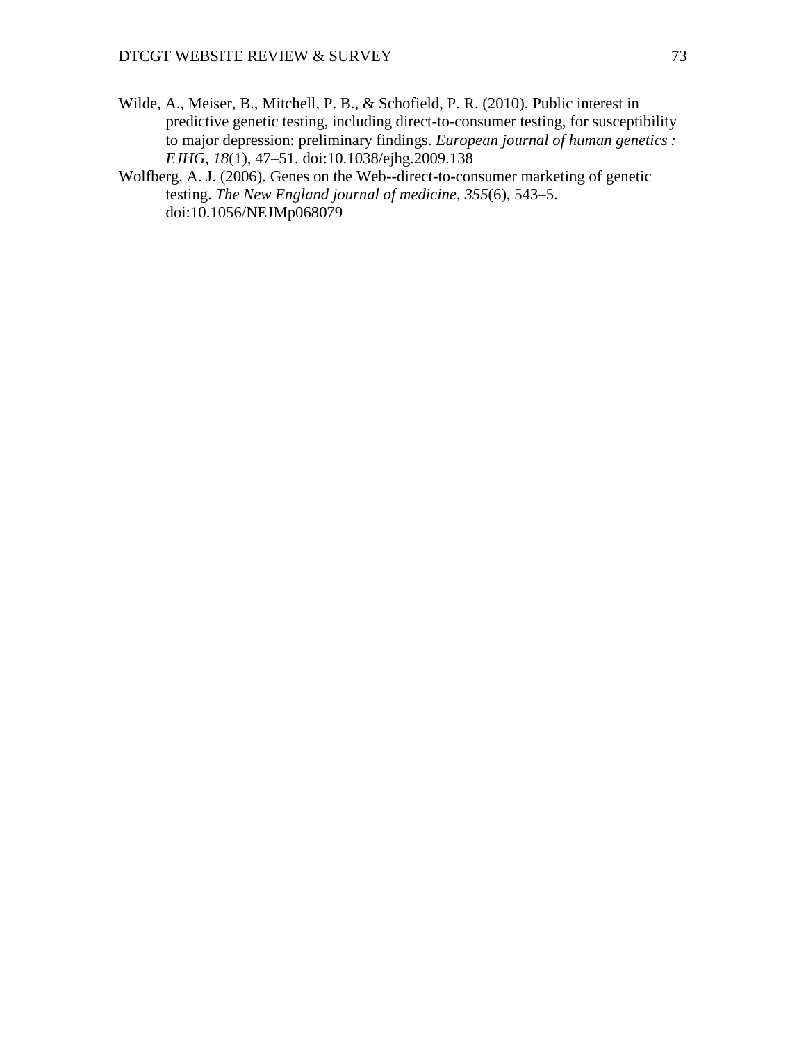Wilde, A., Meiser, B., Mitchell, P. B., & Schofield, P. R. (2010). Public interest in predictive genetic testing, including direct-to-consumer testing, for susceptibility to major depression: preliminary findings. *European journal of human genetics : EJHG*, *18*(1), 47–51. doi:10.1038/ejhg.2009.138

Wolfberg, A. J. (2006). Genes on the Web--direct-to-consumer marketing of genetic testing. *The New England journal of medicine*, *355*(6), 543–5. doi:10.1056/NEJMp068079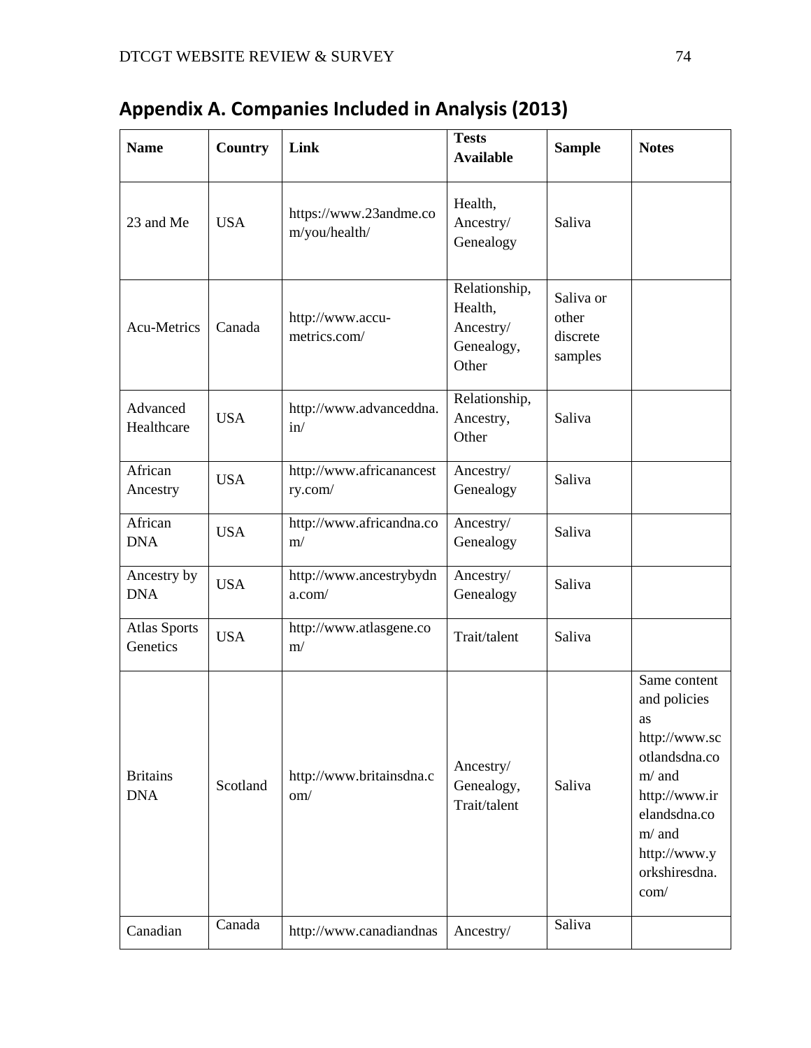# Appendix A. Companies Included in Analysis (2013)

| Name | Country | Link | Tests Available | Sample | Notes |
|---|---|---|---|---|---|
| 23 and Me | USA | https://www.23andme.com/you/health/ | Health, Ancestry/ Genealogy | Saliva | |
| Acu-Metrics | Canada | http://www.accu-metrics.com/ | Relationship, Health, Ancestry/ Genealogy, Other | Saliva or other discrete samples | |
| Advanced Healthcare | USA | http://www.advanceddna.in/ | Relationship, Ancestry, Other | Saliva | |
| African Ancestry | USA | http://www.africanancestry.com/ | Ancestry/ Genealogy | Saliva | |
| African DNA | USA | http://www.africandna.com/ | Ancestry/ Genealogy | Saliva | |
| Ancestry by DNA | USA | http://www.ancestrybydna.com/ | Ancestry/ Genealogy | Saliva | |
| Atlas Sports Genetics | USA | http://www.atlasgene.com/ | Trait/talent | Saliva | |
| Britains DNA | Scotland | http://www.britainsdna.com/ | Ancestry/ Genealogy, Trait/talent | Saliva | Same content and policies as http://www.scotlandsdna.com/ and http://www.irelandsdna.com/ and http://www.yorkshiresdna.com/ |
| Canadian | Canada | http://www.canadiandnas | Ancestry/ | Saliva | |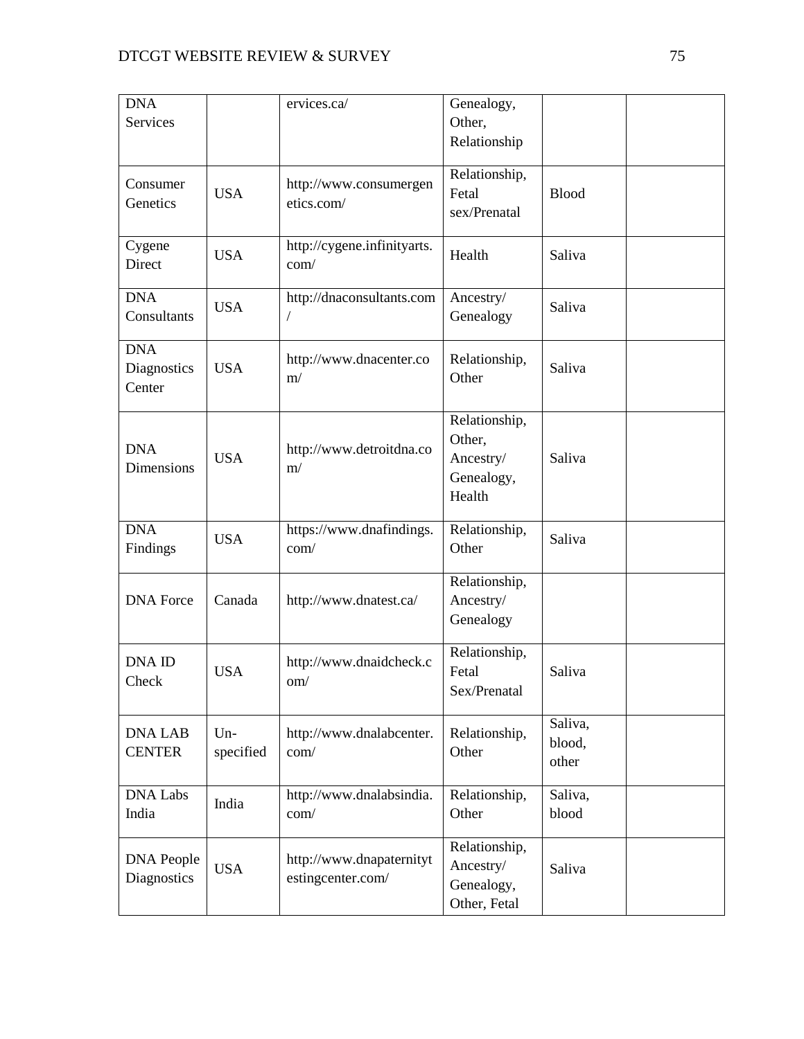| DNA Services | | ervices.ca/ | Genealogy, Other, Relationship | | |
|---|---|---|---|---|---|
| Consumer Genetics | USA | http://www.consumergenetics.com/ | Relationship, Fetal sex/Prenatal | Blood | |
| Cygene Direct | USA | http://cygene.infinityarts.com/ | Health | Saliva | |
| DNA Consultants | USA | http://dnaconsultants.com/ | Ancestry/ Genealogy | Saliva | |
| DNA Diagnostics Center | USA | http://www.dnacenter.com/ | Relationship, Other | Saliva | |
| DNA Dimensions | USA | http://www.detroitdna.com/ | Relationship, Other, Ancestry/ Genealogy, Health | Saliva | |
| DNA Findings | USA | https://www.dnafindings.com/ | Relationship, Other | Saliva | |
| DNA Force | Canada | http://www.dnatest.ca/ | Relationship, Ancestry/ Genealogy | | |
| DNA ID Check | USA | http://www.dnaidcheck.com/ | Relationship, Fetal Sex/Prenatal | Saliva | |
| DNA LAB CENTER | Un-specified | http://www.dnalabcenter.com/ | Relationship, Other | Saliva, blood, other | |
| DNA Labs India | India | http://www.dnalabsindia.com/ | Relationship, Other | Saliva, blood | |
| DNA People Diagnostics | USA | http://www.dnapaternitytestingcenter.com/ | Relationship, Ancestry/ Genealogy, Other, Fetal | Saliva | |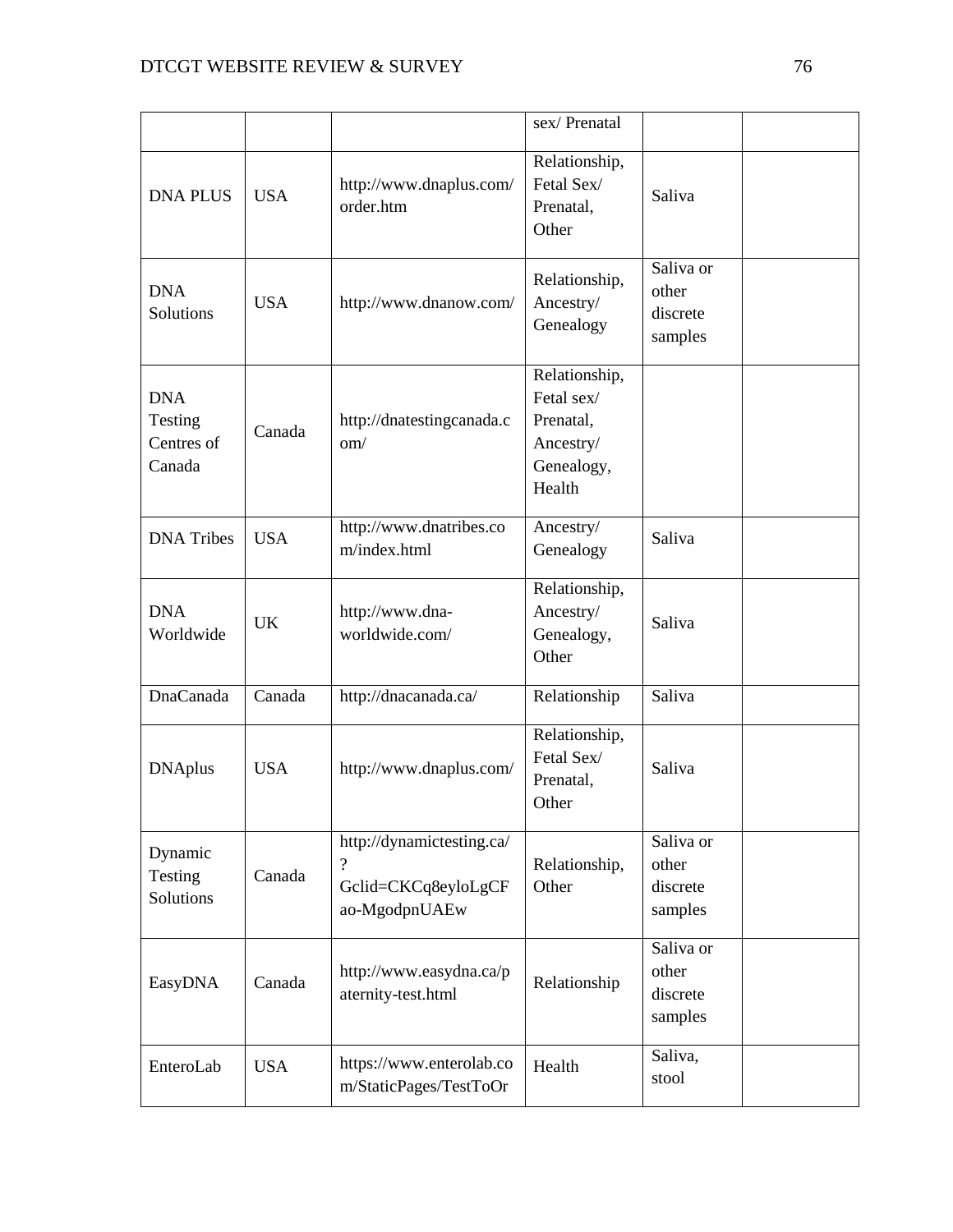| | | | sex/ Prenatal | | |
|---|---|---|---|---|---|
| DNA PLUS | USA | http://www.dnaplus.com/order.htm | Relationship, Fetal Sex/ Prenatal, Other | Saliva | |
| DNA Solutions | USA | http://www.dnanow.com/ | Relationship, Ancestry/ Genealogy | Saliva or other discrete samples | |
| DNA Testing Centres of Canada | Canada | http://dnatestingcanada.com/ | Relationship, Fetal sex/ Prenatal, Ancestry/ Genealogy, Health | | |
| DNA Tribes | USA | http://www.dnatribes.com/index.html | Ancestry/ Genealogy | Saliva | |
| DNA Worldwide | UK | http://www.dna-worldwide.com/ | Relationship, Ancestry/ Genealogy, Other | Saliva | |
| DnaCanada | Canada | http://dnacanada.ca/ | Relationship | Saliva | |
| DNAplus | USA | http://www.dnaplus.com/ | Relationship, Fetal Sex/ Prenatal, Other | Saliva | |
| Dynamic Testing Solutions | Canada | http://dynamictesting.ca/?Gclid=CKCq8eyloLgCFao-MgodpnUAEw | Relationship, Other | Saliva or other discrete samples | |
| EasyDNA | Canada | http://www.easydna.ca/paternity-test.html | Relationship | Saliva or other discrete samples | |
| EnteroLab | USA | https://www.enterolab.com/StaticPages/TestToOr | Health | Saliva, stool | |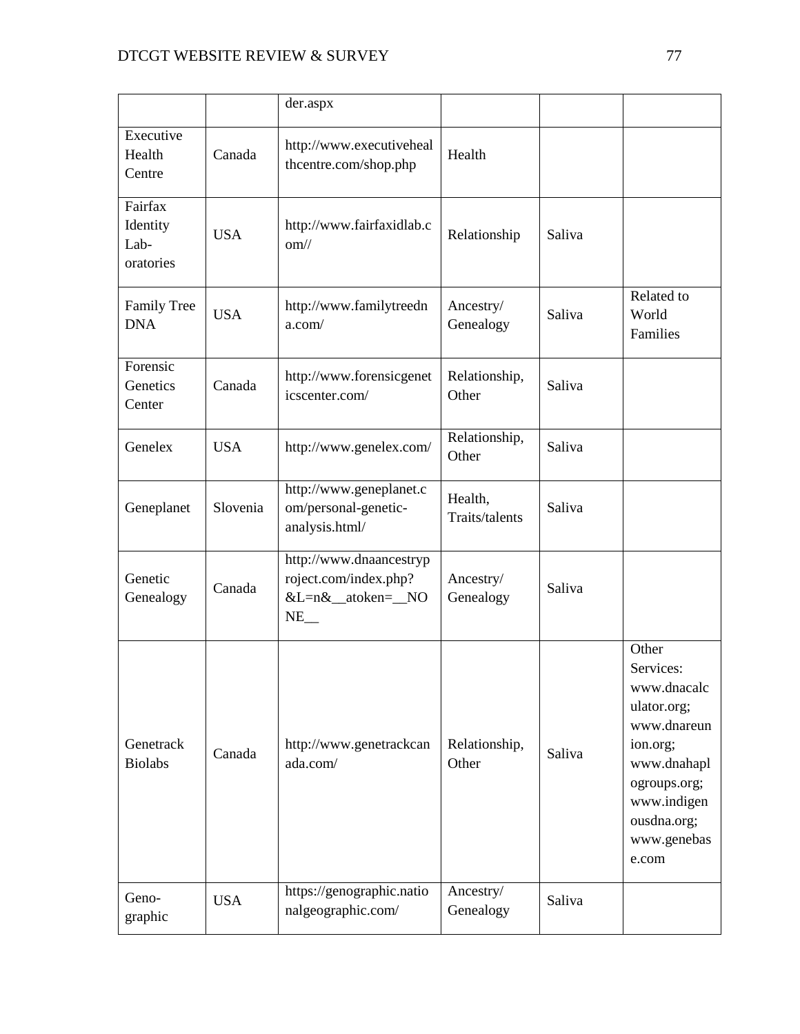| | | der.aspx | | | |
|---|---|---|---|---|---|
| Executive Health Centre | Canada | http://www.executivehealthcentre.com/shop.php | Health | | |
| Fairfax Identity Laboratories | USA | http://www.fairfaxidlab.com// | Relationship | Saliva | |
| Family Tree DNA | USA | http://www.familytreedna.com/ | Ancestry/ Genealogy | Saliva | Related to World Families |
| Forensic Genetics Center | Canada | http://www.forensicgeneticscenter.com/ | Relationship, Other | Saliva | |
| Genelex | USA | http://www.genelex.com/ | Relationship, Other | Saliva | |
| Geneplanet | Slovenia | http://www.geneplanet.com/personal-genetic-analysis.html/ | Health, Traits/talents | Saliva | |
| Genetic Genealogy | Canada | http://www.dnaancestryproject.com/index.php?&L=n&__atoken=__NONE__ | Ancestry/ Genealogy | Saliva | |
| Genetrack Biolabs | Canada | http://www.genetrackcanada.com/ | Relationship, Other | Saliva | Other Services: www.dnacalculator.org; www.dnareunion.org; www.dnahaplogroups.org; www.indigenousdna.org; www.genebase.com |
| Geno-graphic | USA | https://genographic.nationalgeographic.com/ | Ancestry/ Genealogy | Saliva | |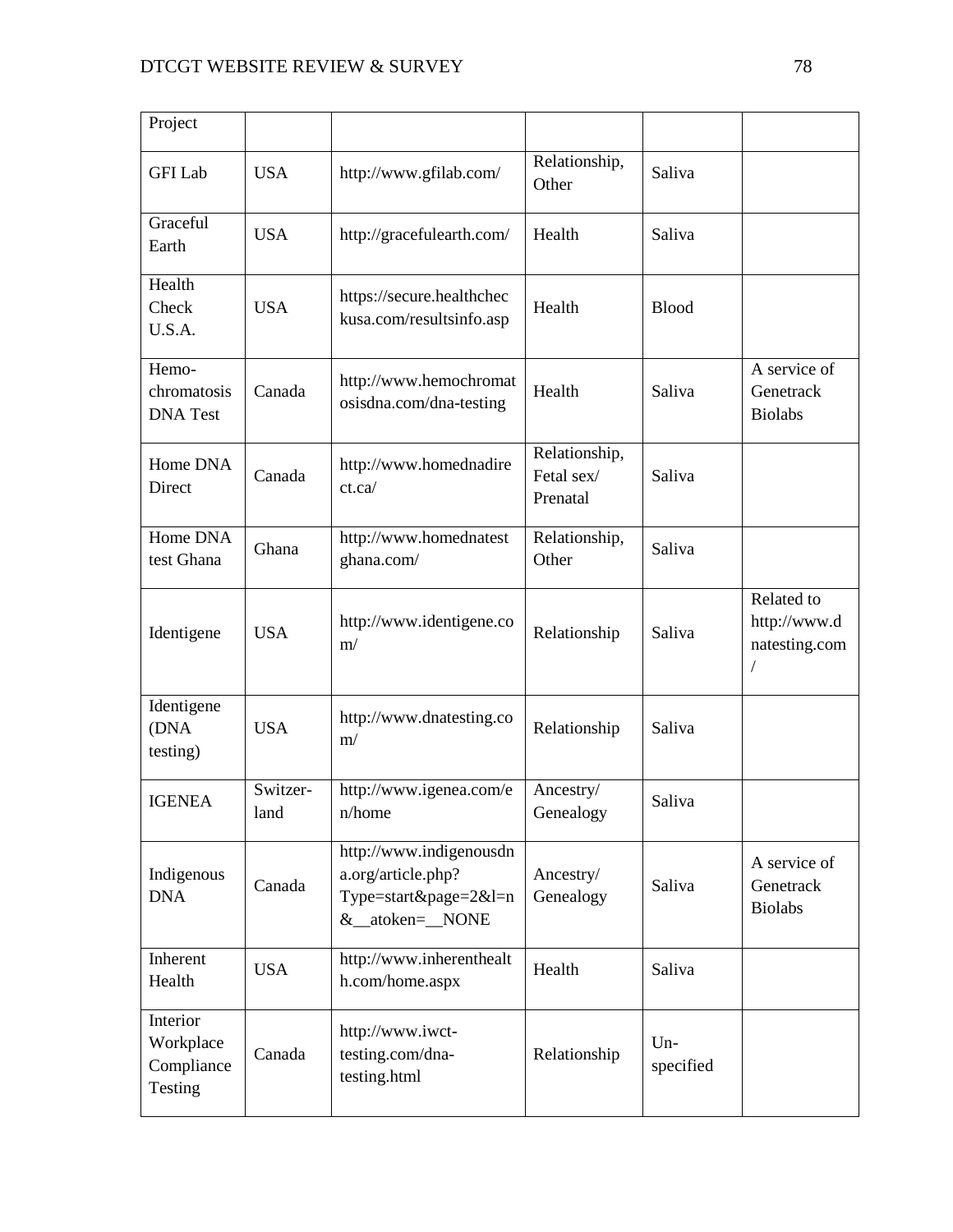| Project | | | | | |
|---|---|---|---|---|---|
| GFI Lab | USA | http://www.gfilab.com/ | Relationship, Other | Saliva | |
| Graceful Earth | USA | http://gracefulearth.com/ | Health | Saliva | |
| Health Check U.S.A. | USA | https://secure.healthcheckusa.com/resultsinfo.asp | Health | Blood | |
| Hemo-chromatosis DNA Test | Canada | http://www.hemochromatosisdna.com/dna-testing | Health | Saliva | A service of Genetrack Biolabs |
| Home DNA Direct | Canada | http://www.homednadirect.ca/ | Relationship, Fetal sex/ Prenatal | Saliva | |
| Home DNA test Ghana | Ghana | http://www.homednatestghana.com/ | Relationship, Other | Saliva | |
| Identigene | USA | http://www.identigene.com/ | Relationship | Saliva | Related to http://www.dnatesting.com/ |
| Identigene (DNA testing) | USA | http://www.dnatesting.com/ | Relationship | Saliva | |
| IGENEA | Switzer-land | http://www.igenea.com/en/home | Ancestry/ Genealogy | Saliva | |
| Indigenous DNA | Canada | http://www.indigenousdna.org/article.php?Type=start&page=2&l=n&__atoken=__NONE | Ancestry/ Genealogy | Saliva | A service of Genetrack Biolabs |
| Inherent Health | USA | http://www.inherenthealth.com/home.aspx | Health | Saliva | |
| Interior Workplace Compliance Testing | Canada | http://www.iwct-testing.com/dna-testing.html | Relationship | Un-specified | |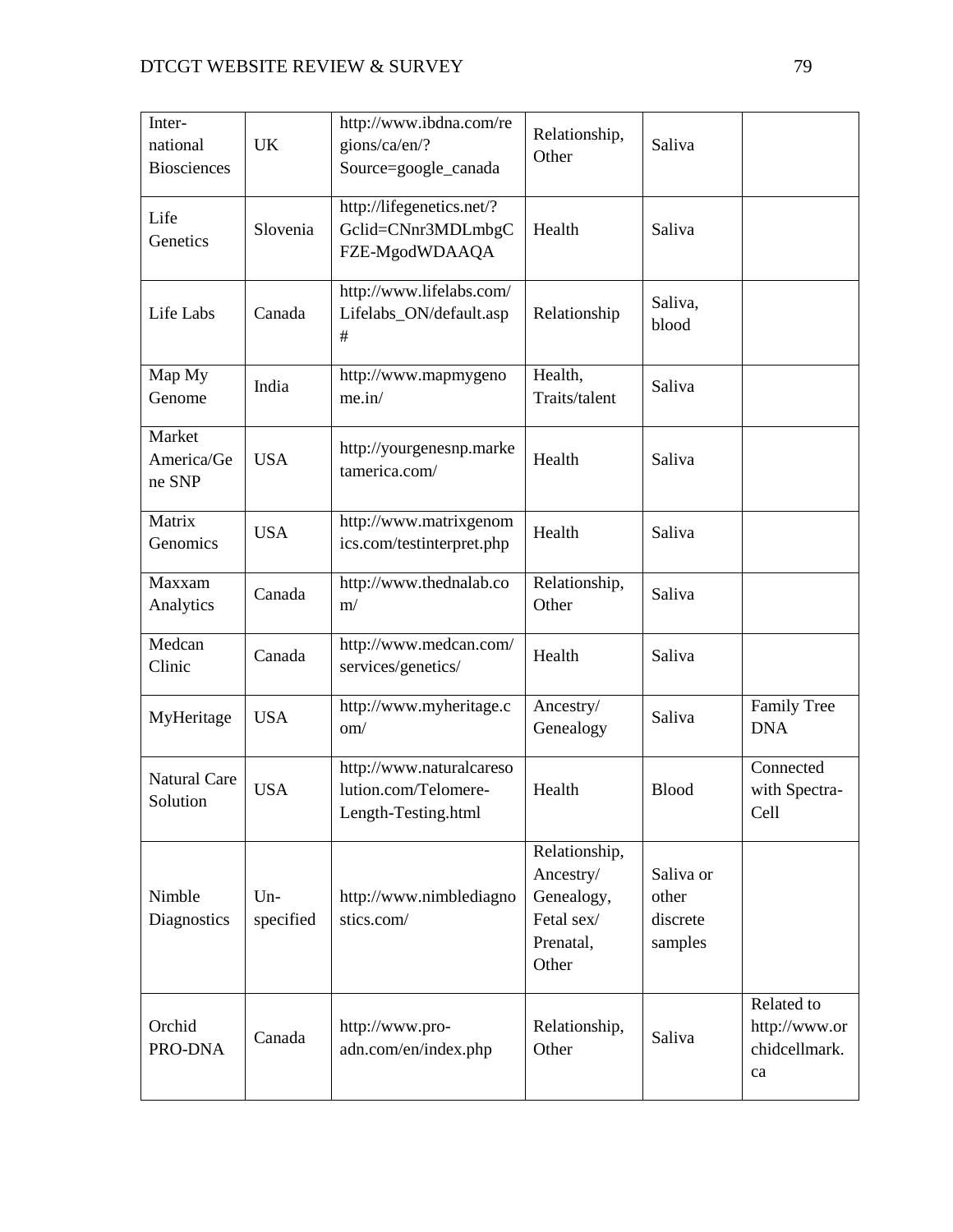| International Biosciences | UK | http://www.ibdna.com/regions/ca/en/?Source=google_canada | Relationship, Other | Saliva | |
|---|---|---|---|---|---|
| Life Genetics | Slovenia | http://lifegenetics.net/?Gclid=CNnr3MDLmbgCFZE-MgodWDAAQA | Health | Saliva | |
| Life Labs | Canada | http://www.lifelabs.com/Lifelabs_ON/default.asp# | Relationship | Saliva, blood | |
| Map My Genome | India | http://www.mapmygenome.in/ | Health, Traits/talent | Saliva | |
| Market America/Gene SNP | USA | http://yourgenesnp.marketamerica.com/ | Health | Saliva | |
| Matrix Genomics | USA | http://www.matrixgenomics.com/testinterpret.php | Health | Saliva | |
| Maxxam Analytics | Canada | http://www.thednalab.com/ | Relationship, Other | Saliva | |
| Medcan Clinic | Canada | http://www.medcan.com/services/genetics/ | Health | Saliva | |
| MyHeritage | USA | http://www.myheritage.com/ | Ancestry/Genealogy | Saliva | Family Tree DNA |
| Natural Care Solution | USA | http://www.naturalcaresolution.com/Telomere-Length-Testing.html | Health | Blood | Connected with Spectra-Cell |
| Nimble Diagnostics | Unspecified | http://www.nimblediagnostics.com/ | Relationship, Ancestry/Genealogy, Fetal sex/Prenatal, Other | Saliva or other discrete samples | |
| Orchid PRO-DNA | Canada | http://www.pro-adn.com/en/index.php | Relationship, Other | Saliva | Related to http://www.orchidcellmark.ca |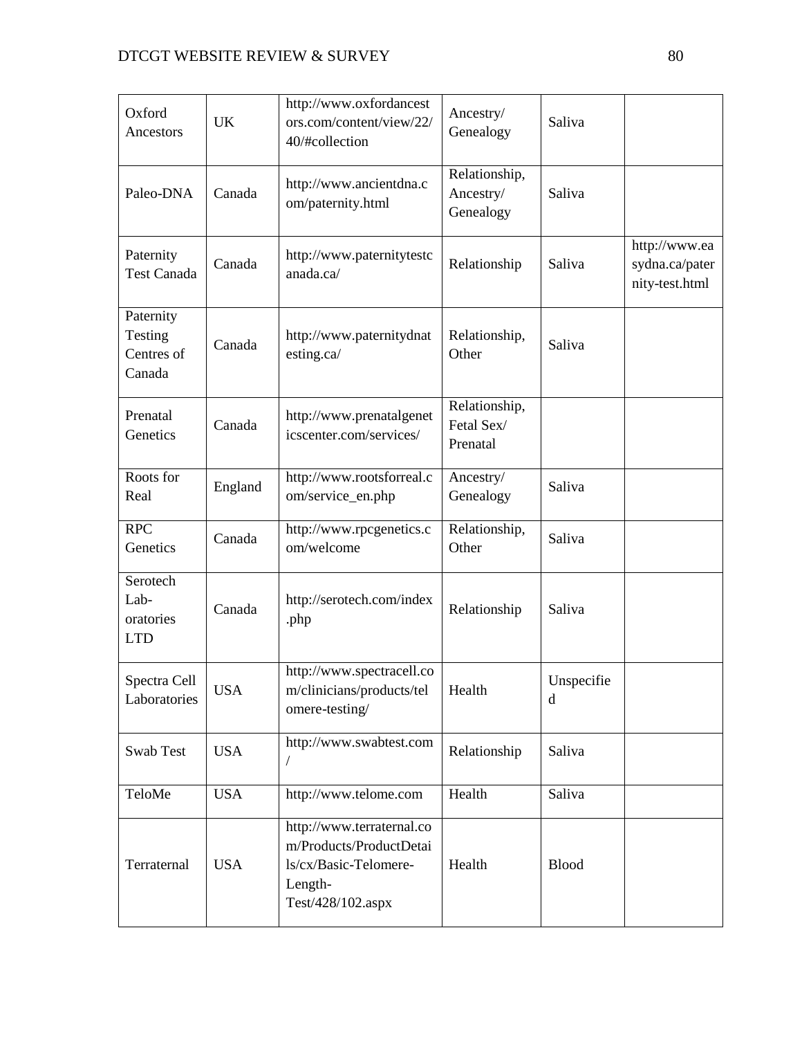| Oxford Ancestors | UK | http://www.oxfordancestors.com/content/view/22/40/#collection | Ancestry/ Genealogy | Saliva | |
|---|---|---|---|---|---|
| Paleo-DNA | Canada | http://www.ancientdna.com/paternity.html | Relationship, Ancestry/ Genealogy | Saliva | |
| Paternity Test Canada | Canada | http://www.paternitytestcanada.ca/ | Relationship | Saliva | http://www.easydna.ca/paternity-test.html |
| Paternity Testing Centres of Canada | Canada | http://www.paternitydnatesting.ca/ | Relationship, Other | Saliva | |
| Prenatal Genetics | Canada | http://www.prenatalgeneticscenter.com/services/ | Relationship, Fetal Sex/ Prenatal | | |
| Roots for Real | England | http://www.rootsforreal.com/service_en.php | Ancestry/ Genealogy | Saliva | |
| RPC Genetics | Canada | http://www.rpcgenetics.com/welcome | Relationship, Other | Saliva | |
| Serotech Lab-oratories LTD | Canada | http://serotech.com/index.php | Relationship | Saliva | |
| Spectra Cell Laboratories | USA | http://www.spectracell.com/clinicians/products/telomere-testing/ | Health | Unspecified | |
| Swab Test | USA | http://www.swabtest.com/ | Relationship | Saliva | |
| TeloMe | USA | http://www.telome.com | Health | Saliva | |
| Terraternal | USA | http://www.terraternal.com/Products/ProductDetails/cx/Basic-Telomere-Length-Test/428/102.aspx | Health | Blood | |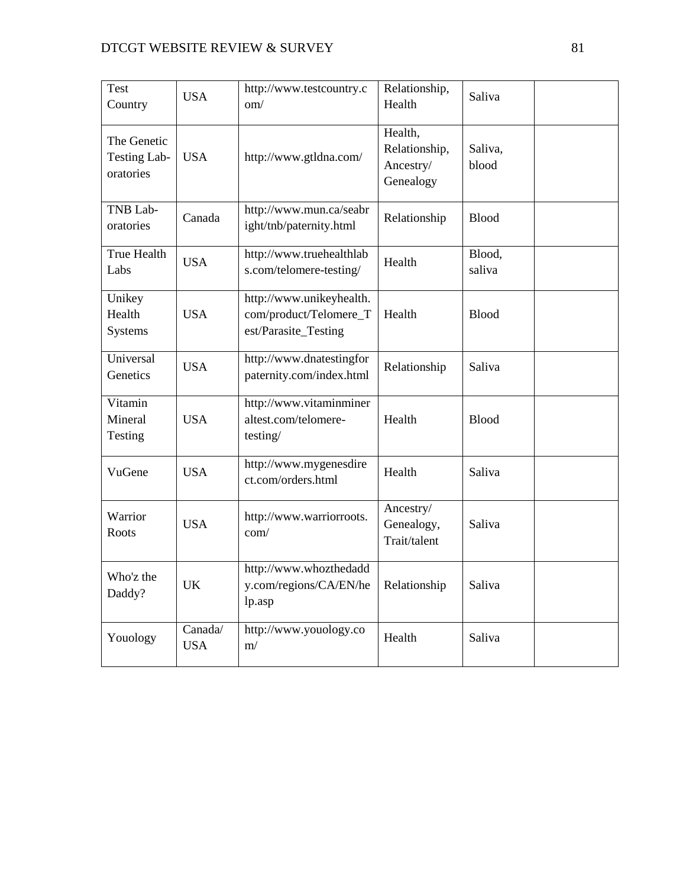| Test Country | USA | http://www.testcountry.com/ | Relationship, Health | Saliva | |
|---|---|---|---|---|---|
| The Genetic Testing Laboratories | USA | http://www.gtldna.com/ | Health, Relationship, Ancestry/ Genealogy | Saliva, blood | |
| TNB Laboratories | Canada | http://www.mun.ca/seabright/tnb/paternity.html | Relationship | Blood | |
| True Health Labs | USA | http://www.truehealthlabs.com/telomere-testing/ | Health | Blood, saliva | |
| Unikey Health Systems | USA | http://www.unikeyhealth.com/product/Telomere_Test/Parasite_Testing | Health | Blood | |
| Universal Genetics | USA | http://www.dnatestingforpaternity.com/index.html | Relationship | Saliva | |
| Vitamin Mineral Testing | USA | http://www.vitaminmineraltest.com/telomere-testing/ | Health | Blood | |
| VuGene | USA | http://www.mygenesdirect.com/orders.html | Health | Saliva | |
| Warrior Roots | USA | http://www.warriorroots.com/ | Ancestry/ Genealogy, Trait/talent | Saliva | |
| Who'z the Daddy? | UK | http://www.whozthedaddy.com/regions/CA/EN/help.asp | Relationship | Saliva | |
| Youology | Canada/ USA | http://www.youology.com/ | Health | Saliva | |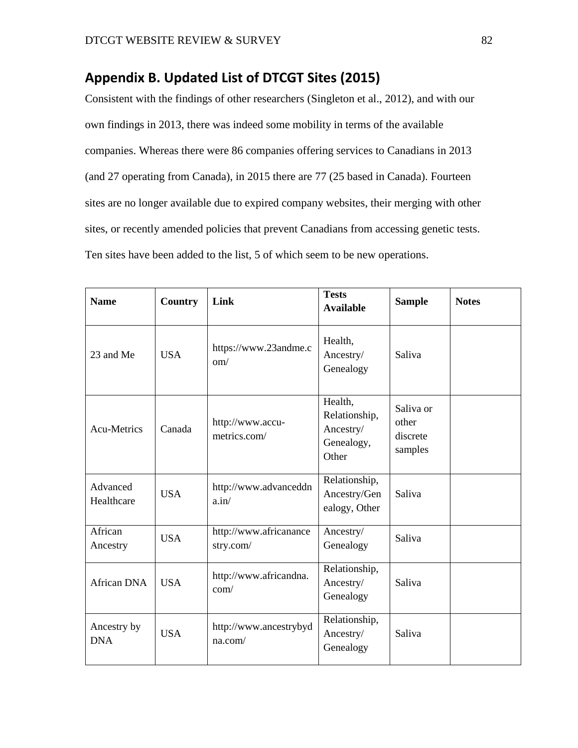## Appendix B. Updated List of DTCGT Sites (2015)

Consistent with the findings of other researchers (Singleton et al., 2012), and with our own findings in 2013, there was indeed some mobility in terms of the available companies. Whereas there were 86 companies offering services to Canadians in 2013 (and 27 operating from Canada), in 2015 there are 77 (25 based in Canada). Fourteen sites are no longer available due to expired company websites, their merging with other sites, or recently amended policies that prevent Canadians from accessing genetic tests. Ten sites have been added to the list, 5 of which seem to be new operations.

| Name | Country | Link | Tests Available | Sample | Notes |
|---|---|---|---|---|---|
| 23 and Me | USA | https://www.23andme.com/ | Health, Ancestry/ Genealogy | Saliva | |
| Acu-Metrics | Canada | http://www.accu-metrics.com/ | Health, Relationship, Ancestry/ Genealogy, Other | Saliva or other discrete samples | |
| Advanced Healthcare | USA | http://www.advanceddna.in/ | Relationship, Ancestry/Genealogy, Other | Saliva | |
| African Ancestry | USA | http://www.africanancestry.com/ | Ancestry/ Genealogy | Saliva | |
| African DNA | USA | http://www.africandna.com/ | Relationship, Ancestry/ Genealogy | Saliva | |
| Ancestry by DNA | USA | http://www.ancestrybydna.com/ | Relationship, Ancestry/ Genealogy | Saliva | |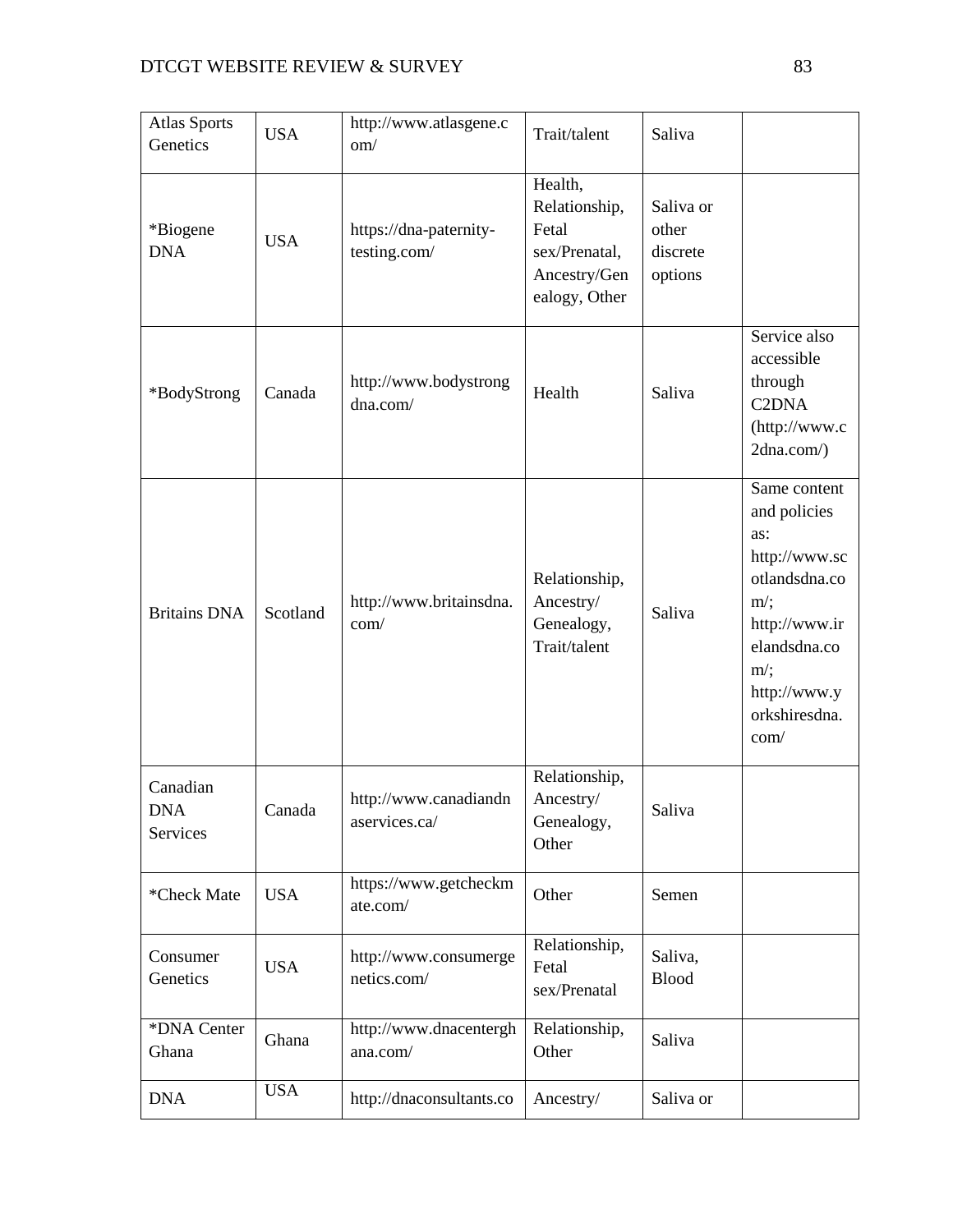| Atlas Sports Genetics | USA | http://www.atlasgene.com/ | Trait/talent | Saliva | |
|---|---|---|---|---|---|
| *Biogene DNA | USA | https://dna-paternity-testing.com/ | Health, Relationship, Fetal sex/Prenatal, Ancestry/Genealogy, Other | Saliva or other discrete options | |
| *BodyStrong | Canada | http://www.bodystrongdna.com/ | Health | Saliva | Service also accessible through C2DNA (http://www.c2dna.com/) |
| Britains DNA | Scotland | http://www.britainsdna.com/ | Relationship, Ancestry/ Genealogy, Trait/talent | Saliva | Same content and policies as: http://www.scotlandsdna.com/; http://www.irelandsdna.com/; http://www.yorkshiresdna.com/ |
| Canadian DNA Services | Canada | http://www.canadiandnaservices.ca/ | Relationship, Ancestry/ Genealogy, Other | Saliva | |
| *Check Mate | USA | https://www.getcheckmate.com/ | Other | Semen | |
| Consumer Genetics | USA | http://www.consumergenetics.com/ | Relationship, Fetal sex/Prenatal | Saliva, Blood | |
| *DNA Center Ghana | Ghana | http://www.dnacenterghana.com/ | Relationship, Other | Saliva | |
| DNA | USA | http://dnaconsultants.co | Ancestry/ | Saliva or | |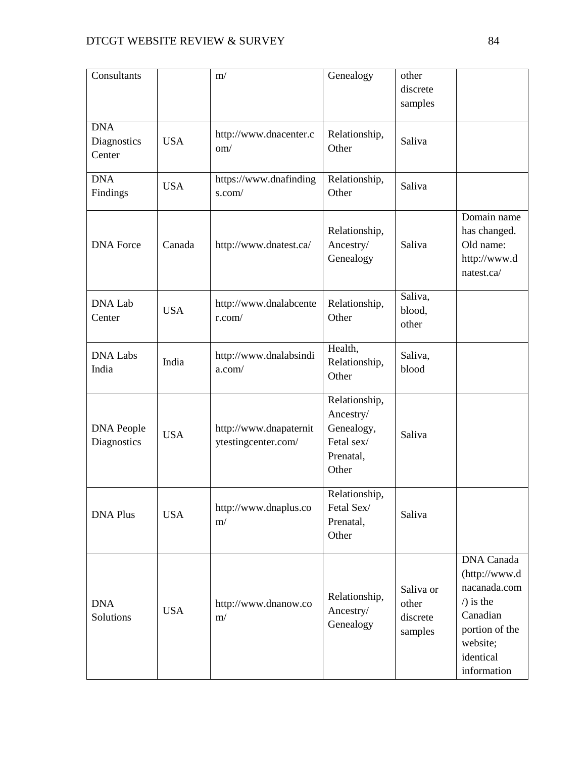| Consultants | | m/ | Genealogy | other discrete samples | |
|---|---|---|---|---|---|
| DNA Diagnostics Center | USA | http://www.dnacenter.com/ | Relationship, Other | Saliva | |
| DNA Findings | USA | https://www.dnafindings.com/ | Relationship, Other | Saliva | |
| DNA Force | Canada | http://www.dnatest.ca/ | Relationship, Ancestry/ Genealogy | Saliva | Domain name has changed. Old name: http://www.dnatest.ca/ |
| DNA Lab Center | USA | http://www.dnalabcenter.com/ | Relationship, Other | Saliva, blood, other | |
| DNA Labs India | India | http://www.dnalabsindia.com/ | Health, Relationship, Other | Saliva, blood | |
| DNA People Diagnostics | USA | http://www.dnapaternitytestingcenter.com/ | Relationship, Ancestry/ Genealogy, Fetal sex/ Prenatal, Other | Saliva | |
| DNA Plus | USA | http://www.dnaplus.com/ | Relationship, Fetal Sex/ Prenatal, Other | Saliva | |
| DNA Solutions | USA | http://www.dnanow.com/ | Relationship, Ancestry/ Genealogy | Saliva or other discrete samples | DNA Canada (http://www.dnacanada.com/) is the Canadian portion of the website; identical information |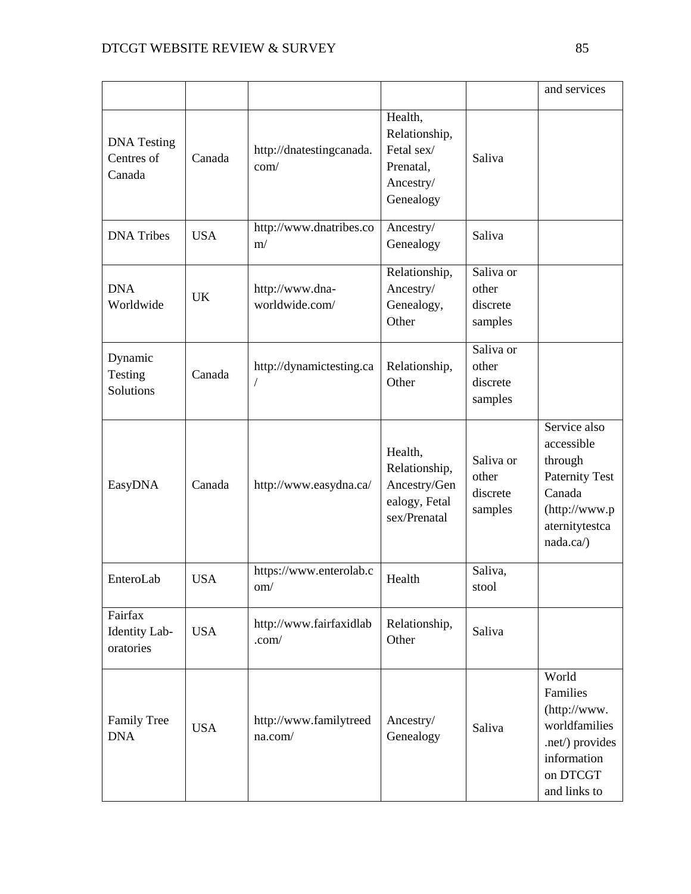| | | | | | and services |
|---|---|---|---|---|---|
| DNA Testing Centres of Canada | Canada | http://dnatestingcanada.com/ | Health, Relationship, Fetal sex/ Prenatal, Ancestry/ Genealogy | Saliva | |
| DNA Tribes | USA | http://www.dnatribes.com/ | Ancestry/ Genealogy | Saliva | |
| DNA Worldwide | UK | http://www.dna-worldwide.com/ | Relationship, Ancestry/ Genealogy, Other | Saliva or other discrete samples | |
| Dynamic Testing Solutions | Canada | http://dynamictesting.ca/ | Relationship, Other | Saliva or other discrete samples | |
| EasyDNA | Canada | http://www.easydna.ca/ | Health, Relationship, Ancestry/Genealogy, Fetal sex/Prenatal | Saliva or other discrete samples | Service also accessible through Paternity Test Canada (http://www.paternitytestcanada.ca/) |
| EnteroLab | USA | https://www.enterolab.com/ | Health | Saliva, stool | |
| Fairfax Identity Lab-oratories | USA | http://www.fairfaxidlab.com/ | Relationship, Other | Saliva | |
| Family Tree DNA | USA | http://www.familytreedna.com/ | Ancestry/ Genealogy | Saliva | World Families (http://www.worldfamilies.net/) provides information on DTCGT and links to |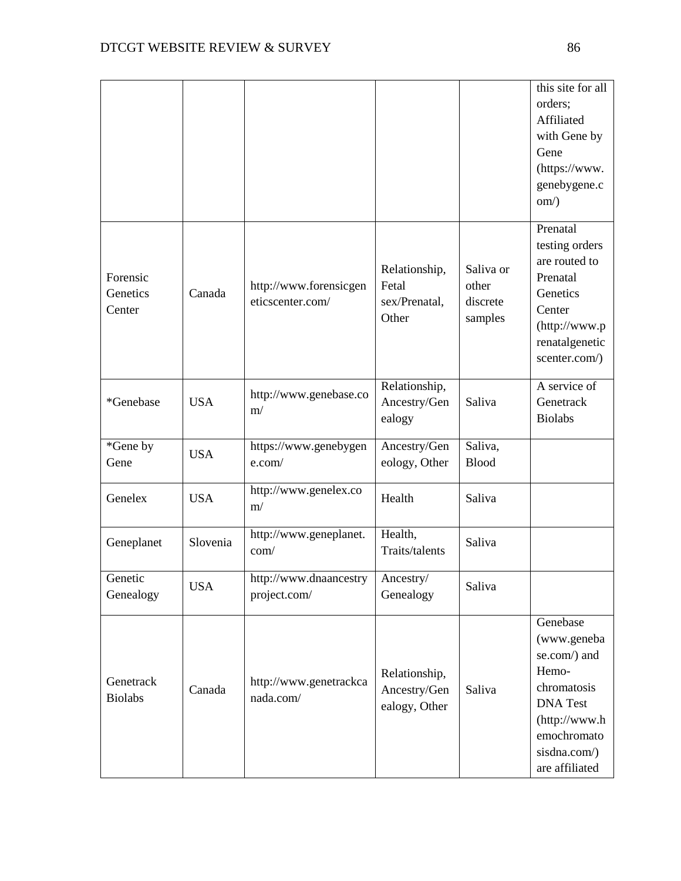| | | | | | |
|---|---|---|---|---|---|
| | | | | | this site for all orders; Affiliated with Gene by Gene (https://www.genebygene.com/) |
| Forensic Genetics Center | Canada | http://www.forensicgeneticscenter.com/ | Relationship, Fetal sex/Prenatal, Other | Saliva or other discrete samples | Prenatal testing orders are routed to Prenatal Genetics Center (http://www.prenatalgeneticscenter.com/) |
| *Genebase | USA | http://www.genebase.com/ | Relationship, Ancestry/Genealogy | Saliva | A service of Genetrack Biolabs |
| *Gene by Gene | USA | https://www.genebygene.com/ | Ancestry/Genealogy, Other | Saliva, Blood | |
| Genelex | USA | http://www.genelex.com/ | Health | Saliva | |
| Geneplanet | Slovenia | http://www.geneplanet.com/ | Health, Traits/talents | Saliva | |
| Genetic Genealogy | USA | http://www.dnaancestryproject.com/ | Ancestry/Genealogy | Saliva | |
| Genetrack Biolabs | Canada | http://www.genetrackcanada.com/ | Relationship, Ancestry/Genealogy, Other | Saliva | Genebase (www.genebase.com/) and Hemo-chromatosis DNA Test (http://www.hemochromatosisdna.com/) are affiliated |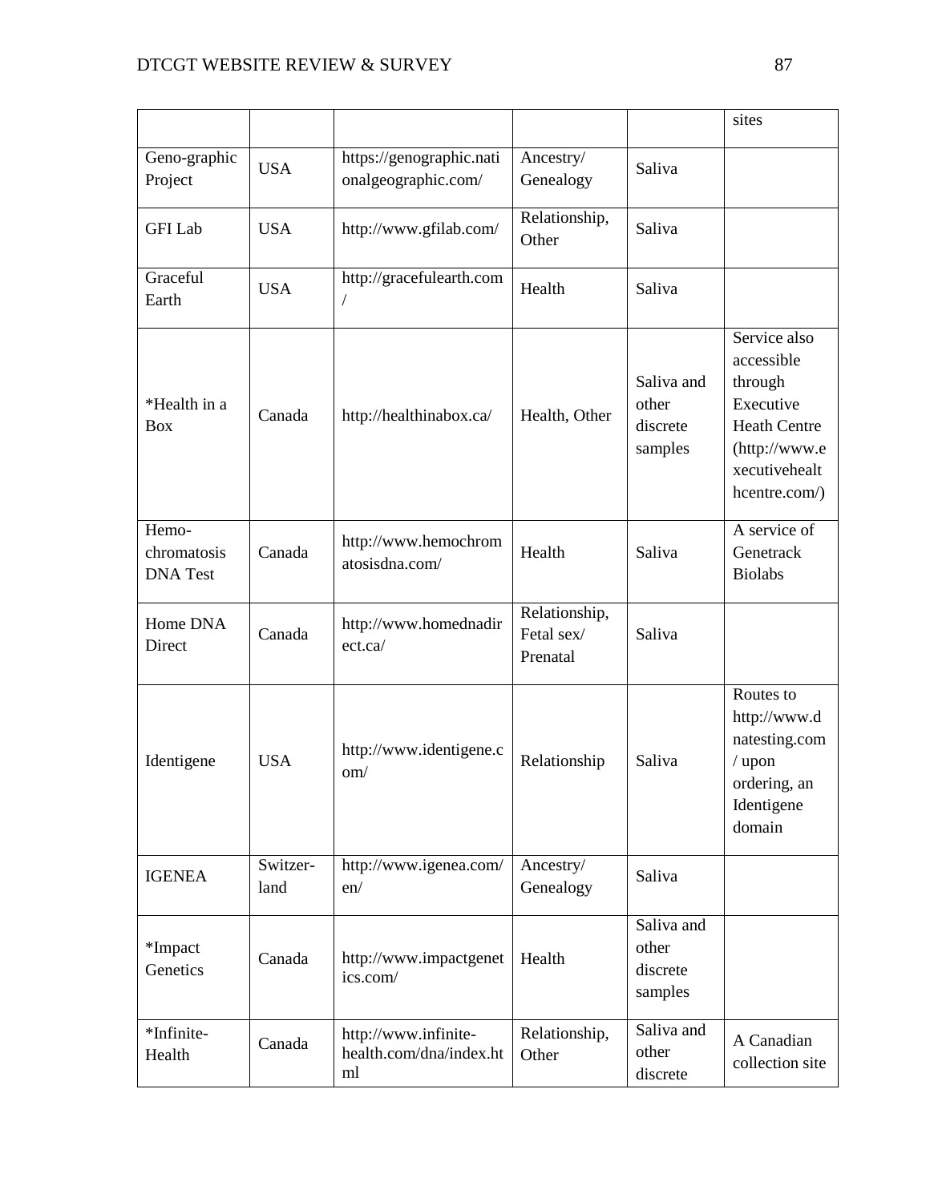| | | | | | sites |
|---|---|---|---|---|---|
| Geno-graphic Project | USA | https://genographic.nationalgeographic.com/ | Ancestry/ Genealogy | Saliva | |
| GFI Lab | USA | http://www.gfilab.com/ | Relationship, Other | Saliva | |
| Graceful Earth | USA | http://gracefulearth.com/ | Health | Saliva | |
| *Health in a Box | Canada | http://healthinabox.ca/ | Health, Other | Saliva and other discrete samples | Service also accessible through Executive Heath Centre (http://www.executivehealthcentre.com/) |
| Hemo-chromatosis DNA Test | Canada | http://www.hemochromatosisdna.com/ | Health | Saliva | A service of Genetrack Biolabs |
| Home DNA Direct | Canada | http://www.homednadirect.ca/ | Relationship, Fetal sex/ Prenatal | Saliva | |
| Identigene | USA | http://www.identigene.com/ | Relationship | Saliva | Routes to http://www.dnatesting.com/ upon ordering, an Identigene domain |
| IGENEA | Switzer-land | http://www.igenea.com/en/ | Ancestry/ Genealogy | Saliva | |
| *Impact Genetics | Canada | http://www.impactgenetics.com/ | Health | Saliva and other discrete samples | |
| *Infinite-Health | Canada | http://www.infinite-health.com/dna/index.html | Relationship, Other | Saliva and other discrete | A Canadian collection site |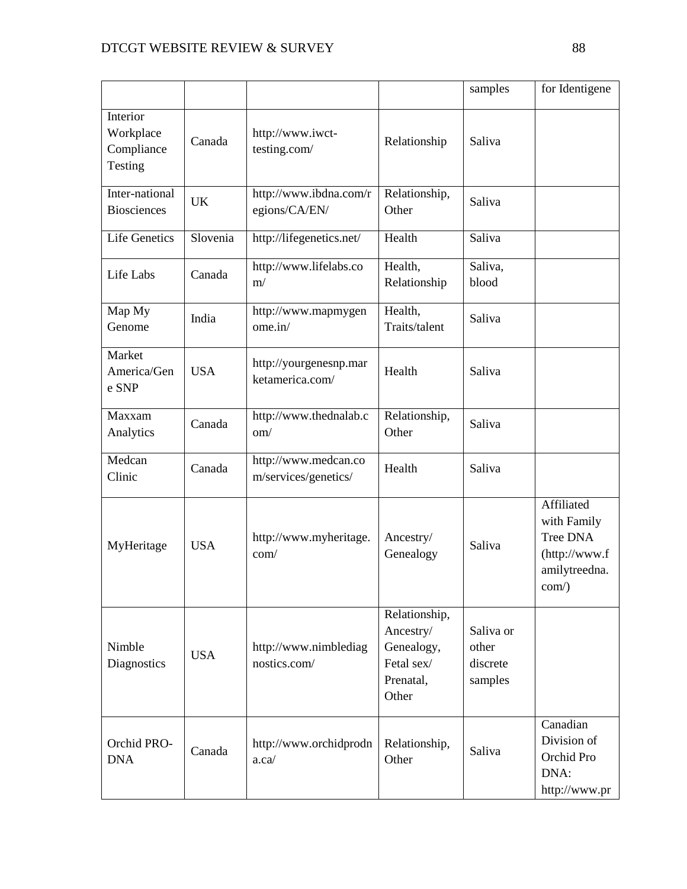| | | | | samples | for Identigene |
|---|---|---|---|---|---|
| Interior Workplace Compliance Testing | Canada | http://www.iwct-testing.com/ | Relationship | Saliva | |
| Inter-national Biosciences | UK | http://www.ibdna.com/regions/CA/EN/ | Relationship, Other | Saliva | |
| Life Genetics | Slovenia | http://lifegenetics.net/ | Health | Saliva | |
| Life Labs | Canada | http://www.lifelabs.com/ | Health, Relationship | Saliva, blood | |
| Map My Genome | India | http://www.mapmygenome.in/ | Health, Traits/talent | Saliva | |
| Market America/Gene SNP | USA | http://yourgenesnp.marketamerica.com/ | Health | Saliva | |
| Maxxam Analytics | Canada | http://www.thednalab.com/ | Relationship, Other | Saliva | |
| Medcan Clinic | Canada | http://www.medcan.com/services/genetics/ | Health | Saliva | |
| MyHeritage | USA | http://www.myheritage.com/ | Ancestry/ Genealogy | Saliva | Affiliated with Family Tree DNA (http://www.familytreedna.com/) |
| Nimble Diagnostics | USA | http://www.nimblediagnostics.com/ | Relationship, Ancestry/ Genealogy, Fetal sex/ Prenatal, Other | Saliva or other discrete samples | |
| Orchid PRO-DNA | Canada | http://www.orchidprodna.ca/ | Relationship, Other | Saliva | Canadian Division of Orchid Pro DNA: http://www.pr |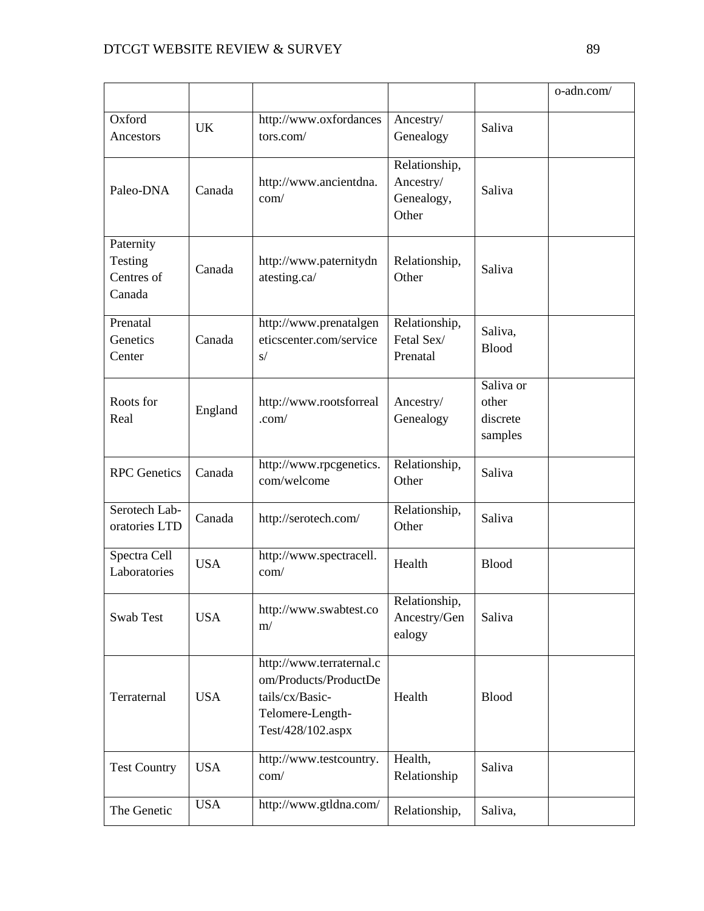| | | | | | |
|---|---|---|---|---|---|
| | | | | | o-adn.com/ |
| Oxford Ancestors | UK | http://www.oxfordancestors.com/ | Ancestry/ Genealogy | Saliva | |
| Paleo-DNA | Canada | http://www.ancientdna.com/ | Relationship, Ancestry/ Genealogy, Other | Saliva | |
| Paternity Testing Centres of Canada | Canada | http://www.paternitydnatesting.ca/ | Relationship, Other | Saliva | |
| Prenatal Genetics Center | Canada | http://www.prenatalgeneticscenter.com/services/ | Relationship, Fetal Sex/ Prenatal | Saliva, Blood | |
| Roots for Real | England | http://www.rootsforreal.com/ | Ancestry/ Genealogy | Saliva or other discrete samples | |
| RPC Genetics | Canada | http://www.rpcgenetics.com/welcome | Relationship, Other | Saliva | |
| Serotech Laboratories LTD | Canada | http://serotech.com/ | Relationship, Other | Saliva | |
| Spectra Cell Laboratories | USA | http://www.spectracell.com/ | Health | Blood | |
| Swab Test | USA | http://www.swabtest.com/ | Relationship, Ancestry/Genealogy | Saliva | |
| Terraternal | USA | http://www.terraternal.com/Products/ProductDetails/cx/Basic-Telomere-Length-Test/428/102.aspx | Health | Blood | |
| Test Country | USA | http://www.testcountry.com/ | Health, Relationship | Saliva | |
| The Genetic | USA | http://www.gtldna.com/ | Relationship, | Saliva, | |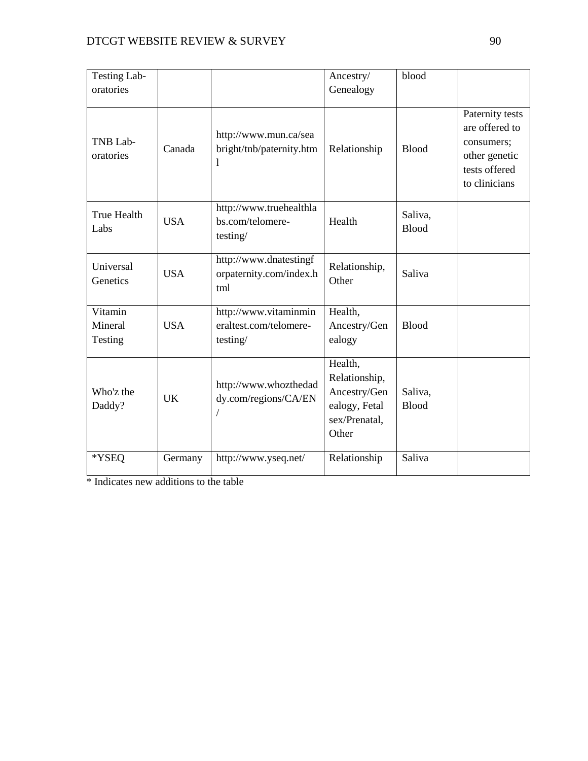| Testing Laboratories | | | Ancestry/ Genealogy | blood | |
|---|---|---|---|---|---|
| TNB Laboratories | Canada | http://www.mun.ca/seabright/tnb/paternity.html | Relationship | Blood | Paternity tests are offered to consumers; other genetic tests offered to clinicians |
| True Health Labs | USA | http://www.truehealthlabs.com/telomere-testing/ | Health | Saliva, Blood | |
| Universal Genetics | USA | http://www.dnatestingforpaternity.com/index.html | Relationship, Other | Saliva | |
| Vitamin Mineral Testing | USA | http://www.vitaminmineraltest.com/telomere-testing/ | Health, Ancestry/Genealogy | Blood | |
| Who'z the Daddy? | UK | http://www.whozthedaddy.com/regions/CA/EN/ | Health, Relationship, Ancestry/Genealogy, Fetal sex/Prenatal, Other | Saliva, Blood | |
| *YSEQ | Germany | http://www.yseq.net/ | Relationship | Saliva | |

* Indicates new additions to the table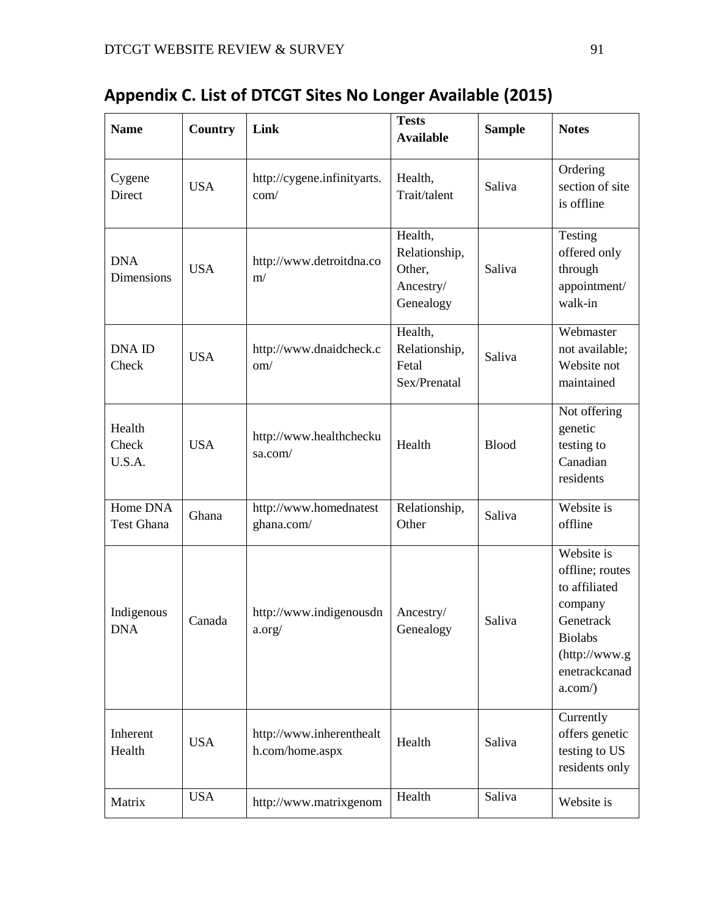## Appendix C. List of DTCGT Sites No Longer Available (2015)

| Name | Country | Link | Tests Available | Sample | Notes |
|---|---|---|---|---|---|
| Cygene Direct | USA | http://cygene.infinityarts.com/ | Health, Trait/talent | Saliva | Ordering section of site is offline |
| DNA Dimensions | USA | http://www.detroitdna.com/ | Health, Relationship, Other, Ancestry/ Genealogy | Saliva | Testing offered only through appointment/ walk-in |
| DNA ID Check | USA | http://www.dnaidcheck.com/ | Health, Relationship, Fetal Sex/Prenatal | Saliva | Webmaster not available; Website not maintained |
| Health Check U.S.A. | USA | http://www.healthcheckusa.com/ | Health | Blood | Not offering genetic testing to Canadian residents |
| Home DNA Test Ghana | Ghana | http://www.homednatestghana.com/ | Relationship, Other | Saliva | Website is offline |
| Indigenous DNA | Canada | http://www.indigenousdna.org/ | Ancestry/ Genealogy | Saliva | Website is offline; routes to affiliated company Genetrack Biolabs (http://www.genetrackcanada.com/) |
| Inherent Health | USA | http://www.inherenthealth.com/home.aspx | Health | Saliva | Currently offers genetic testing to US residents only |
| Matrix | USA | http://www.matrixgenom | Health | Saliva | Website is |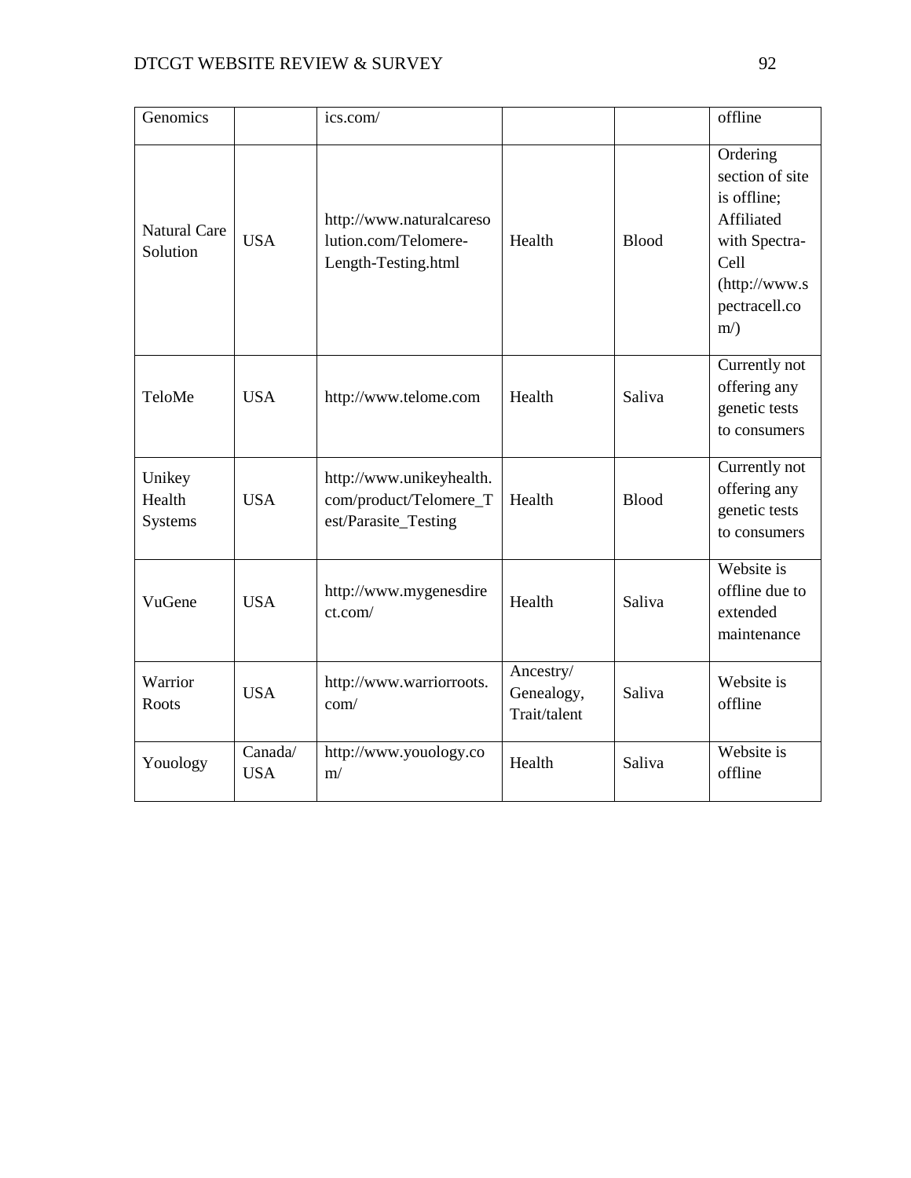| Genomics | | ics.com/ | | | offline |
|---|---|---|---|---|---|
| Natural Care Solution | USA | http://www.naturalcaresolution.com/Telomere-Length-Testing.html | Health | Blood | Ordering section of site is offline; Affiliated with Spectra-Cell (http://www.spectracell.com/) |
| TeloMe | USA | http://www.telome.com | Health | Saliva | Currently not offering any genetic tests to consumers |
| Unikey Health Systems | USA | http://www.unikeyhealth.com/product/Telomere_Test/Parasite_Testing | Health | Blood | Currently not offering any genetic tests to consumers |
| VuGene | USA | http://www.mygenesdirect.com/ | Health | Saliva | Website is offline due to extended maintenance |
| Warrior Roots | USA | http://www.warriorroots.com/ | Ancestry/ Genealogy, Trait/talent | Saliva | Website is offline |
| Youology | Canada/ USA | http://www.youology.com/ | Health | Saliva | Website is offline |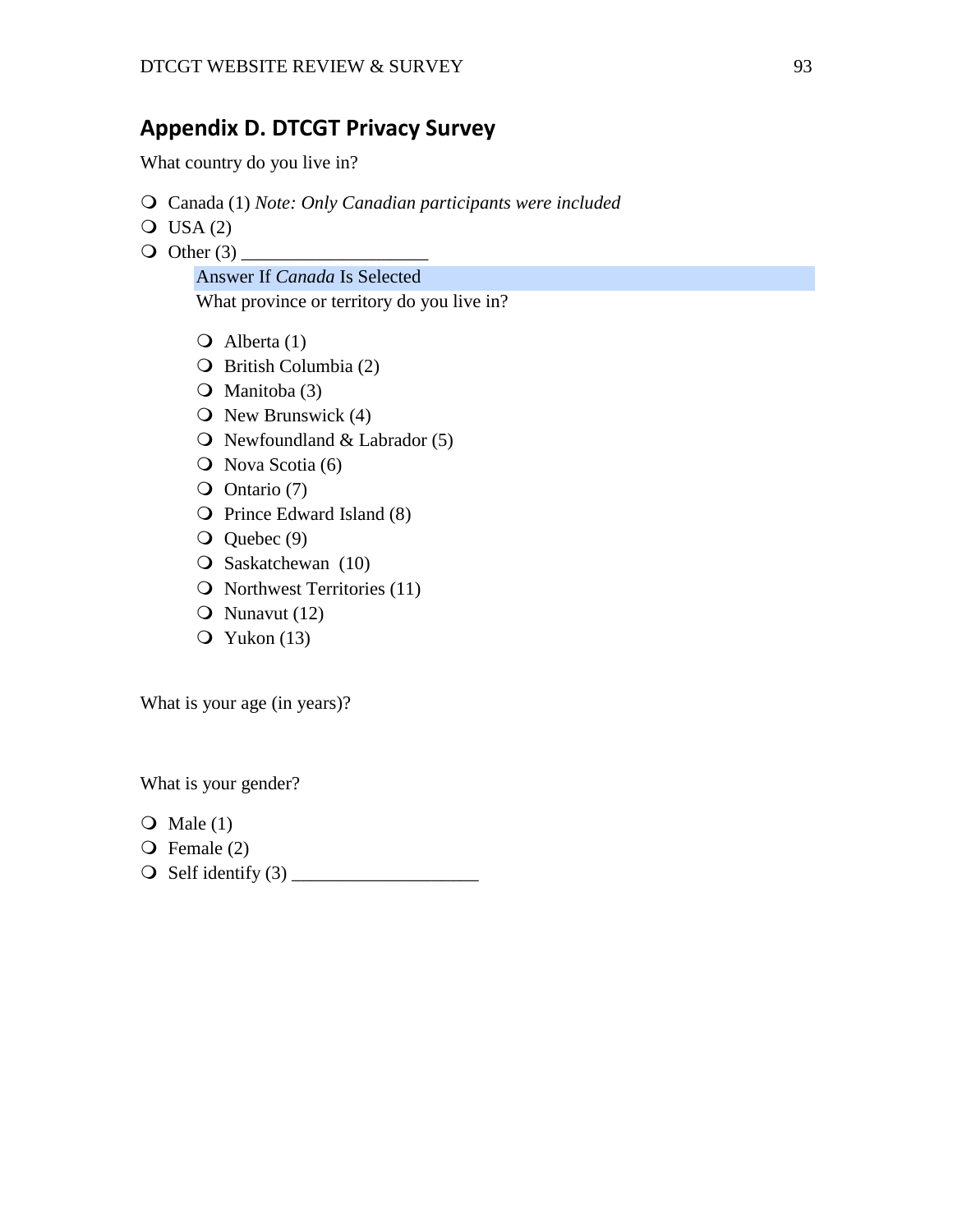## Appendix D. DTCGT Privacy Survey

What country do you live in?

- ❍ Canada (1) *Note: Only Canadian participants were included*
- ❍ USA (2)
- ❍ Other (3) ____________________

  Answer If *Canada* Is Selected

  What province or territory do you live in?

  - ❍ Alberta (1)
  - ❍ British Columbia (2)
  - ❍ Manitoba (3)
  - ❍ New Brunswick (4)
  - ❍ Newfoundland & Labrador (5)
  - ❍ Nova Scotia (6)
  - ❍ Ontario (7)
  - ❍ Prince Edward Island (8)
  - ❍ Quebec (9)
  - ❍ Saskatchewan (10)
  - ❍ Northwest Territories (11)
  - ❍ Nunavut (12)
  - ❍ Yukon (13)

What is your age (in years)?

What is your gender?

- ❍ Male (1)
- ❍ Female (2)
- ❍ Self identify (3) ____________________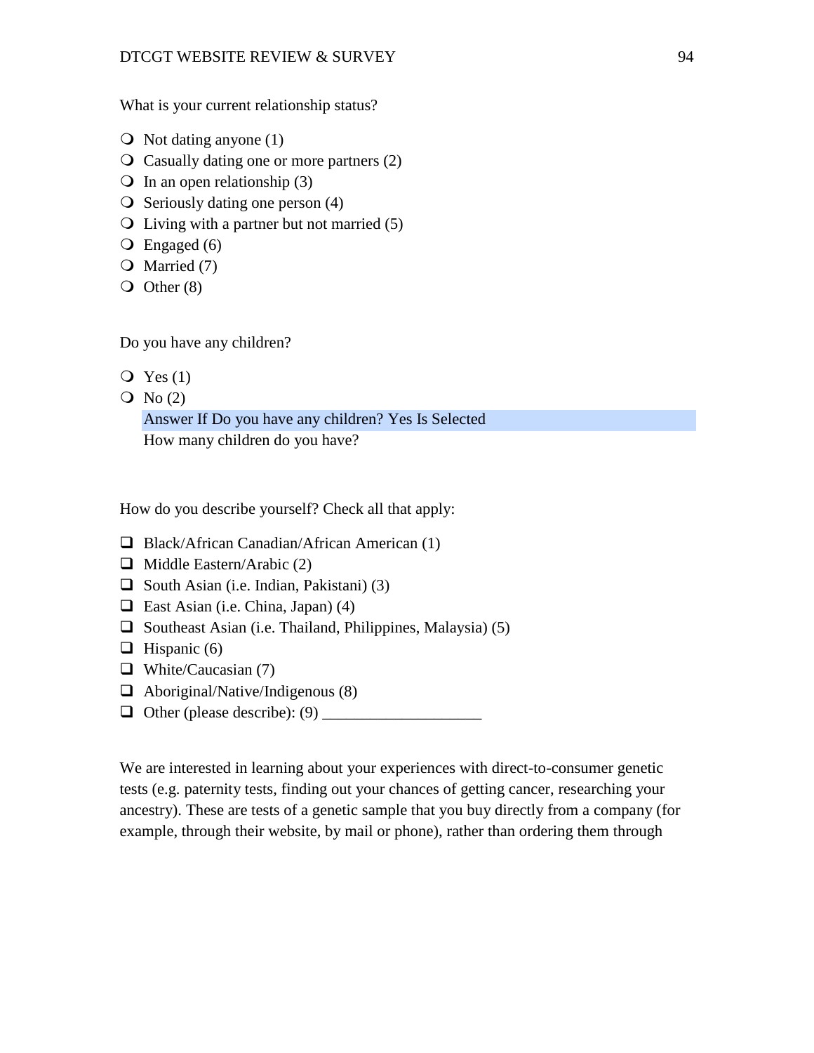What is your current relationship status?

- Not dating anyone (1)
- Casually dating one or more partners (2)
- In an open relationship (3)
- Seriously dating one person (4)
- Living with a partner but not married (5)
- Engaged (6)
- Married (7)
- Other (8)

Do you have any children?

- Yes (1)
- No (2)

Answer If Do you have any children? Yes Is Selected

How many children do you have?

How do you describe yourself? Check all that apply:

- Black/African Canadian/African American (1)
- Middle Eastern/Arabic (2)
- South Asian (i.e. Indian, Pakistani) (3)
- East Asian (i.e. China, Japan) (4)
- Southeast Asian (i.e. Thailand, Philippines, Malaysia) (5)
- Hispanic (6)
- White/Caucasian (7)
- Aboriginal/Native/Indigenous (8)
- Other (please describe): (9) ____________________

We are interested in learning about your experiences with direct-to-consumer genetic tests (e.g. paternity tests, finding out your chances of getting cancer, researching your ancestry). These are tests of a genetic sample that you buy directly from a company (for example, through their website, by mail or phone), rather than ordering them through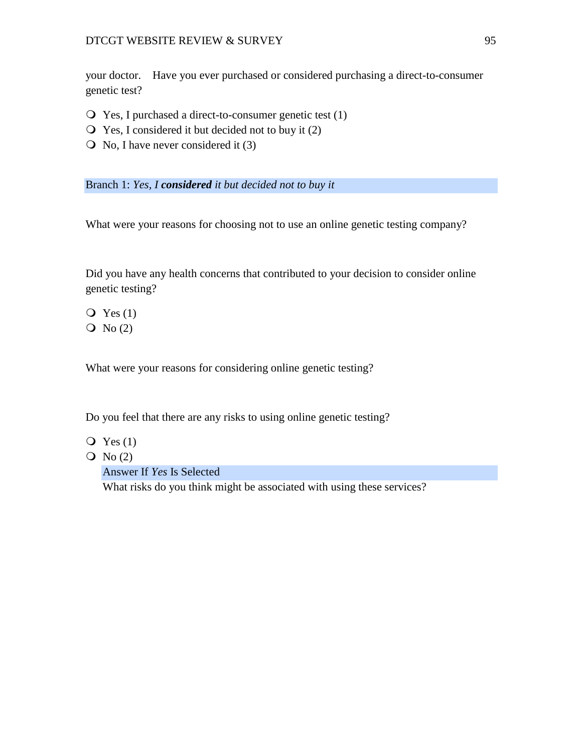your doctor.    Have you ever purchased or considered purchasing a direct-to-consumer genetic test?

- Yes, I purchased a direct-to-consumer genetic test (1)
- Yes, I considered it but decided not to buy it (2)
- No, I have never considered it (3)

Branch 1: *Yes, I **considered** it but decided not to buy it*

What were your reasons for choosing not to use an online genetic testing company?

Did you have any health concerns that contributed to your decision to consider online genetic testing?

- Yes (1)
- No (2)

What were your reasons for considering online genetic testing?

Do you feel that there are any risks to using online genetic testing?

- Yes (1)
- No (2)

  Answer If *Yes* Is Selected

  What risks do you think might be associated with using these services?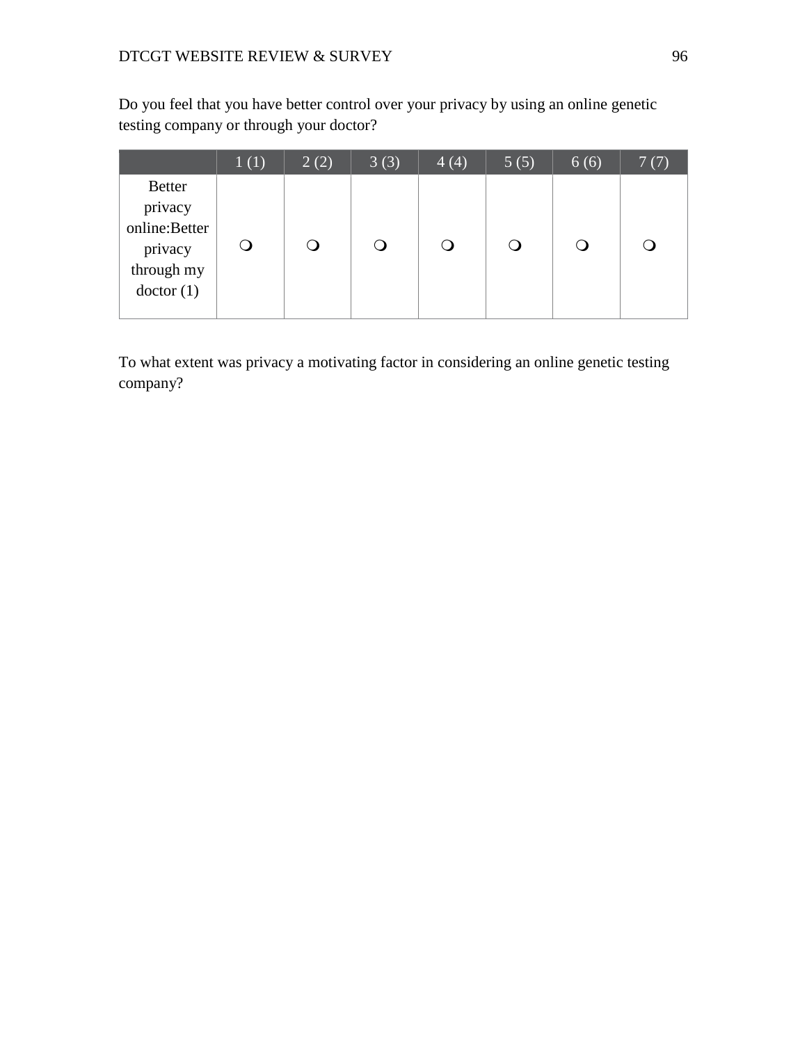Do you feel that you have better control over your privacy by using an online genetic testing company or through your doctor?

| | 1 (1) | 2 (2) | 3 (3) | 4 (4) | 5 (5) | 6 (6) | 7 (7) |
|---|---|---|---|---|---|---|---|
| Better privacy online:Better privacy through my doctor (1) | ❍ | ❍ | ❍ | ❍ | ❍ | ❍ | ❍ |

To what extent was privacy a motivating factor in considering an online genetic testing company?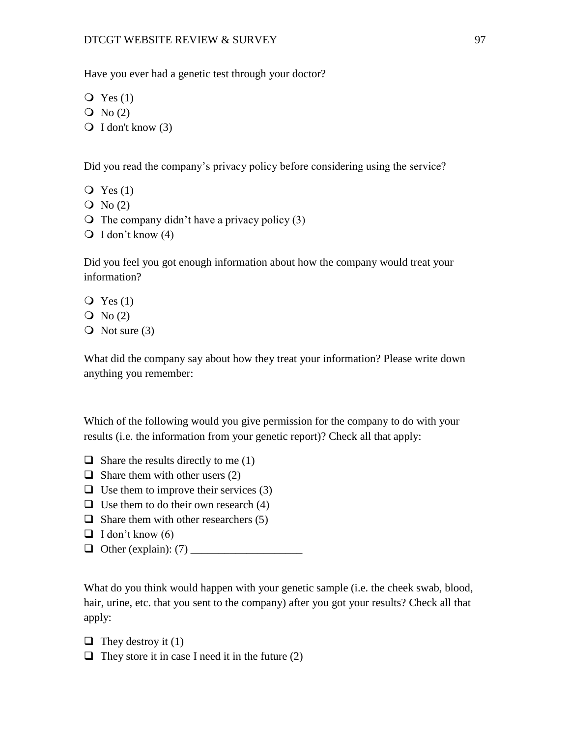Have you ever had a genetic test through your doctor?

- ❍ Yes (1)
- ❍ No (2)
- ❍ I don't know (3)

Did you read the company's privacy policy before considering using the service?

- ❍ Yes (1)
- ❍ No (2)
- ❍ The company didn't have a privacy policy (3)
- ❍ I don't know (4)

Did you feel you got enough information about how the company would treat your information?

- ❍ Yes (1)
- ❍ No (2)
- ❍ Not sure (3)

What did the company say about how they treat your information? Please write down anything you remember:

Which of the following would you give permission for the company to do with your results (i.e. the information from your genetic report)? Check all that apply:

- ❑ Share the results directly to me (1)
- ❑ Share them with other users (2)
- ❑ Use them to improve their services (3)
- ❑ Use them to do their own research (4)
- ❑ Share them with other researchers (5)
- ❑ I don't know (6)
- ❑ Other (explain): (7) ____________________

What do you think would happen with your genetic sample (i.e. the cheek swab, blood, hair, urine, etc. that you sent to the company) after you got your results? Check all that apply:

- ❑ They destroy it (1)
- ❑ They store it in case I need it in the future (2)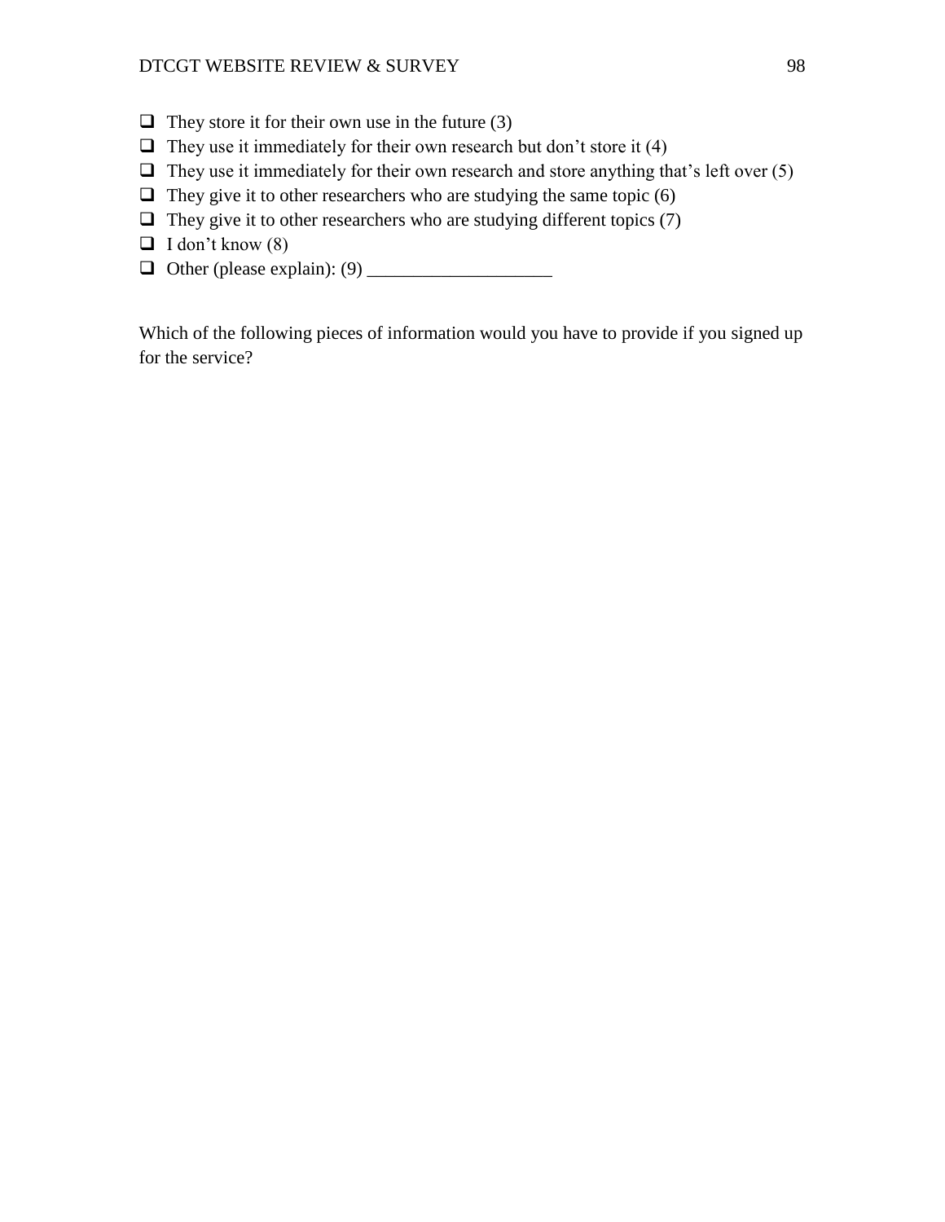- [ ] They store it for their own use in the future (3)
- [ ] They use it immediately for their own research but don't store it (4)
- [ ] They use it immediately for their own research and store anything that's left over (5)
- [ ] They give it to other researchers who are studying the same topic (6)
- [ ] They give it to other researchers who are studying different topics (7)
- [ ] I don't know (8)
- [ ] Other (please explain): (9) ____________________

Which of the following pieces of information would you have to provide if you signed up for the service?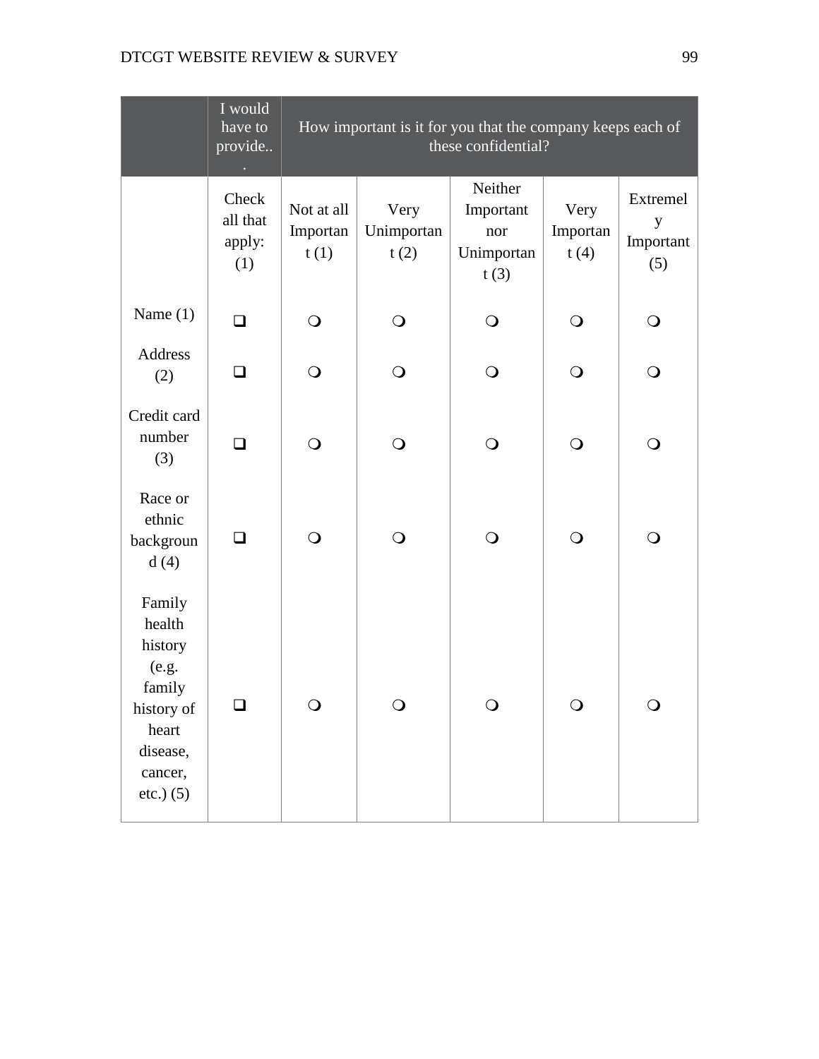| | I would have to provide... | How important is it for you that the company keeps each of these confidential? | | | | |
|---|---|---|---|---|---|---|
| | Check all that apply: (1) | Not at all Important (1) | Very Unimportant (2) | Neither Important nor Unimportant (3) | Very Important (4) | Extremely Important (5) |
| Name (1) | ❑ | ❍ | ❍ | ❍ | ❍ | ❍ |
| Address (2) | ❑ | ❍ | ❍ | ❍ | ❍ | ❍ |
| Credit card number (3) | ❑ | ❍ | ❍ | ❍ | ❍ | ❍ |
| Race or ethnic background (4) | ❑ | ❍ | ❍ | ❍ | ❍ | ❍ |
| Family health history (e.g. family history of heart disease, cancer, etc.) (5) | ❑ | ❍ | ❍ | ❍ | ❍ | ❍ |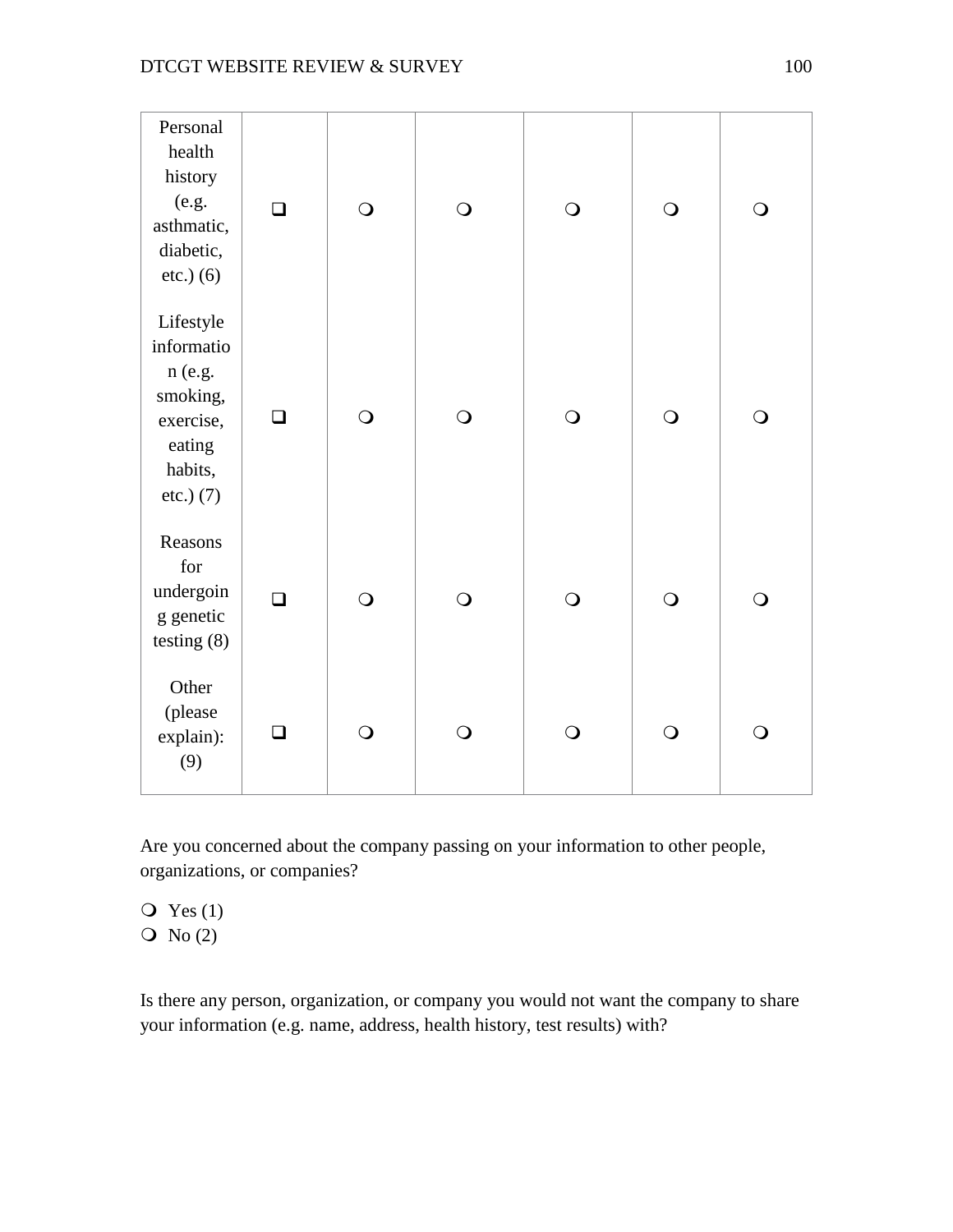| | | | | | | |
|---|---|---|---|---|---|---|
| Personal health history (e.g. asthmatic, diabetic, etc.) (6) | ❑ | ❍ | ❍ | ❍ | ❍ | ❍ |
| Lifestyle information (e.g. smoking, exercise, eating habits, etc.) (7) | ❑ | ❍ | ❍ | ❍ | ❍ | ❍ |
| Reasons for undergoing genetic testing (8) | ❑ | ❍ | ❍ | ❍ | ❍ | ❍ |
| Other (please explain): (9) | ❑ | ❍ | ❍ | ❍ | ❍ | ❍ |

Are you concerned about the company passing on your information to other people, organizations, or companies?

❍ Yes (1)
❍ No (2)

Is there any person, organization, or company you would not want the company to share your information (e.g. name, address, health history, test results) with?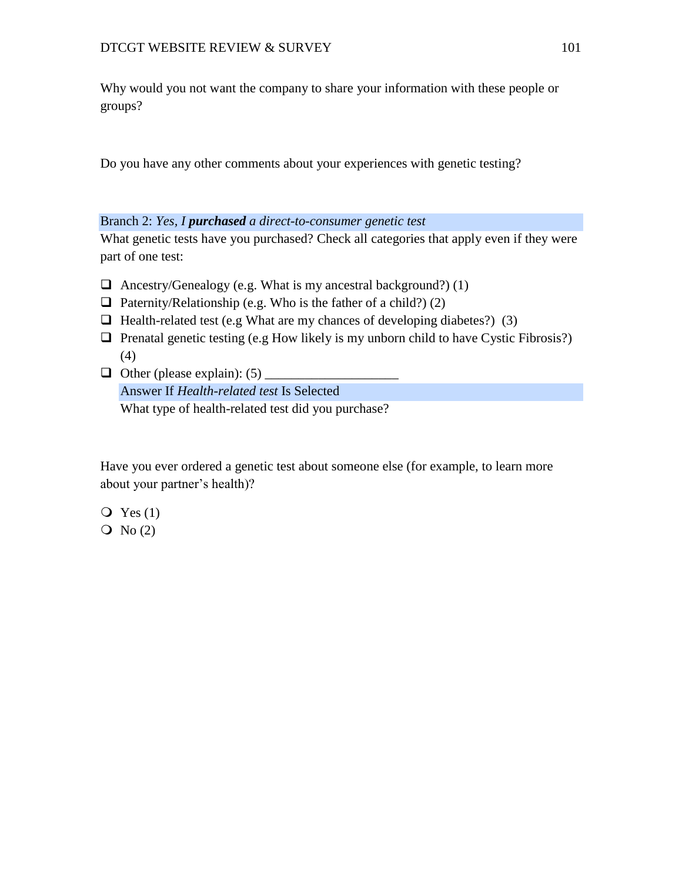Why would you not want the company to share your information with these people or groups?

Do you have any other comments about your experiences with genetic testing?

Branch 2: *Yes, I **purchased** a direct-to-consumer genetic test*

What genetic tests have you purchased? Check all categories that apply even if they were part of one test:

- ❑ Ancestry/Genealogy (e.g. What is my ancestral background?) (1)
- ❑ Paternity/Relationship (e.g. Who is the father of a child?) (2)
- ❑ Health-related test (e.g What are my chances of developing diabetes?) (3)
- ❑ Prenatal genetic testing (e.g How likely is my unborn child to have Cystic Fibrosis?) (4)
- ❑ Other (please explain): (5) ____________________

  Answer If *Health-related test* Is Selected

  What type of health-related test did you purchase?

Have you ever ordered a genetic test about someone else (for example, to learn more about your partner's health)?

- ❍ Yes (1)
- ❍ No (2)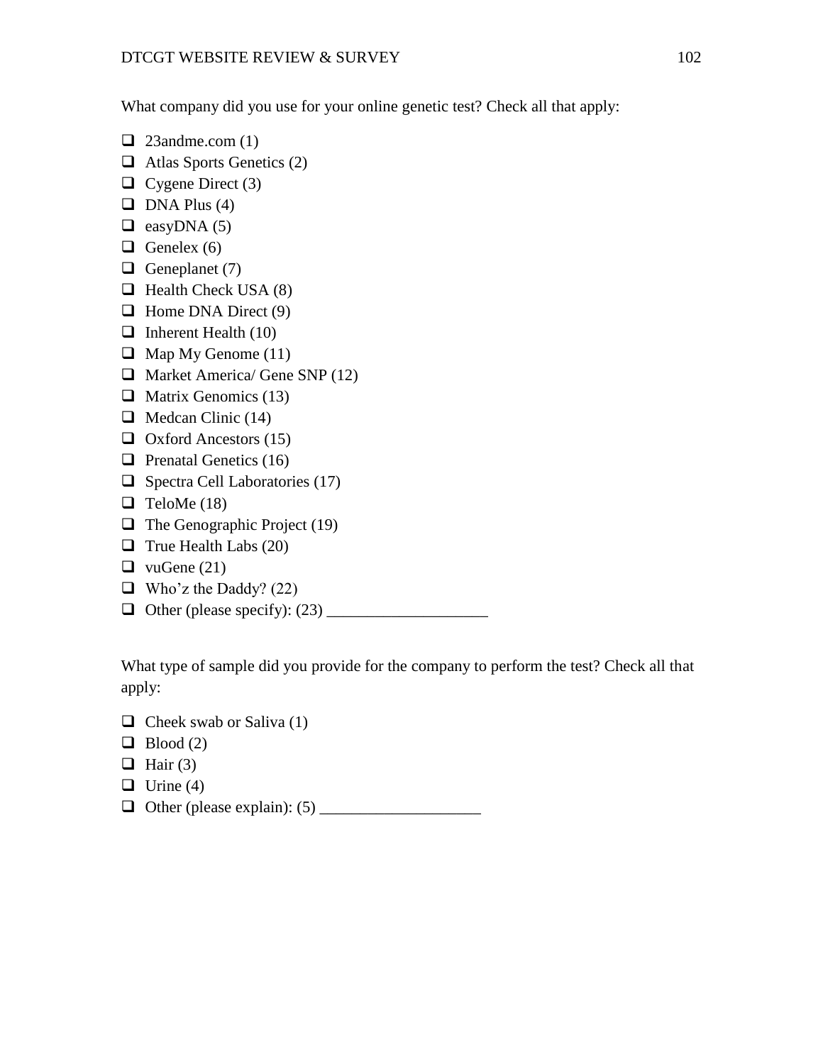What company did you use for your online genetic test? Check all that apply:

- ❑ 23andme.com (1)
- ❑ Atlas Sports Genetics (2)
- ❑ Cygene Direct (3)
- ❑ DNA Plus (4)
- ❑ easyDNA (5)
- ❑ Genelex (6)
- ❑ Geneplanet (7)
- ❑ Health Check USA (8)
- ❑ Home DNA Direct (9)
- ❑ Inherent Health (10)
- ❑ Map My Genome (11)
- ❑ Market America/ Gene SNP (12)
- ❑ Matrix Genomics (13)
- ❑ Medcan Clinic (14)
- ❑ Oxford Ancestors (15)
- ❑ Prenatal Genetics (16)
- ❑ Spectra Cell Laboratories (17)
- ❑ TeloMe (18)
- ❑ The Genographic Project (19)
- ❑ True Health Labs (20)
- ❑ vuGene (21)
- ❑ Who'z the Daddy? (22)
- ❑ Other (please specify): (23) ____________________

What type of sample did you provide for the company to perform the test? Check all that apply:

- ❑ Cheek swab or Saliva (1)
- ❑ Blood (2)
- ❑ Hair (3)
- ❑ Urine (4)
- ❑ Other (please explain): (5) ____________________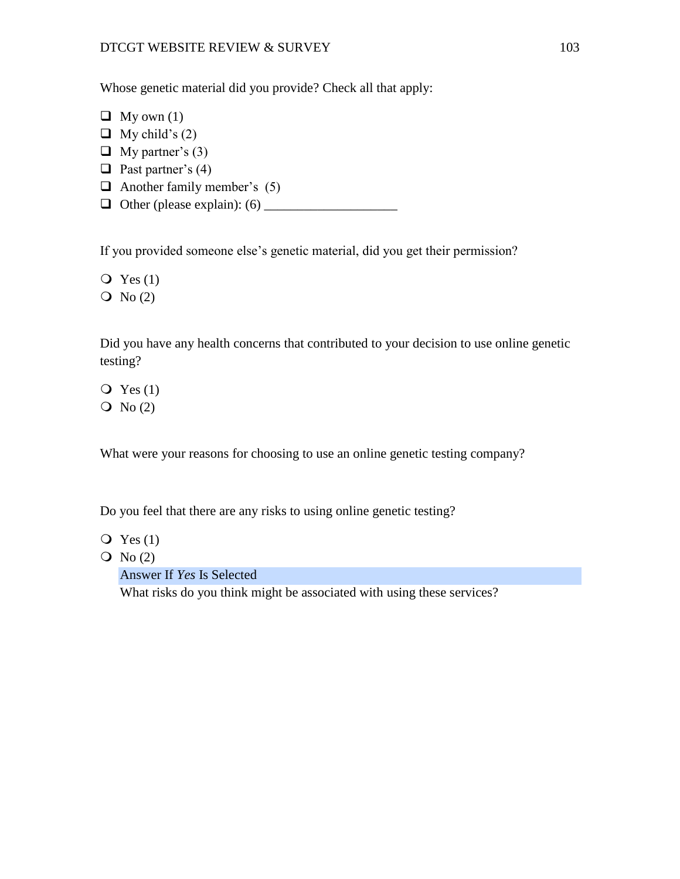Whose genetic material did you provide? Check all that apply:

- ❑ My own (1)
- ❑ My child's (2)
- ❑ My partner's (3)
- ❑ Past partner's (4)
- ❑ Another family member's (5)
- ❑ Other (please explain): (6) ____________________

If you provided someone else's genetic material, did you get their permission?

- ❍ Yes (1)
- ❍ No (2)

Did you have any health concerns that contributed to your decision to use online genetic testing?

- ❍ Yes (1)
- ❍ No (2)

What were your reasons for choosing to use an online genetic testing company?

Do you feel that there are any risks to using online genetic testing?

- ❍ Yes (1)
- ❍ No (2)

  Answer If *Yes* Is Selected

  What risks do you think might be associated with using these services?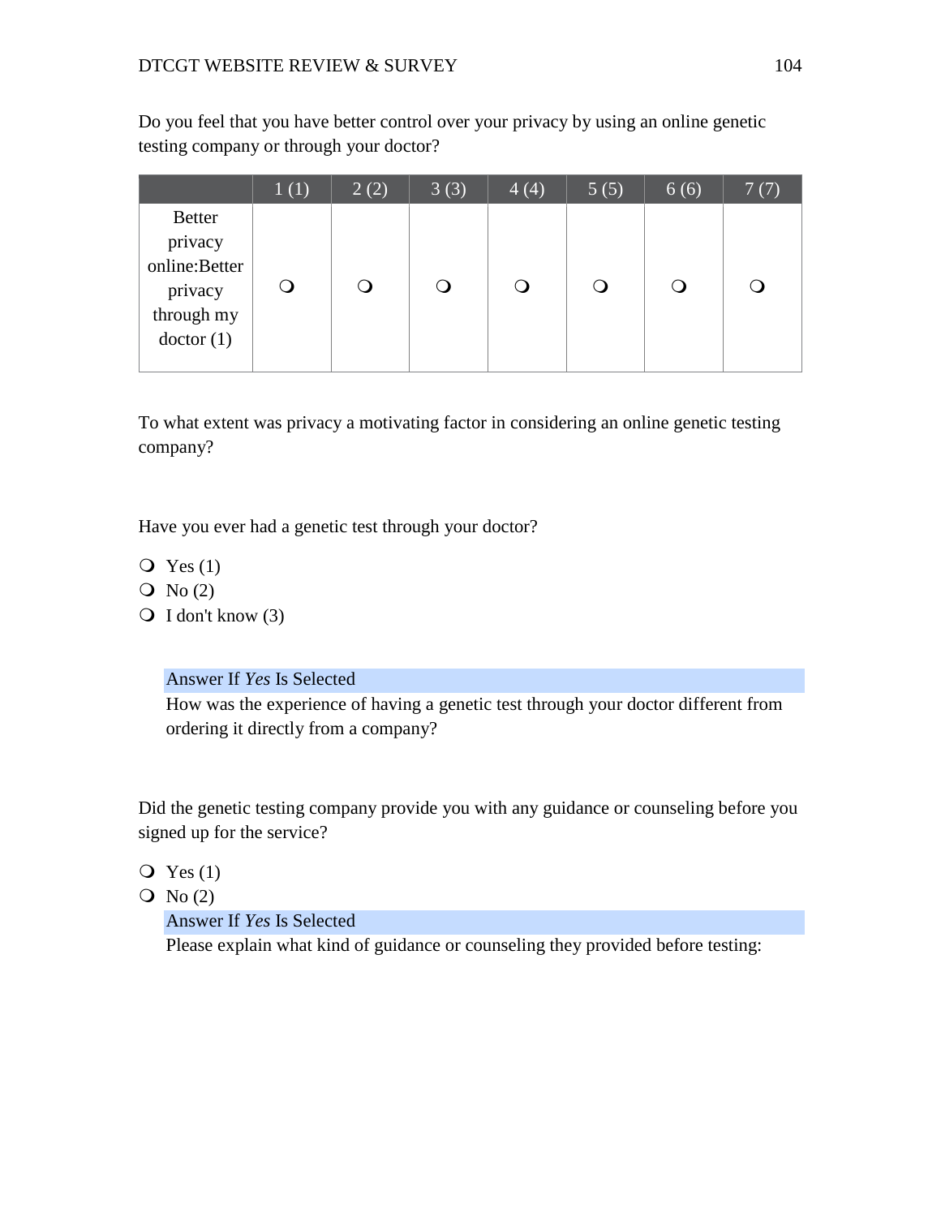Do you feel that you have better control over your privacy by using an online genetic testing company or through your doctor?

| | 1 (1) | 2 (2) | 3 (3) | 4 (4) | 5 (5) | 6 (6) | 7 (7) |
|---|---|---|---|---|---|---|---|
| Better privacy online:Better privacy through my doctor (1) | ❍ | ❍ | ❍ | ❍ | ❍ | ❍ | ❍ |

To what extent was privacy a motivating factor in considering an online genetic testing company?

Have you ever had a genetic test through your doctor?

- ❍ Yes (1)
- ❍ No (2)
- ❍ I don't know (3)

> Answer If *Yes* Is Selected
>
> How was the experience of having a genetic test through your doctor different from ordering it directly from a company?

Did the genetic testing company provide you with any guidance or counseling before you signed up for the service?

- ❍ Yes (1)
- ❍ No (2)

> Answer If *Yes* Is Selected
>
> Please explain what kind of guidance or counseling they provided before testing: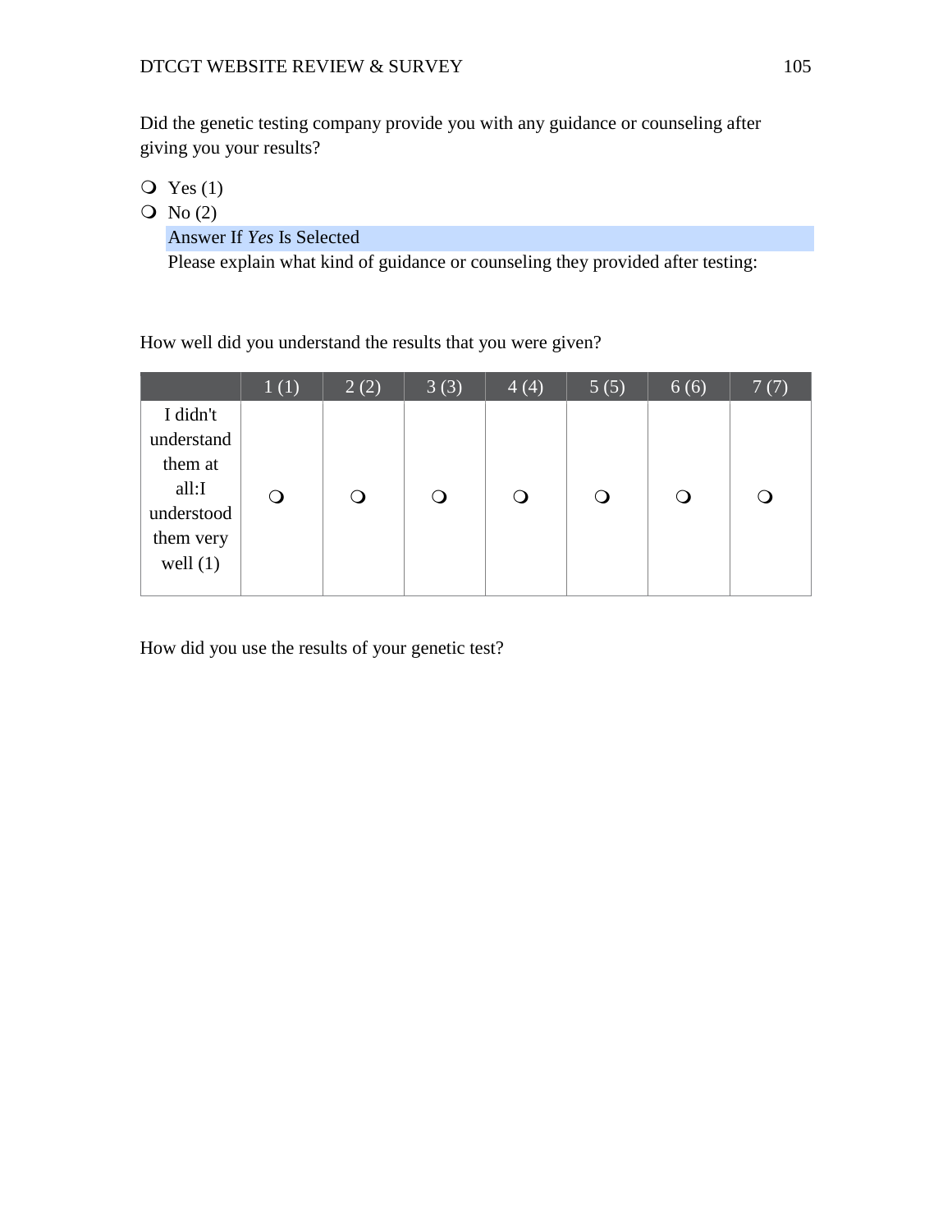Did the genetic testing company provide you with any guidance or counseling after giving you your results?

- Yes (1)
- No (2)

Answer If *Yes* Is Selected

Please explain what kind of guidance or counseling they provided after testing:

How well did you understand the results that you were given?

| | 1 (1) | 2 (2) | 3 (3) | 4 (4) | 5 (5) | 6 (6) | 7 (7) |
|---|---|---|---|---|---|---|---|
| I didn't understand them at all:I understood them very well (1) | ❍ | ❍ | ❍ | ❍ | ❍ | ❍ | ❍ |

How did you use the results of your genetic test?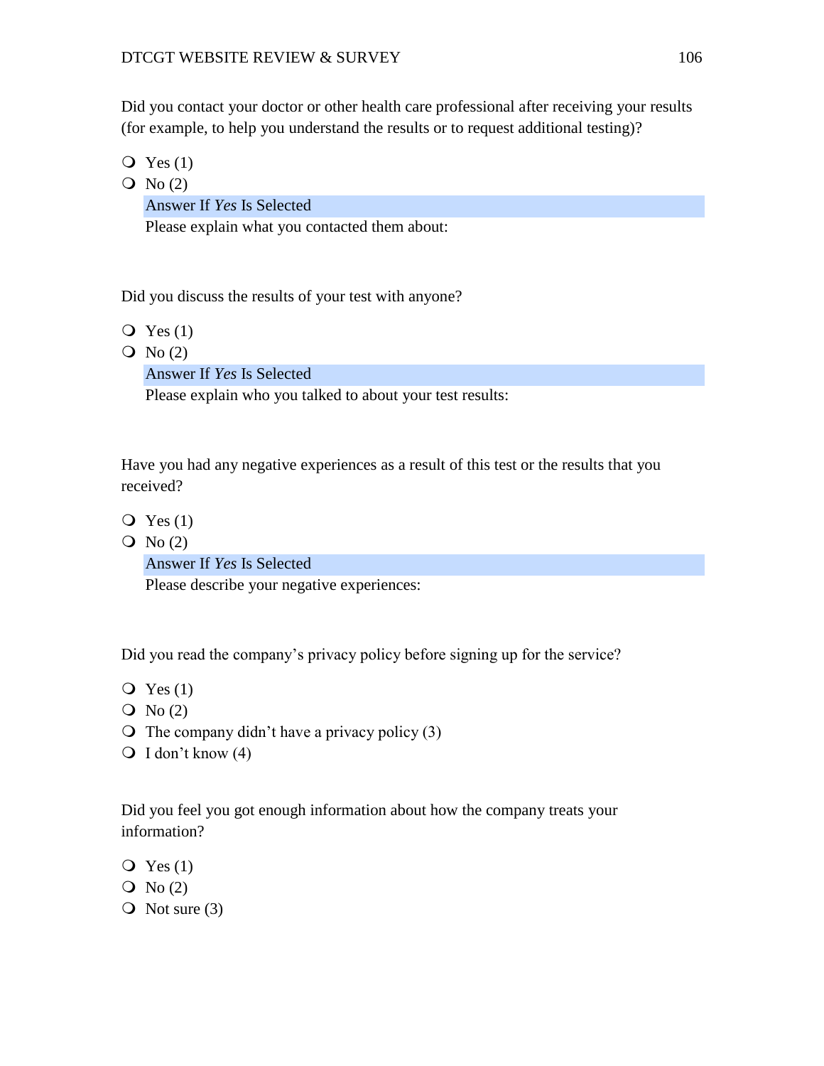Did you contact your doctor or other health care professional after receiving your results (for example, to help you understand the results or to request additional testing)?

- Yes (1)
- No (2)

Answer If *Yes* Is Selected

Please explain what you contacted them about:

Did you discuss the results of your test with anyone?

- Yes (1)
- No (2)

Answer If *Yes* Is Selected

Please explain who you talked to about your test results:

Have you had any negative experiences as a result of this test or the results that you received?

- Yes (1)
- No (2)

Answer If *Yes* Is Selected

Please describe your negative experiences:

Did you read the company's privacy policy before signing up for the service?

- Yes (1)
- No (2)
- The company didn't have a privacy policy (3)
- I don't know (4)

Did you feel you got enough information about how the company treats your information?

- Yes (1)
- No (2)
- Not sure (3)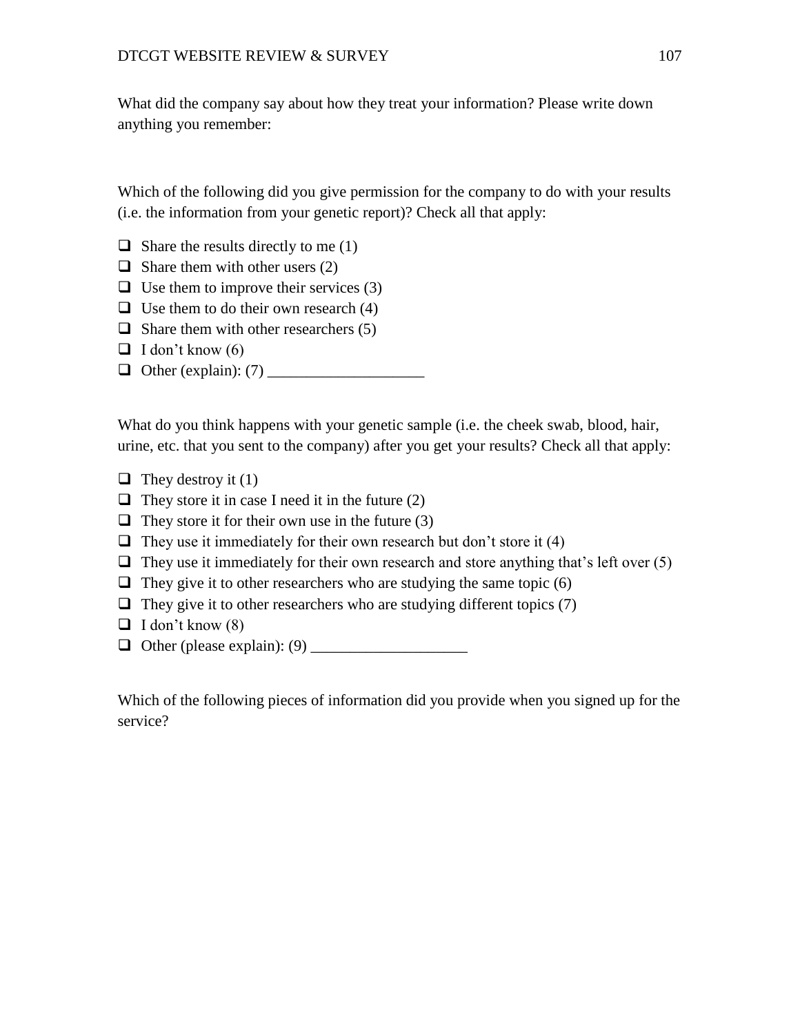What did the company say about how they treat your information? Please write down anything you remember:

Which of the following did you give permission for the company to do with your results (i.e. the information from your genetic report)? Check all that apply:

- ❑ Share the results directly to me (1)
- ❑ Share them with other users (2)
- ❑ Use them to improve their services (3)
- ❑ Use them to do their own research (4)
- ❑ Share them with other researchers (5)
- ❑ I don't know (6)
- ❑ Other (explain): (7) ____________________

What do you think happens with your genetic sample (i.e. the cheek swab, blood, hair, urine, etc. that you sent to the company) after you get your results? Check all that apply:

- ❑ They destroy it (1)
- ❑ They store it in case I need it in the future (2)
- ❑ They store it for their own use in the future (3)
- ❑ They use it immediately for their own research but don't store it (4)
- ❑ They use it immediately for their own research and store anything that's left over (5)
- ❑ They give it to other researchers who are studying the same topic (6)
- ❑ They give it to other researchers who are studying different topics (7)
- ❑ I don't know (8)
- ❑ Other (please explain): (9) ____________________

Which of the following pieces of information did you provide when you signed up for the service?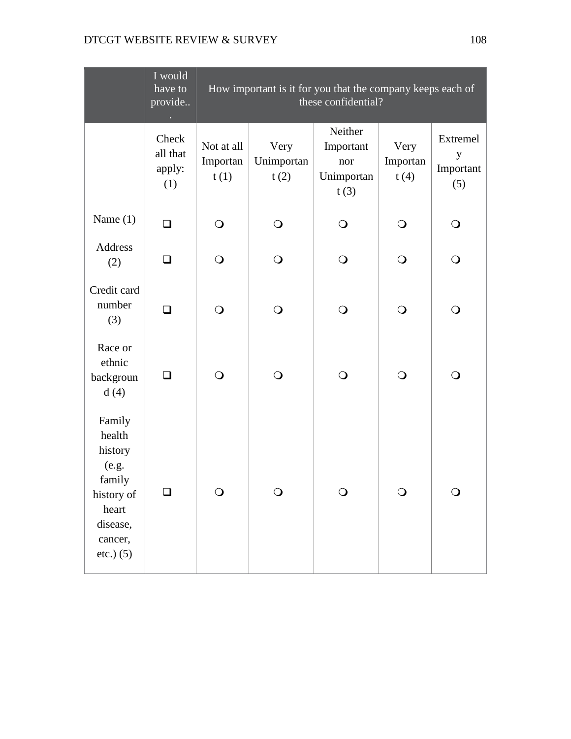| | I would have to provide... | How important is it for you that the company keeps each of these confidential? | | | | |
|---|---|---|---|---|---|---|
| | Check all that apply: (1) | Not at all Important (1) | Very Unimportant (2) | Neither Important nor Unimportant (3) | Very Important (4) | Extremely Important (5) |
| Name (1) | ❑ | ❍ | ❍ | ❍ | ❍ | ❍ |
| Address (2) | ❑ | ❍ | ❍ | ❍ | ❍ | ❍ |
| Credit card number (3) | ❑ | ❍ | ❍ | ❍ | ❍ | ❍ |
| Race or ethnic background (4) | ❑ | ❍ | ❍ | ❍ | ❍ | ❍ |
| Family health history (e.g. family history of heart disease, cancer, etc.) (5) | ❑ | ❍ | ❍ | ❍ | ❍ | ❍ |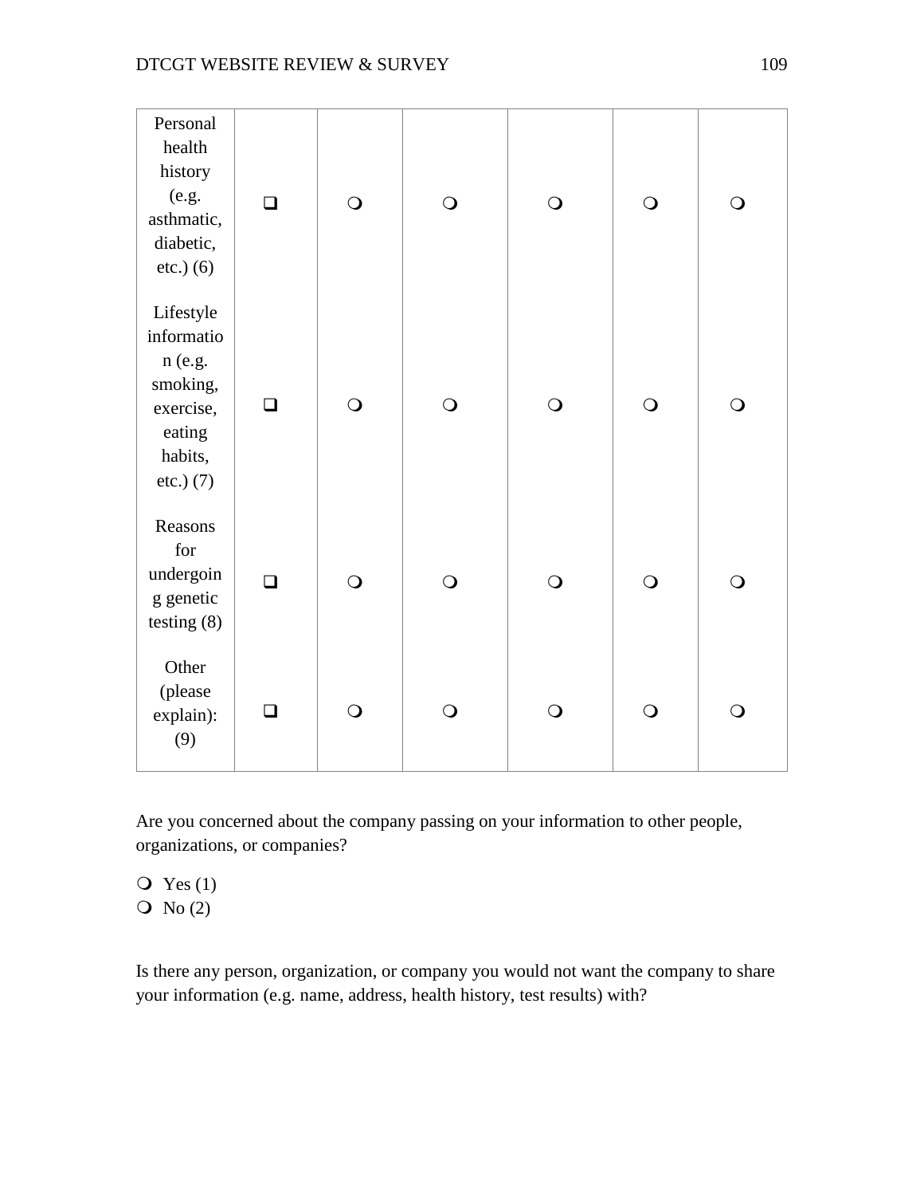| | | | | | | |
|---|---|---|---|---|---|---|
| Personal health history (e.g. asthmatic, diabetic, etc.) (6) | ❑ | ❍ | ❍ | ❍ | ❍ | ❍ |
| Lifestyle information (e.g. smoking, exercise, eating habits, etc.) (7) | ❑ | ❍ | ❍ | ❍ | ❍ | ❍ |
| Reasons for undergoing genetic testing (8) | ❑ | ❍ | ❍ | ❍ | ❍ | ❍ |
| Other (please explain): (9) | ❑ | ❍ | ❍ | ❍ | ❍ | ❍ |

Are you concerned about the company passing on your information to other people, organizations, or companies?

❍ Yes (1)
❍ No (2)

Is there any person, organization, or company you would not want the company to share your information (e.g. name, address, health history, test results) with?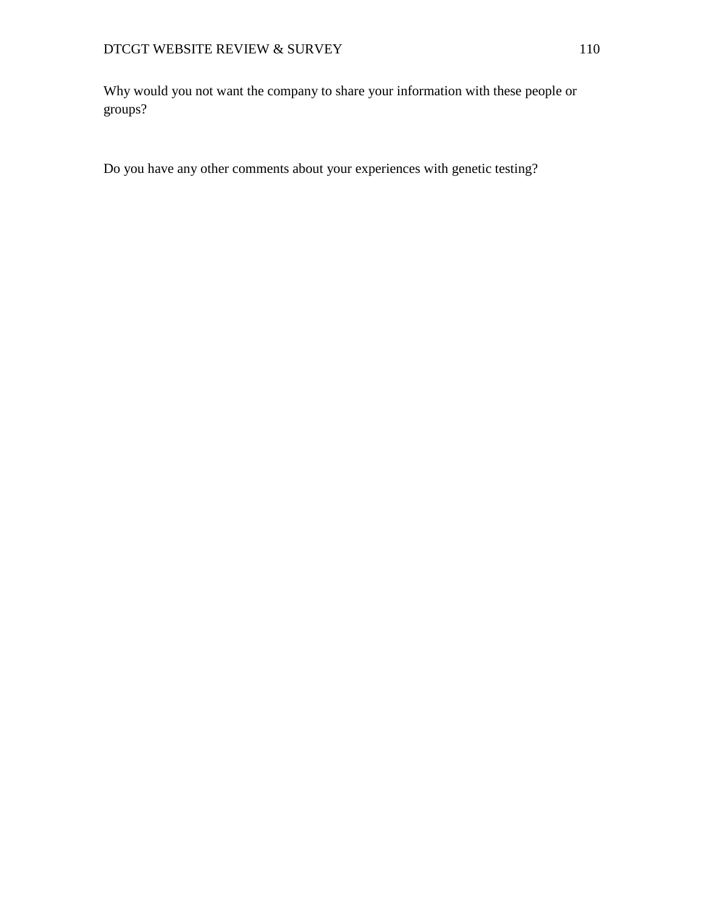Why would you not want the company to share your information with these people or groups?

Do you have any other comments about your experiences with genetic testing?